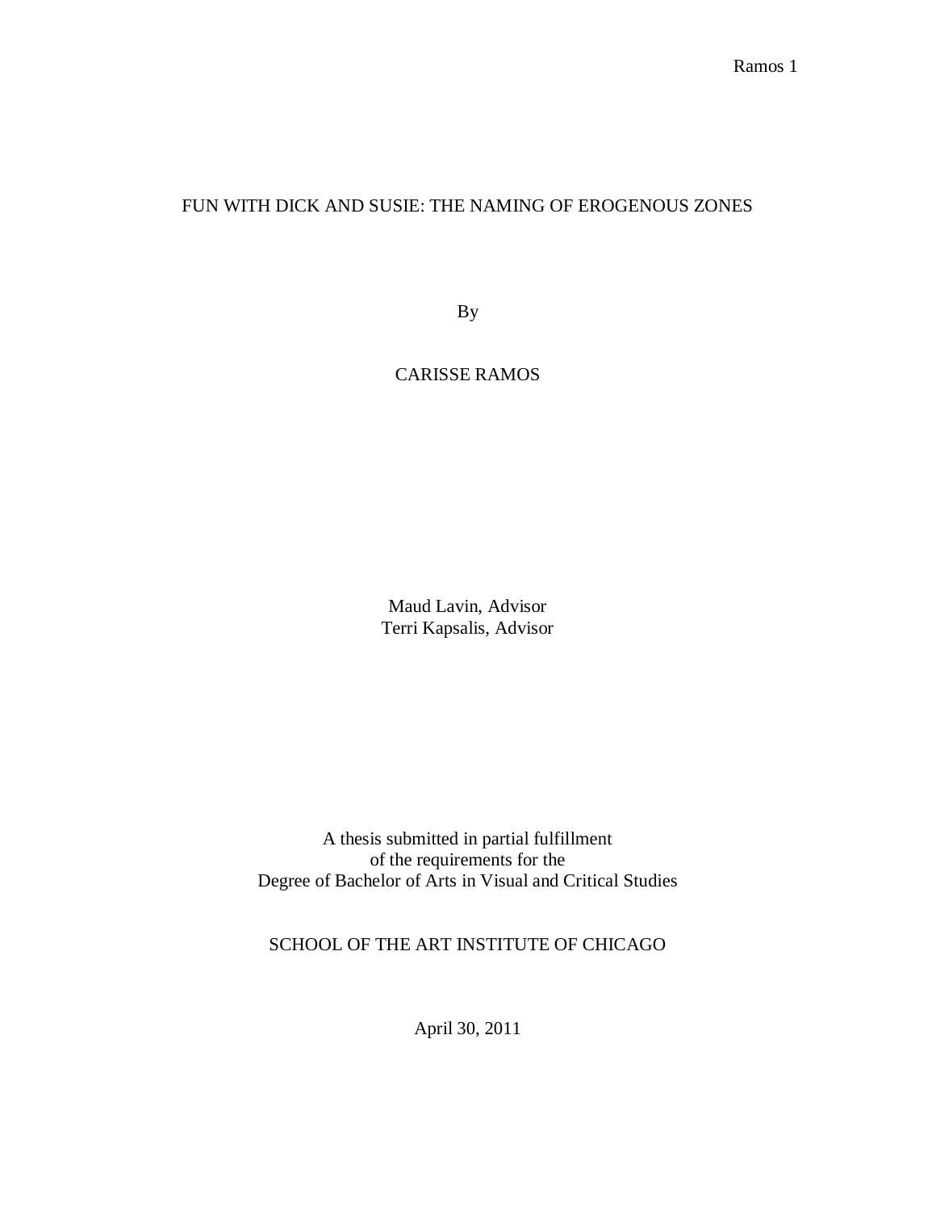# FUN WITH DICK AND SUSIE: THE NAMING OF EROGENOUS ZONES

By

CARISSE RAMOS

Maud Lavin, Advisor
Terri Kapsalis, Advisor

A thesis submitted in partial fulfillment
of the requirements for the
Degree of Bachelor of Arts in Visual and Critical Studies

SCHOOL OF THE ART INSTITUTE OF CHICAGO

April 30, 2011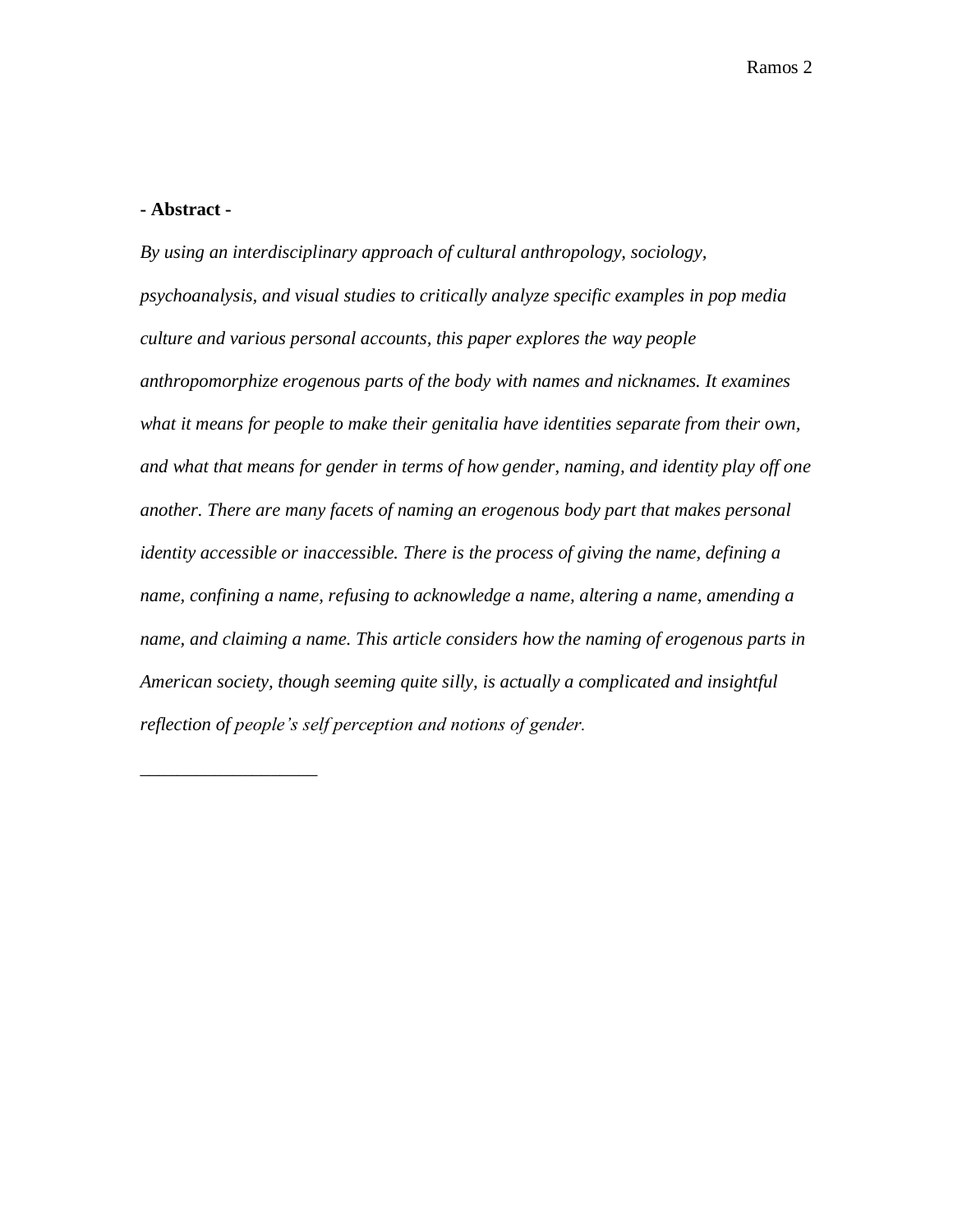**- Abstract -**

*By using an interdisciplinary approach of cultural anthropology, sociology, psychoanalysis, and visual studies to critically analyze specific examples in pop media culture and various personal accounts, this paper explores the way people anthropomorphize erogenous parts of the body with names and nicknames. It examines what it means for people to make their genitalia have identities separate from their own, and what that means for gender in terms of how gender, naming, and identity play off one another. There are many facets of naming an erogenous body part that makes personal identity accessible or inaccessible. There is the process of giving the name, defining a name, confining a name, refusing to acknowledge a name, altering a name, amending a name, and claiming a name. This article considers how the naming of erogenous parts in American society, though seeming quite silly, is actually a complicated and insightful reflection of people's self perception and notions of gender.*

___________________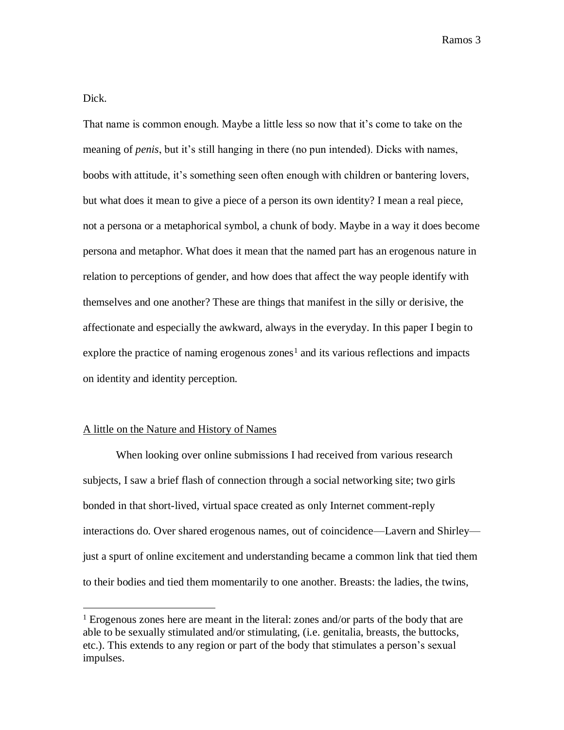Dick.

That name is common enough. Maybe a little less so now that it's come to take on the meaning of *penis*, but it's still hanging in there (no pun intended). Dicks with names, boobs with attitude, it's something seen often enough with children or bantering lovers, but what does it mean to give a piece of a person its own identity? I mean a real piece, not a persona or a metaphorical symbol, a chunk of body. Maybe in a way it does become persona and metaphor. What does it mean that the named part has an erogenous nature in relation to perceptions of gender, and how does that affect the way people identify with themselves and one another? These are things that manifest in the silly or derisive, the affectionate and especially the awkward, always in the everyday. In this paper I begin to explore the practice of naming erogenous zones[1] and its various reflections and impacts on identity and identity perception.

## A little on the Nature and History of Names

When looking over online submissions I had received from various research subjects, I saw a brief flash of connection through a social networking site; two girls bonded in that short-lived, virtual space created as only Internet comment-reply interactions do. Over shared erogenous names, out of coincidence—Lavern and Shirley—just a spurt of online excitement and understanding became a common link that tied them to their bodies and tied them momentarily to one another. Breasts: the ladies, the twins,

---

[1] Erogenous zones here are meant in the literal: zones and/or parts of the body that are able to be sexually stimulated and/or stimulating, (i.e. genitalia, breasts, the buttocks, etc.). This extends to any region or part of the body that stimulates a person's sexual impulses.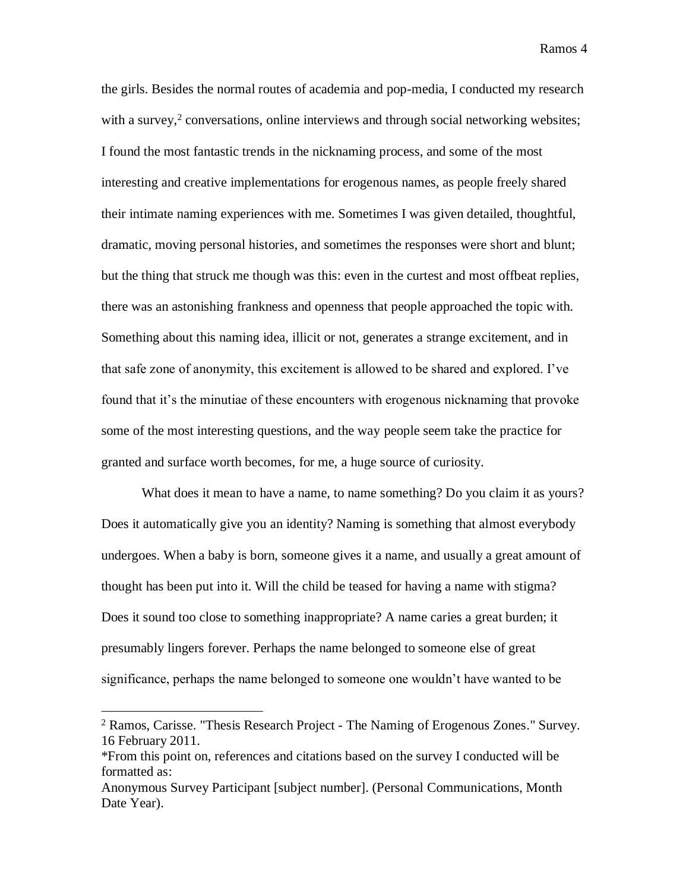the girls. Besides the normal routes of academia and pop-media, I conducted my research with a survey,[2] conversations, online interviews and through social networking websites; I found the most fantastic trends in the nicknaming process, and some of the most interesting and creative implementations for erogenous names, as people freely shared their intimate naming experiences with me. Sometimes I was given detailed, thoughtful, dramatic, moving personal histories, and sometimes the responses were short and blunt; but the thing that struck me though was this: even in the curtest and most offbeat replies, there was an astonishing frankness and openness that people approached the topic with. Something about this naming idea, illicit or not, generates a strange excitement, and in that safe zone of anonymity, this excitement is allowed to be shared and explored. I've found that it's the minutiae of these encounters with erogenous nicknaming that provoke some of the most interesting questions, and the way people seem take the practice for granted and surface worth becomes, for me, a huge source of curiosity.

What does it mean to have a name, to name something? Do you claim it as yours? Does it automatically give you an identity? Naming is something that almost everybody undergoes. When a baby is born, someone gives it a name, and usually a great amount of thought has been put into it. Will the child be teased for having a name with stigma? Does it sound too close to something inappropriate? A name caries a great burden; it presumably lingers forever. Perhaps the name belonged to someone else of great significance, perhaps the name belonged to someone one wouldn't have wanted to be

---

[2] Ramos, Carisse. "Thesis Research Project - The Naming of Erogenous Zones." Survey. 16 February 2011.

*From this point on, references and citations based on the survey I conducted will be formatted as:

Anonymous Survey Participant [subject number]. (Personal Communications, Month Date Year).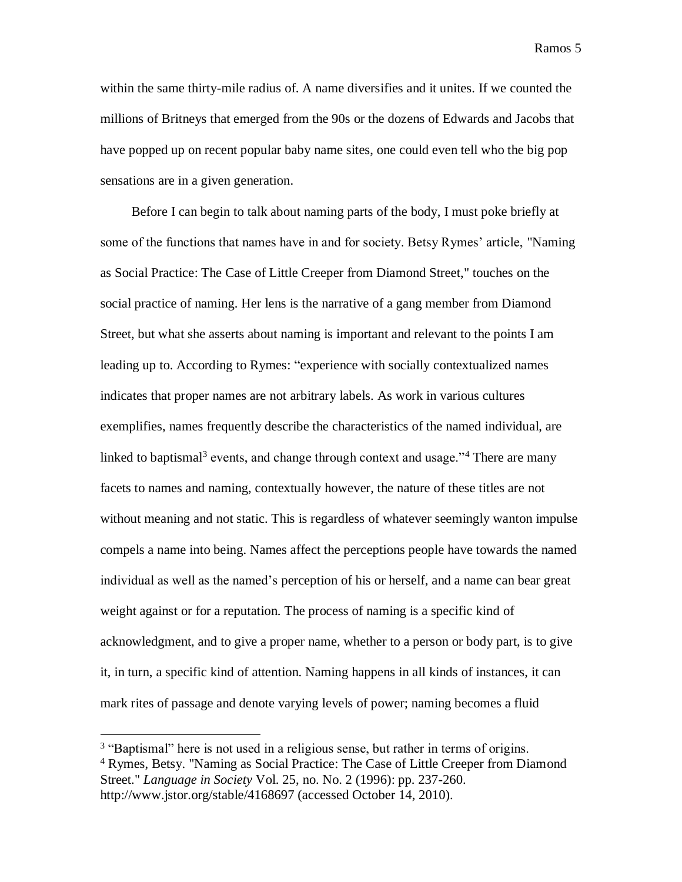within the same thirty-mile radius of. A name diversifies and it unites. If we counted the millions of Britneys that emerged from the 90s or the dozens of Edwards and Jacobs that have popped up on recent popular baby name sites, one could even tell who the big pop sensations are in a given generation.

Before I can begin to talk about naming parts of the body, I must poke briefly at some of the functions that names have in and for society. Betsy Rymes' article, "Naming as Social Practice: The Case of Little Creeper from Diamond Street," touches on the social practice of naming. Her lens is the narrative of a gang member from Diamond Street, but what she asserts about naming is important and relevant to the points I am leading up to. According to Rymes: "experience with socially contextualized names indicates that proper names are not arbitrary labels. As work in various cultures exemplifies, names frequently describe the characteristics of the named individual, are linked to baptismal[3] events, and change through context and usage."[4] There are many facets to names and naming, contextually however, the nature of these titles are not without meaning and not static. This is regardless of whatever seemingly wanton impulse compels a name into being. Names affect the perceptions people have towards the named individual as well as the named's perception of his or herself, and a name can bear great weight against or for a reputation. The process of naming is a specific kind of acknowledgment, and to give a proper name, whether to a person or body part, is to give it, in turn, a specific kind of attention. Naming happens in all kinds of instances, it can mark rites of passage and denote varying levels of power; naming becomes a fluid

---

[3] "Baptismal" here is not used in a religious sense, but rather in terms of origins.

[4] Rymes, Betsy. "Naming as Social Practice: The Case of Little Creeper from Diamond Street." *Language in Society* Vol. 25, no. No. 2 (1996): pp. 237-260. http://www.jstor.org/stable/4168697 (accessed October 14, 2010).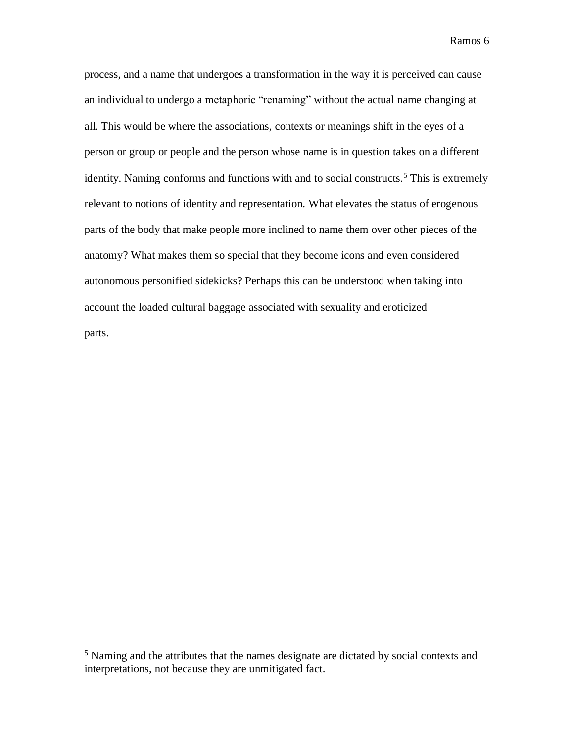process, and a name that undergoes a transformation in the way it is perceived can cause an individual to undergo a metaphoric "renaming" without the actual name changing at all. This would be where the associations, contexts or meanings shift in the eyes of a person or group or people and the person whose name is in question takes on a different identity. Naming conforms and functions with and to social constructs.[5] This is extremely relevant to notions of identity and representation. What elevates the status of erogenous parts of the body that make people more inclined to name them over other pieces of the anatomy? What makes them so special that they become icons and even considered autonomous personified sidekicks? Perhaps this can be understood when taking into account the loaded cultural baggage associated with sexuality and eroticized parts.

---

[5] Naming and the attributes that the names designate are dictated by social contexts and interpretations, not because they are unmitigated fact.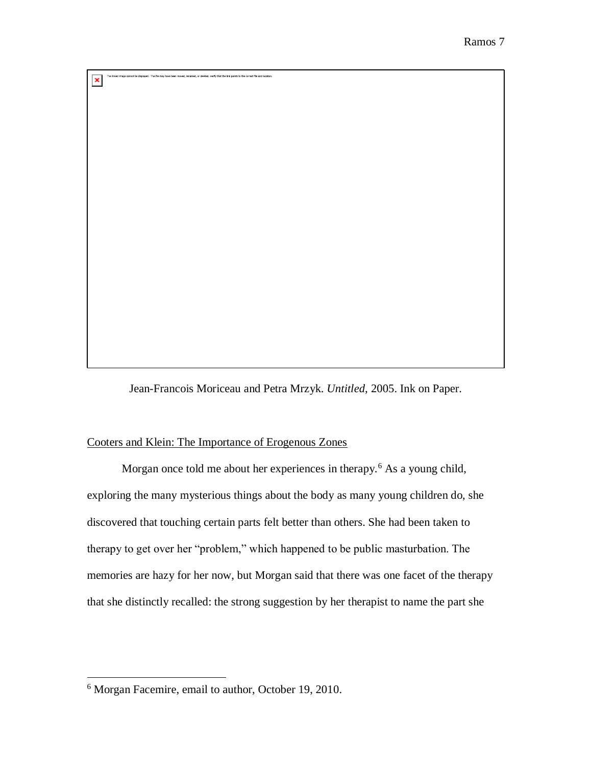Jean-Francois Moriceau and Petra Mrzyk. *Untitled,* 2005. Ink on Paper.

Cooters and Klein: The Importance of Erogenous Zones

Morgan once told me about her experiences in therapy.[6] As a young child, exploring the many mysterious things about the body as many young children do, she discovered that touching certain parts felt better than others. She had been taken to therapy to get over her "problem," which happened to be public masturbation. The memories are hazy for her now, but Morgan said that there was one facet of the therapy that she distinctly recalled: the strong suggestion by her therapist to name the part she

[6] Morgan Facemire, email to author, October 19, 2010.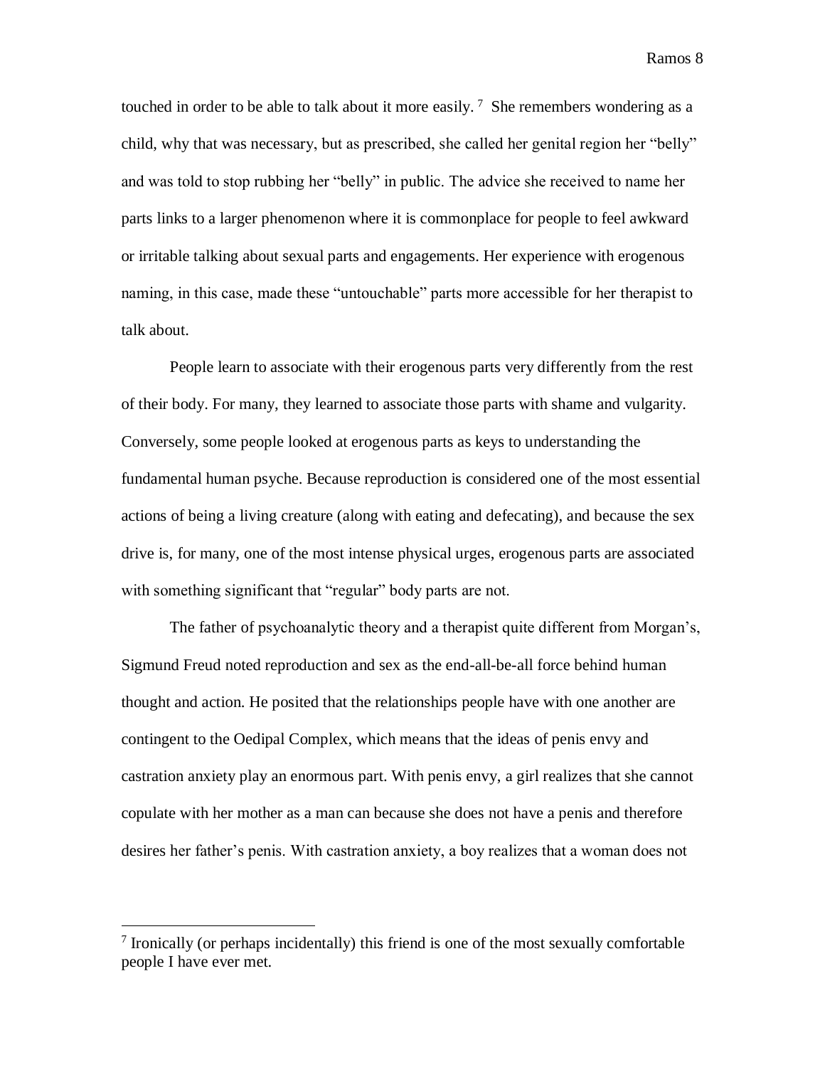touched in order to be able to talk about it more easily.[7] She remembers wondering as a child, why that was necessary, but as prescribed, she called her genital region her "belly" and was told to stop rubbing her "belly" in public. The advice she received to name her parts links to a larger phenomenon where it is commonplace for people to feel awkward or irritable talking about sexual parts and engagements. Her experience with erogenous naming, in this case, made these "untouchable" parts more accessible for her therapist to talk about.

People learn to associate with their erogenous parts very differently from the rest of their body. For many, they learned to associate those parts with shame and vulgarity. Conversely, some people looked at erogenous parts as keys to understanding the fundamental human psyche. Because reproduction is considered one of the most essential actions of being a living creature (along with eating and defecating), and because the sex drive is, for many, one of the most intense physical urges, erogenous parts are associated with something significant that "regular" body parts are not.

The father of psychoanalytic theory and a therapist quite different from Morgan's, Sigmund Freud noted reproduction and sex as the end-all-be-all force behind human thought and action. He posited that the relationships people have with one another are contingent to the Oedipal Complex, which means that the ideas of penis envy and castration anxiety play an enormous part. With penis envy, a girl realizes that she cannot copulate with her mother as a man can because she does not have a penis and therefore desires her father's penis. With castration anxiety, a boy realizes that a woman does not

---

[7] Ironically (or perhaps incidentally) this friend is one of the most sexually comfortable people I have ever met.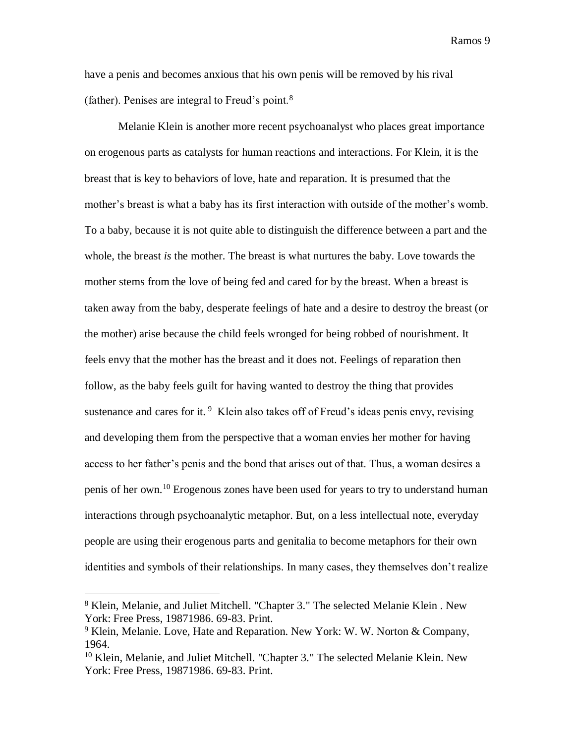have a penis and becomes anxious that his own penis will be removed by his rival (father). Penises are integral to Freud's point.[8]

Melanie Klein is another more recent psychoanalyst who places great importance on erogenous parts as catalysts for human reactions and interactions. For Klein, it is the breast that is key to behaviors of love, hate and reparation. It is presumed that the mother's breast is what a baby has its first interaction with outside of the mother's womb. To a baby, because it is not quite able to distinguish the difference between a part and the whole, the breast *is* the mother. The breast is what nurtures the baby. Love towards the mother stems from the love of being fed and cared for by the breast. When a breast is taken away from the baby, desperate feelings of hate and a desire to destroy the breast (or the mother) arise because the child feels wronged for being robbed of nourishment. It feels envy that the mother has the breast and it does not. Feelings of reparation then follow, as the baby feels guilt for having wanted to destroy the thing that provides sustenance and cares for it.[9] Klein also takes off of Freud's ideas penis envy, revising and developing them from the perspective that a woman envies her mother for having access to her father's penis and the bond that arises out of that. Thus, a woman desires a penis of her own.[10] Erogenous zones have been used for years to try to understand human interactions through psychoanalytic metaphor. But, on a less intellectual note, everyday people are using their erogenous parts and genitalia to become metaphors for their own identities and symbols of their relationships. In many cases, they themselves don't realize

---

[8] Klein, Melanie, and Juliet Mitchell. "Chapter 3." The selected Melanie Klein . New York: Free Press, 19871986. 69-83. Print.

[9] Klein, Melanie. Love, Hate and Reparation. New York: W. W. Norton & Company, 1964.

[10] Klein, Melanie, and Juliet Mitchell. "Chapter 3." The selected Melanie Klein. New York: Free Press, 19871986. 69-83. Print.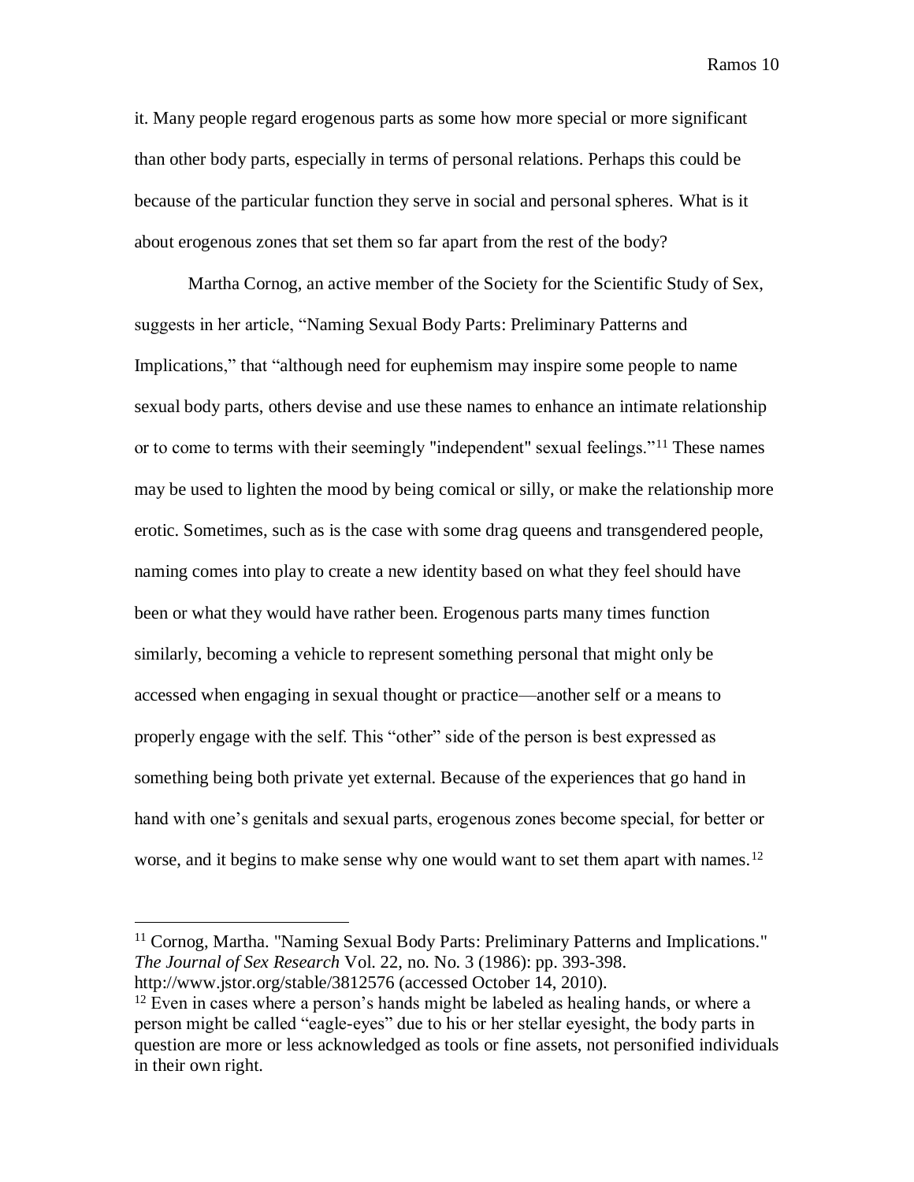it. Many people regard erogenous parts as some how more special or more significant than other body parts, especially in terms of personal relations. Perhaps this could be because of the particular function they serve in social and personal spheres. What is it about erogenous zones that set them so far apart from the rest of the body?

Martha Cornog, an active member of the Society for the Scientific Study of Sex, suggests in her article, "Naming Sexual Body Parts: Preliminary Patterns and Implications," that "although need for euphemism may inspire some people to name sexual body parts, others devise and use these names to enhance an intimate relationship or to come to terms with their seemingly "independent" sexual feelings."[11] These names may be used to lighten the mood by being comical or silly, or make the relationship more erotic. Sometimes, such as is the case with some drag queens and transgendered people, naming comes into play to create a new identity based on what they feel should have been or what they would have rather been. Erogenous parts many times function similarly, becoming a vehicle to represent something personal that might only be accessed when engaging in sexual thought or practice—another self or a means to properly engage with the self. This "other" side of the person is best expressed as something being both private yet external. Because of the experiences that go hand in hand with one's genitals and sexual parts, erogenous zones become special, for better or worse, and it begins to make sense why one would want to set them apart with names.[12]

---

[11] Cornog, Martha. "Naming Sexual Body Parts: Preliminary Patterns and Implications." *The Journal of Sex Research* Vol. 22, no. No. 3 (1986): pp. 393-398. http://www.jstor.org/stable/3812576 (accessed October 14, 2010).

[12] Even in cases where a person's hands might be labeled as healing hands, or where a person might be called "eagle-eyes" due to his or her stellar eyesight, the body parts in question are more or less acknowledged as tools or fine assets, not personified individuals in their own right.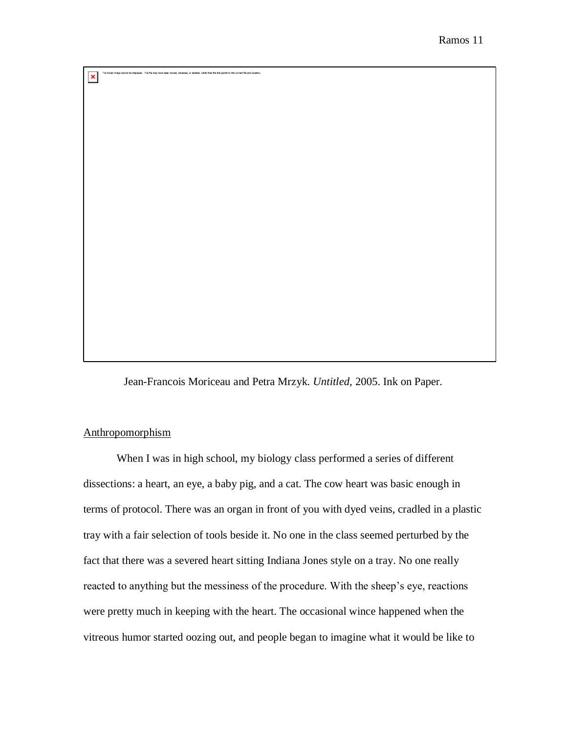Jean-Francois Moriceau and Petra Mrzyk. *Untitled,* 2005. Ink on Paper.

## Anthropomorphism

When I was in high school, my biology class performed a series of different dissections: a heart, an eye, a baby pig, and a cat. The cow heart was basic enough in terms of protocol. There was an organ in front of you with dyed veins, cradled in a plastic tray with a fair selection of tools beside it. No one in the class seemed perturbed by the fact that there was a severed heart sitting Indiana Jones style on a tray. No one really reacted to anything but the messiness of the procedure. With the sheep's eye, reactions were pretty much in keeping with the heart. The occasional wince happened when the vitreous humor started oozing out, and people began to imagine what it would be like to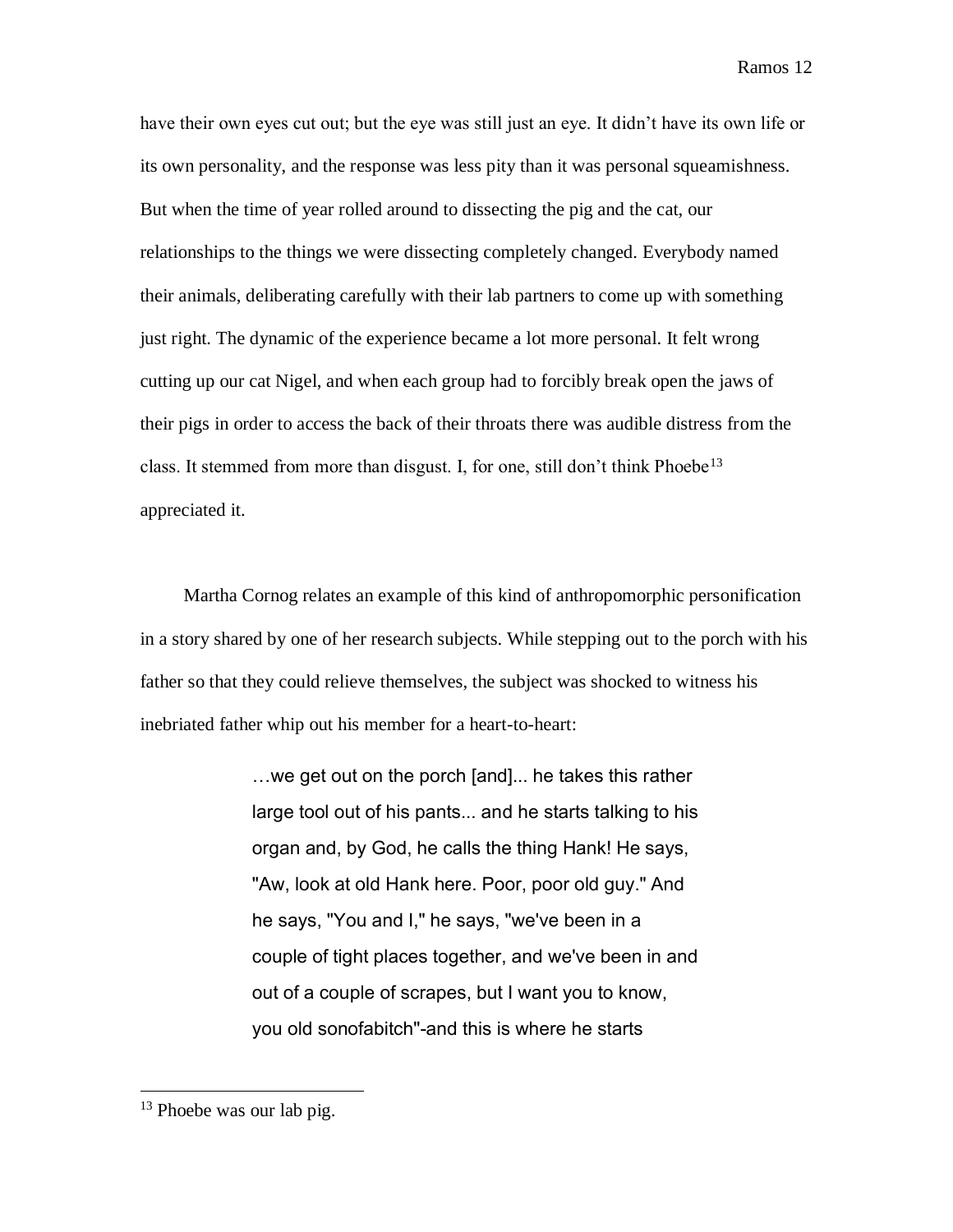have their own eyes cut out; but the eye was still just an eye. It didn't have its own life or its own personality, and the response was less pity than it was personal squeamishness. But when the time of year rolled around to dissecting the pig and the cat, our relationships to the things we were dissecting completely changed. Everybody named their animals, deliberating carefully with their lab partners to come up with something just right. The dynamic of the experience became a lot more personal. It felt wrong cutting up our cat Nigel, and when each group had to forcibly break open the jaws of their pigs in order to access the back of their throats there was audible distress from the class. It stemmed from more than disgust. I, for one, still don't think Phoebe[13] appreciated it.

Martha Cornog relates an example of this kind of anthropomorphic personification in a story shared by one of her research subjects. While stepping out to the porch with his father so that they could relieve themselves, the subject was shocked to witness his inebriated father whip out his member for a heart-to-heart:

> …we get out on the porch [and]... he takes this rather large tool out of his pants... and he starts talking to his organ and, by God, he calls the thing Hank! He says, "Aw, look at old Hank here. Poor, poor old guy." And he says, "You and I," he says, "we've been in a couple of tight places together, and we've been in and out of a couple of scrapes, but I want you to know, you old sonofabitch"-and this is where he starts

[13] Phoebe was our lab pig.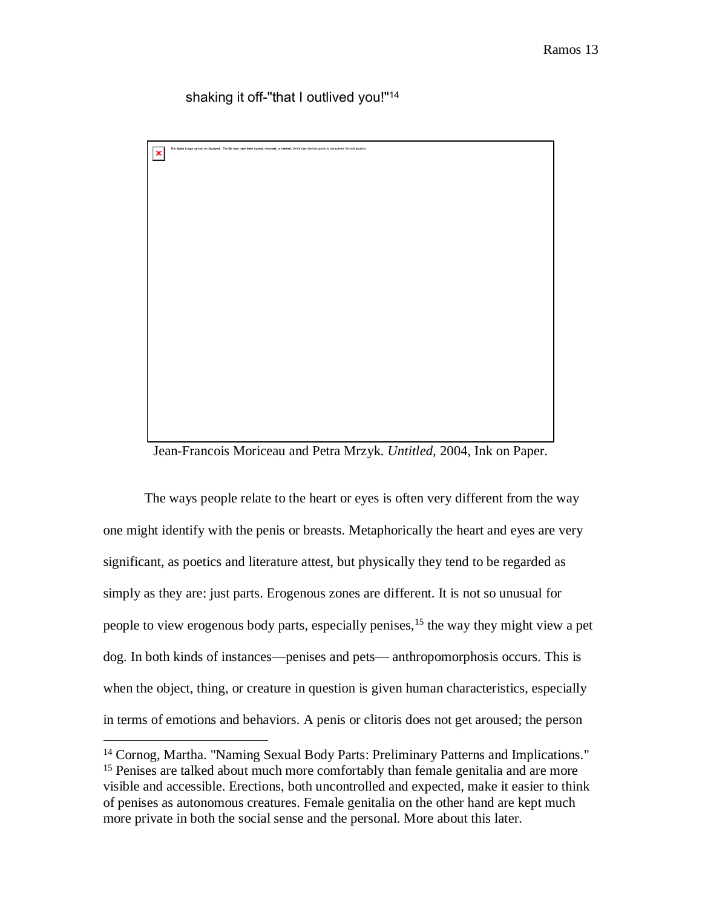shaking it off-"that I outlived you!"[14]

Jean-Francois Moriceau and Petra Mrzyk. *Untitled,* 2004, Ink on Paper.

The ways people relate to the heart or eyes is often very different from the way one might identify with the penis or breasts. Metaphorically the heart and eyes are very significant, as poetics and literature attest, but physically they tend to be regarded as simply as they are: just parts. Erogenous zones are different. It is not so unusual for people to view erogenous body parts, especially penises,[15] the way they might view a pet dog. In both kinds of instances—penises and pets— anthropomorphosis occurs. This is when the object, thing, or creature in question is given human characteristics, especially in terms of emotions and behaviors. A penis or clitoris does not get aroused; the person

---

[14] Cornog, Martha. "Naming Sexual Body Parts: Preliminary Patterns and Implications."

[15] Penises are talked about much more comfortably than female genitalia and are more visible and accessible. Erections, both uncontrolled and expected, make it easier to think of penises as autonomous creatures. Female genitalia on the other hand are kept much more private in both the social sense and the personal. More about this later.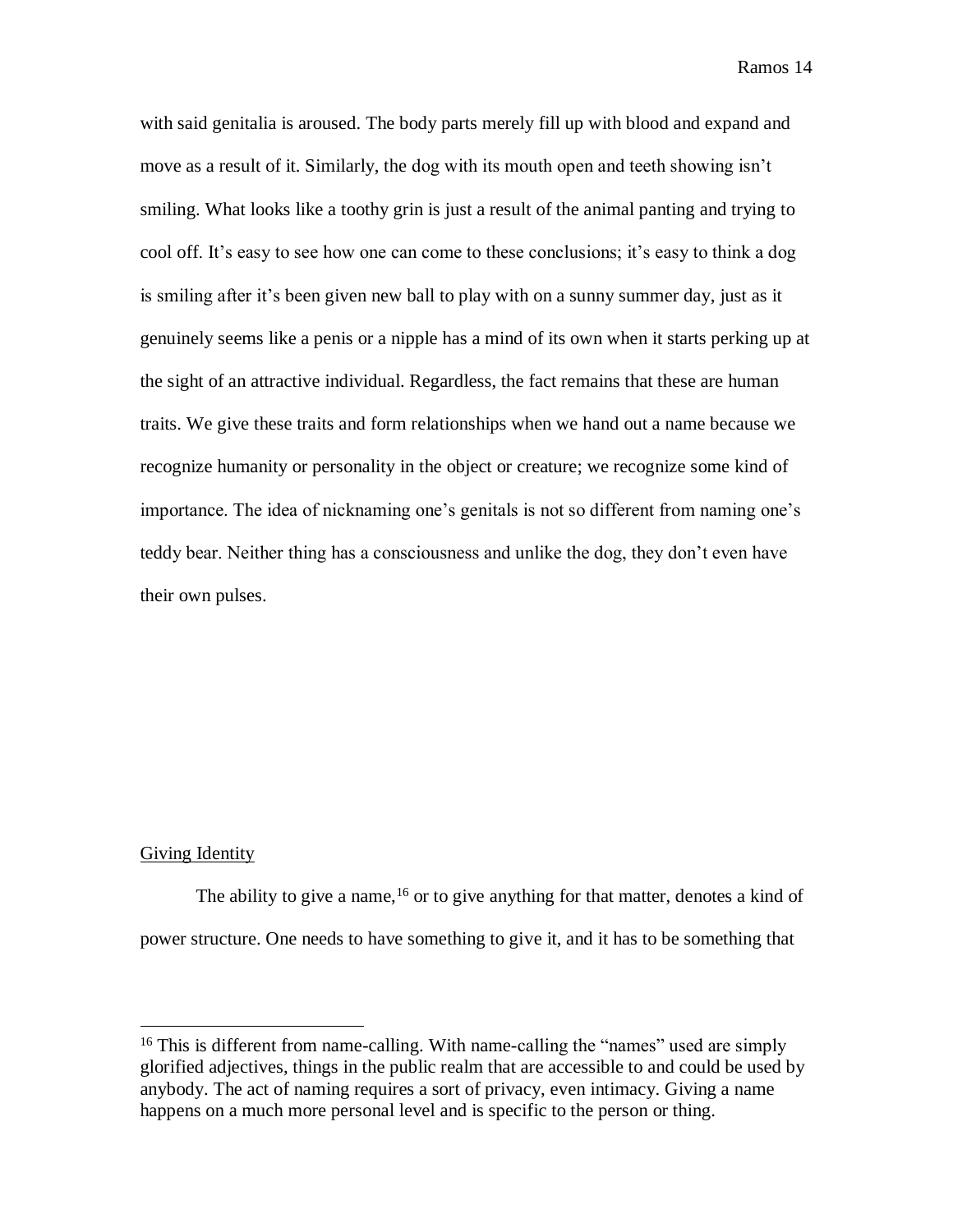with said genitalia is aroused. The body parts merely fill up with blood and expand and move as a result of it. Similarly, the dog with its mouth open and teeth showing isn't smiling. What looks like a toothy grin is just a result of the animal panting and trying to cool off. It's easy to see how one can come to these conclusions; it's easy to think a dog is smiling after it's been given new ball to play with on a sunny summer day, just as it genuinely seems like a penis or a nipple has a mind of its own when it starts perking up at the sight of an attractive individual. Regardless, the fact remains that these are human traits. We give these traits and form relationships when we hand out a name because we recognize humanity or personality in the object or creature; we recognize some kind of importance. The idea of nicknaming one's genitals is not so different from naming one's teddy bear. Neither thing has a consciousness and unlike the dog, they don't even have their own pulses.

## Giving Identity

The ability to give a name,[16] or to give anything for that matter, denotes a kind of power structure. One needs to have something to give it, and it has to be something that

[16] This is different from name-calling. With name-calling the "names" used are simply glorified adjectives, things in the public realm that are accessible to and could be used by anybody. The act of naming requires a sort of privacy, even intimacy. Giving a name happens on a much more personal level and is specific to the person or thing.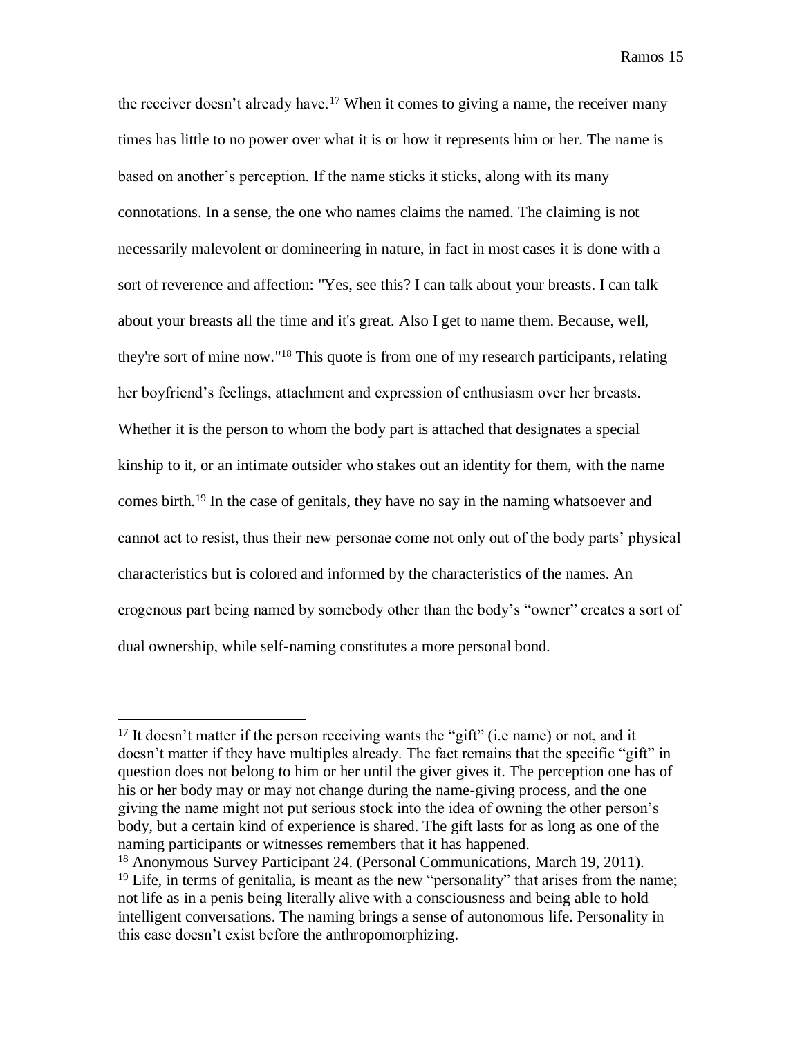the receiver doesn't already have.[17] When it comes to giving a name, the receiver many times has little to no power over what it is or how it represents him or her. The name is based on another's perception. If the name sticks it sticks, along with its many connotations. In a sense, the one who names claims the named. The claiming is not necessarily malevolent or domineering in nature, in fact in most cases it is done with a sort of reverence and affection: "Yes, see this? I can talk about your breasts. I can talk about your breasts all the time and it's great. Also I get to name them. Because, well, they're sort of mine now."[18] This quote is from one of my research participants, relating her boyfriend's feelings, attachment and expression of enthusiasm over her breasts. Whether it is the person to whom the body part is attached that designates a special kinship to it, or an intimate outsider who stakes out an identity for them, with the name comes birth.[19] In the case of genitals, they have no say in the naming whatsoever and cannot act to resist, thus their new personae come not only out of the body parts' physical characteristics but is colored and informed by the characteristics of the names. An erogenous part being named by somebody other than the body's "owner" creates a sort of dual ownership, while self-naming constitutes a more personal bond.

---

[17] It doesn't matter if the person receiving wants the "gift" (i.e name) or not, and it doesn't matter if they have multiples already. The fact remains that the specific "gift" in question does not belong to him or her until the giver gives it. The perception one has of his or her body may or may not change during the name-giving process, and the one giving the name might not put serious stock into the idea of owning the other person's body, but a certain kind of experience is shared. The gift lasts for as long as one of the naming participants or witnesses remembers that it has happened.

[18] Anonymous Survey Participant 24. (Personal Communications, March 19, 2011).

[19] Life, in terms of genitalia, is meant as the new "personality" that arises from the name; not life as in a penis being literally alive with a consciousness and being able to hold intelligent conversations. The naming brings a sense of autonomous life. Personality in this case doesn't exist before the anthropomorphizing.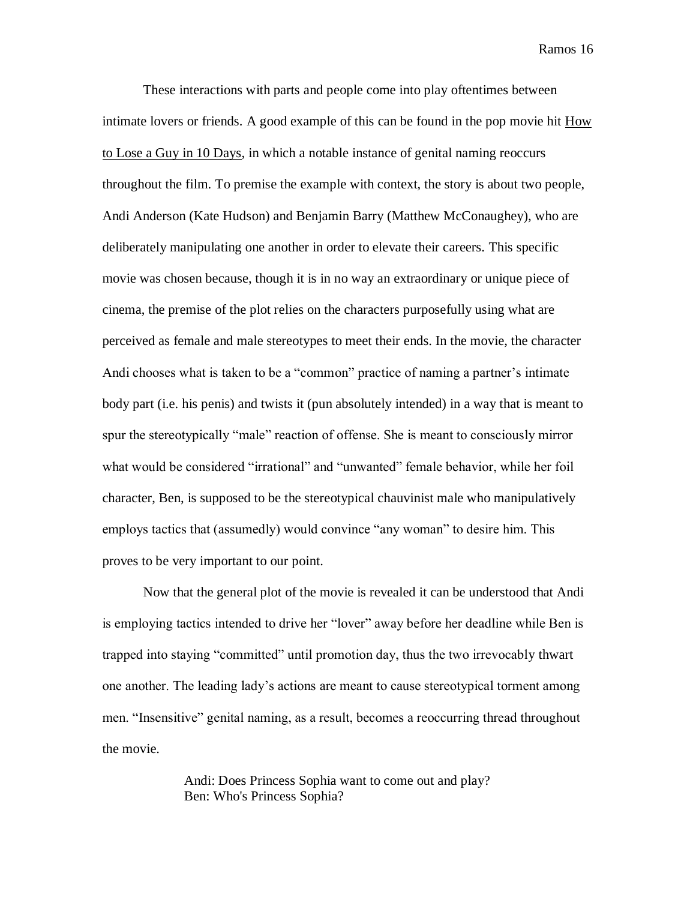These interactions with parts and people come into play oftentimes between intimate lovers or friends. A good example of this can be found in the pop movie hit How to Lose a Guy in 10 Days, in which a notable instance of genital naming reoccurs throughout the film. To premise the example with context, the story is about two people, Andi Anderson (Kate Hudson) and Benjamin Barry (Matthew McConaughey), who are deliberately manipulating one another in order to elevate their careers. This specific movie was chosen because, though it is in no way an extraordinary or unique piece of cinema, the premise of the plot relies on the characters purposefully using what are perceived as female and male stereotypes to meet their ends. In the movie, the character Andi chooses what is taken to be a "common" practice of naming a partner's intimate body part (i.e. his penis) and twists it (pun absolutely intended) in a way that is meant to spur the stereotypically "male" reaction of offense. She is meant to consciously mirror what would be considered "irrational" and "unwanted" female behavior, while her foil character, Ben, is supposed to be the stereotypical chauvinist male who manipulatively employs tactics that (assumedly) would convince "any woman" to desire him. This proves to be very important to our point.

Now that the general plot of the movie is revealed it can be understood that Andi is employing tactics intended to drive her "lover" away before her deadline while Ben is trapped into staying "committed" until promotion day, thus the two irrevocably thwart one another. The leading lady's actions are meant to cause stereotypical torment among men. "Insensitive" genital naming, as a result, becomes a reoccurring thread throughout the movie.

> Andi: Does Princess Sophia want to come out and play?
> Ben: Who's Princess Sophia?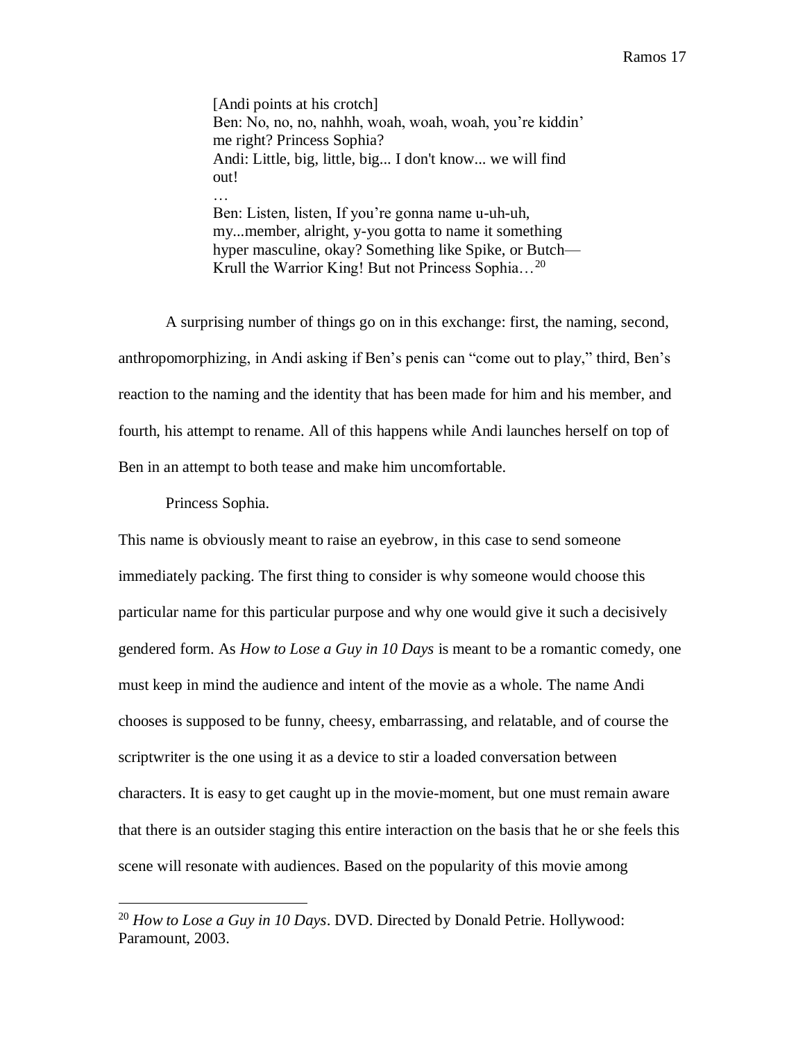> [Andi points at his crotch]
> Ben: No, no, no, nahhh, woah, woah, woah, you're kiddin' me right? Princess Sophia?
> Andi: Little, big, little, big... I don't know... we will find out!
> …
> Ben: Listen, listen, If you're gonna name u-uh-uh, my...member, alright, y-you gotta to name it something hyper masculine, okay? Something like Spike, or Butch—Krull the Warrior King! But not Princess Sophia…[20]

A surprising number of things go on in this exchange: first, the naming, second, anthropomorphizing, in Andi asking if Ben's penis can "come out to play," third, Ben's reaction to the naming and the identity that has been made for him and his member, and fourth, his attempt to rename. All of this happens while Andi launches herself on top of Ben in an attempt to both tease and make him uncomfortable.

Princess Sophia.

This name is obviously meant to raise an eyebrow, in this case to send someone immediately packing. The first thing to consider is why someone would choose this particular name for this particular purpose and why one would give it such a decisively gendered form. As *How to Lose a Guy in 10 Days* is meant to be a romantic comedy, one must keep in mind the audience and intent of the movie as a whole. The name Andi chooses is supposed to be funny, cheesy, embarrassing, and relatable, and of course the scriptwriter is the one using it as a device to stir a loaded conversation between characters. It is easy to get caught up in the movie-moment, but one must remain aware that there is an outsider staging this entire interaction on the basis that he or she feels this scene will resonate with audiences. Based on the popularity of this movie among

---

[20] *How to Lose a Guy in 10 Days*. DVD. Directed by Donald Petrie. Hollywood: Paramount, 2003.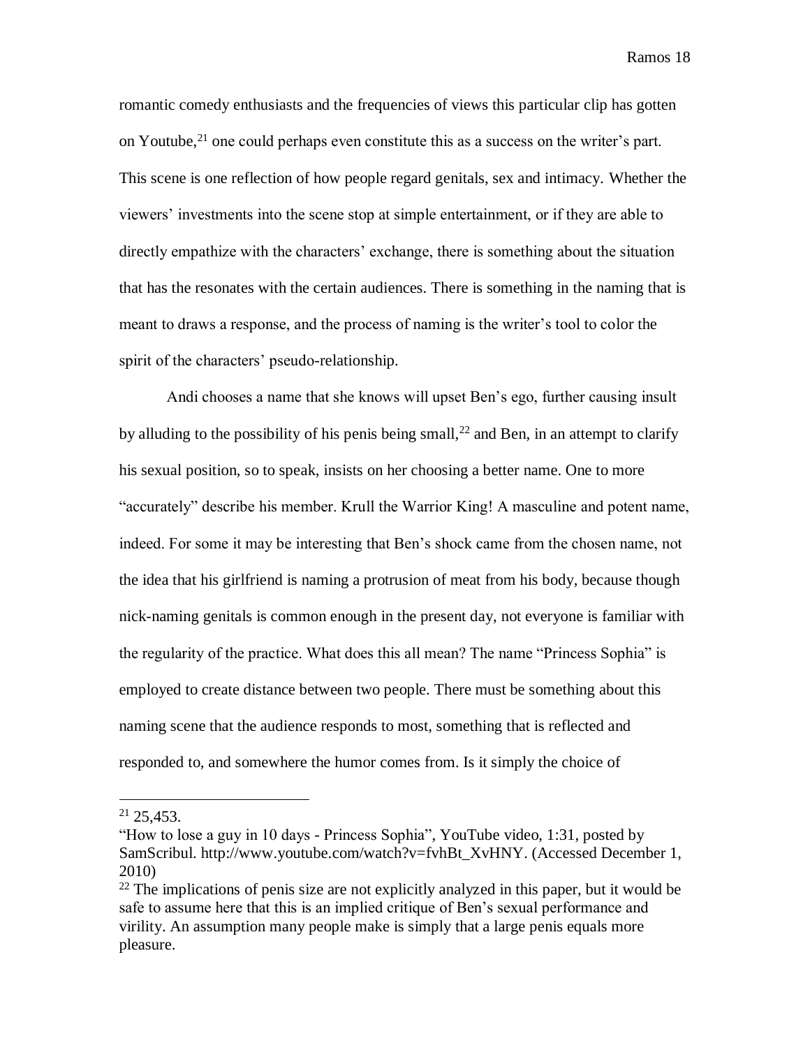romantic comedy enthusiasts and the frequencies of views this particular clip has gotten on Youtube,[21] one could perhaps even constitute this as a success on the writer's part. This scene is one reflection of how people regard genitals, sex and intimacy. Whether the viewers' investments into the scene stop at simple entertainment, or if they are able to directly empathize with the characters' exchange, there is something about the situation that has the resonates with the certain audiences. There is something in the naming that is meant to draws a response, and the process of naming is the writer's tool to color the spirit of the characters' pseudo-relationship.

Andi chooses a name that she knows will upset Ben's ego, further causing insult by alluding to the possibility of his penis being small,[22] and Ben, in an attempt to clarify his sexual position, so to speak, insists on her choosing a better name. One to more "accurately" describe his member. Krull the Warrior King! A masculine and potent name, indeed. For some it may be interesting that Ben's shock came from the chosen name, not the idea that his girlfriend is naming a protrusion of meat from his body, because though nick-naming genitals is common enough in the present day, not everyone is familiar with the regularity of the practice. What does this all mean? The name "Princess Sophia" is employed to create distance between two people. There must be something about this naming scene that the audience responds to most, something that is reflected and responded to, and somewhere the humor comes from. Is it simply the choice of

---

[21] 25,453.
"How to lose a guy in 10 days - Princess Sophia", YouTube video, 1:31, posted by SamScribul. http://www.youtube.com/watch?v=fvhBt_XvHNY. (Accessed December 1, 2010)

[22] The implications of penis size are not explicitly analyzed in this paper, but it would be safe to assume here that this is an implied critique of Ben's sexual performance and virility. An assumption many people make is simply that a large penis equals more pleasure.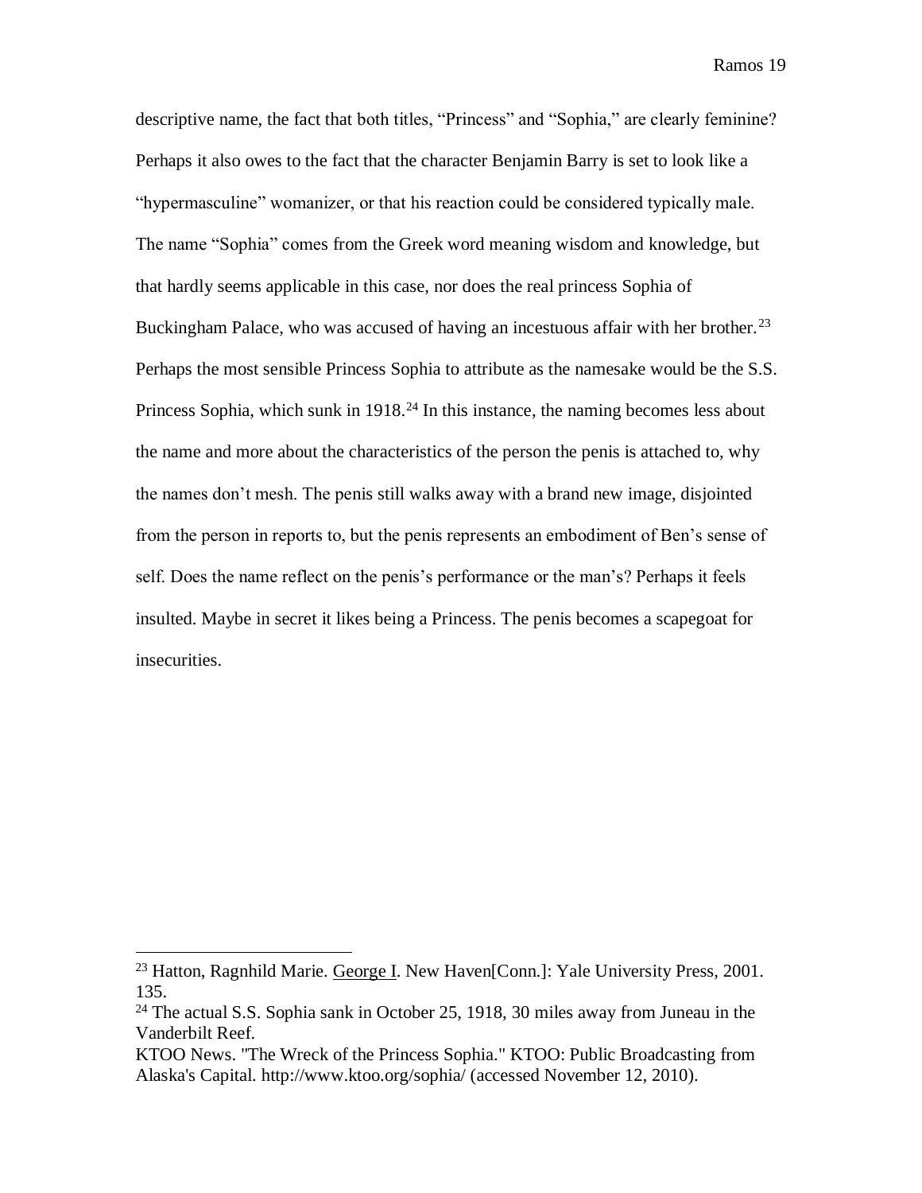descriptive name, the fact that both titles, "Princess" and "Sophia," are clearly feminine? Perhaps it also owes to the fact that the character Benjamin Barry is set to look like a "hypermasculine" womanizer, or that his reaction could be considered typically male. The name "Sophia" comes from the Greek word meaning wisdom and knowledge, but that hardly seems applicable in this case, nor does the real princess Sophia of Buckingham Palace, who was accused of having an incestuous affair with her brother.[23] Perhaps the most sensible Princess Sophia to attribute as the namesake would be the S.S. Princess Sophia, which sunk in 1918.[24] In this instance, the naming becomes less about the name and more about the characteristics of the person the penis is attached to, why the names don't mesh. The penis still walks away with a brand new image, disjointed from the person in reports to, but the penis represents an embodiment of Ben's sense of self. Does the name reflect on the penis's performance or the man's? Perhaps it feels insulted. Maybe in secret it likes being a Princess. The penis becomes a scapegoat for insecurities.

---

[23] Hatton, Ragnhild Marie. George I. New Haven[Conn.]: Yale University Press, 2001. 135.

[24] The actual S.S. Sophia sank in October 25, 1918, 30 miles away from Juneau in the Vanderbilt Reef.

KTOO News. "The Wreck of the Princess Sophia." KTOO: Public Broadcasting from Alaska's Capital. http://www.ktoo.org/sophia/ (accessed November 12, 2010).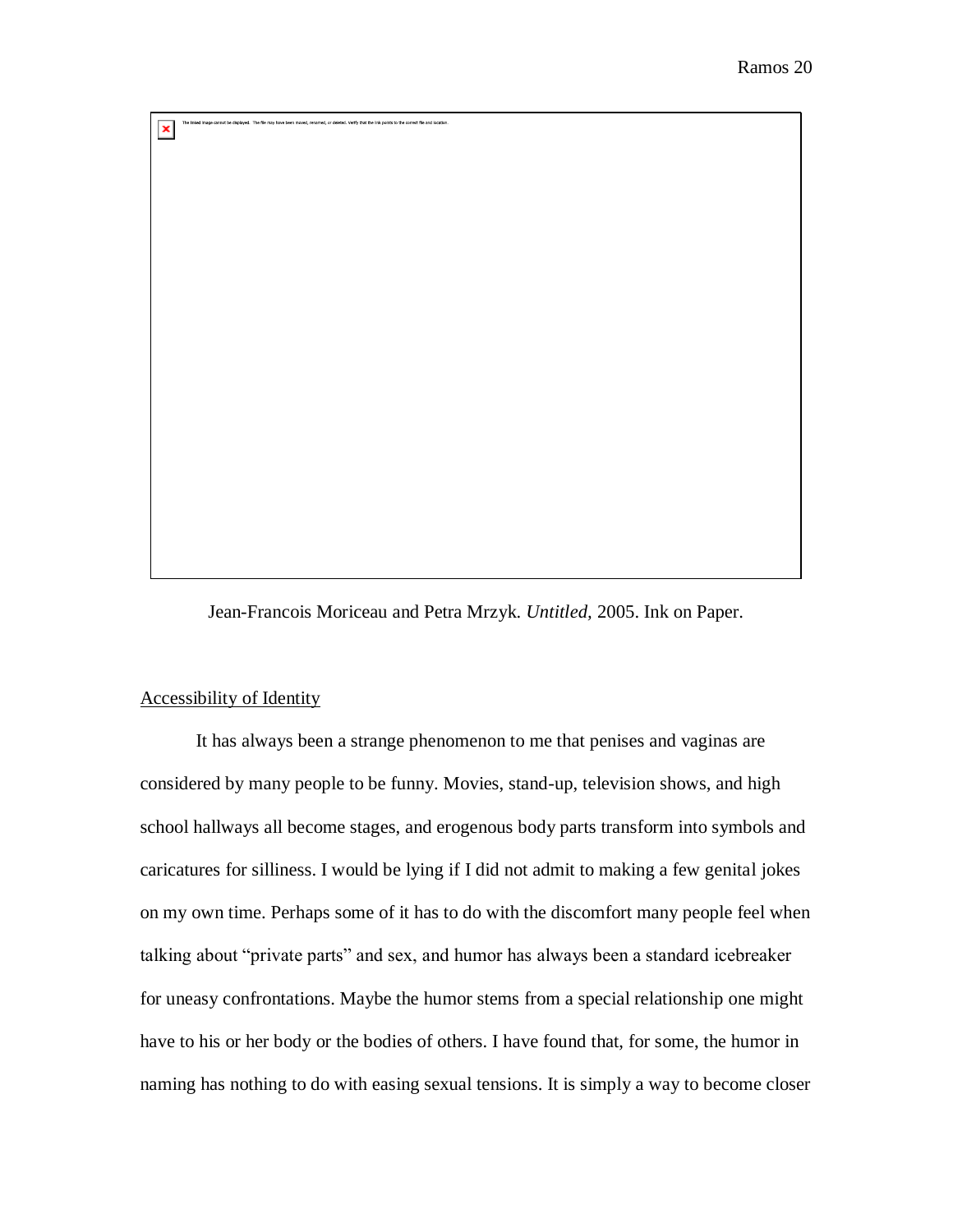Jean-Francois Moriceau and Petra Mrzyk. *Untitled,* 2005. Ink on Paper.

## Accessibility of Identity

It has always been a strange phenomenon to me that penises and vaginas are considered by many people to be funny. Movies, stand-up, television shows, and high school hallways all become stages, and erogenous body parts transform into symbols and caricatures for silliness. I would be lying if I did not admit to making a few genital jokes on my own time. Perhaps some of it has to do with the discomfort many people feel when talking about "private parts" and sex, and humor has always been a standard icebreaker for uneasy confrontations. Maybe the humor stems from a special relationship one might have to his or her body or the bodies of others. I have found that, for some, the humor in naming has nothing to do with easing sexual tensions. It is simply a way to become closer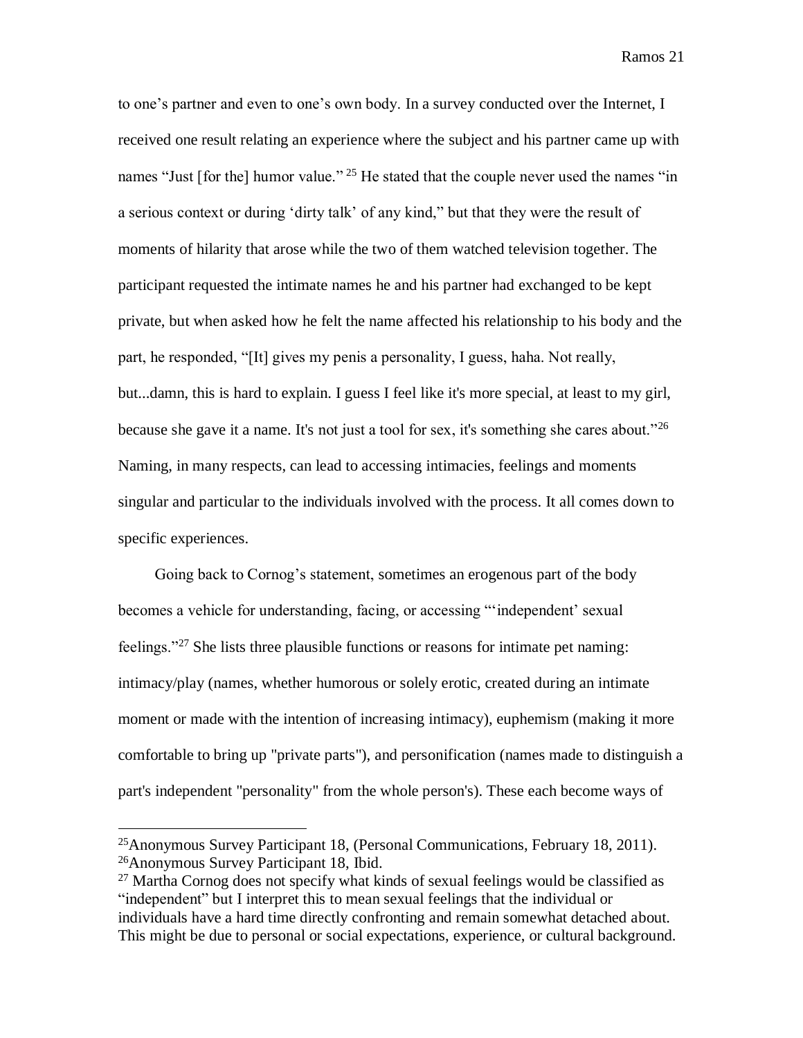to one's partner and even to one's own body. In a survey conducted over the Internet, I received one result relating an experience where the subject and his partner came up with names "Just [for the] humor value." [25] He stated that the couple never used the names "in a serious context or during 'dirty talk' of any kind," but that they were the result of moments of hilarity that arose while the two of them watched television together. The participant requested the intimate names he and his partner had exchanged to be kept private, but when asked how he felt the name affected his relationship to his body and the part, he responded, "[It] gives my penis a personality, I guess, haha. Not really, but...damn, this is hard to explain. I guess I feel like it's more special, at least to my girl, because she gave it a name. It's not just a tool for sex, it's something she cares about."[26] Naming, in many respects, can lead to accessing intimacies, feelings and moments singular and particular to the individuals involved with the process. It all comes down to specific experiences.

Going back to Cornog's statement, sometimes an erogenous part of the body becomes a vehicle for understanding, facing, or accessing "'independent' sexual feelings."[27] She lists three plausible functions or reasons for intimate pet naming: intimacy/play (names, whether humorous or solely erotic, created during an intimate moment or made with the intention of increasing intimacy), euphemism (making it more comfortable to bring up "private parts"), and personification (names made to distinguish a part's independent "personality" from the whole person's). These each become ways of

---

[25] Anonymous Survey Participant 18, (Personal Communications, February 18, 2011).
[26] Anonymous Survey Participant 18, Ibid.
[27] Martha Cornog does not specify what kinds of sexual feelings would be classified as "independent" but I interpret this to mean sexual feelings that the individual or individuals have a hard time directly confronting and remain somewhat detached about. This might be due to personal or social expectations, experience, or cultural background.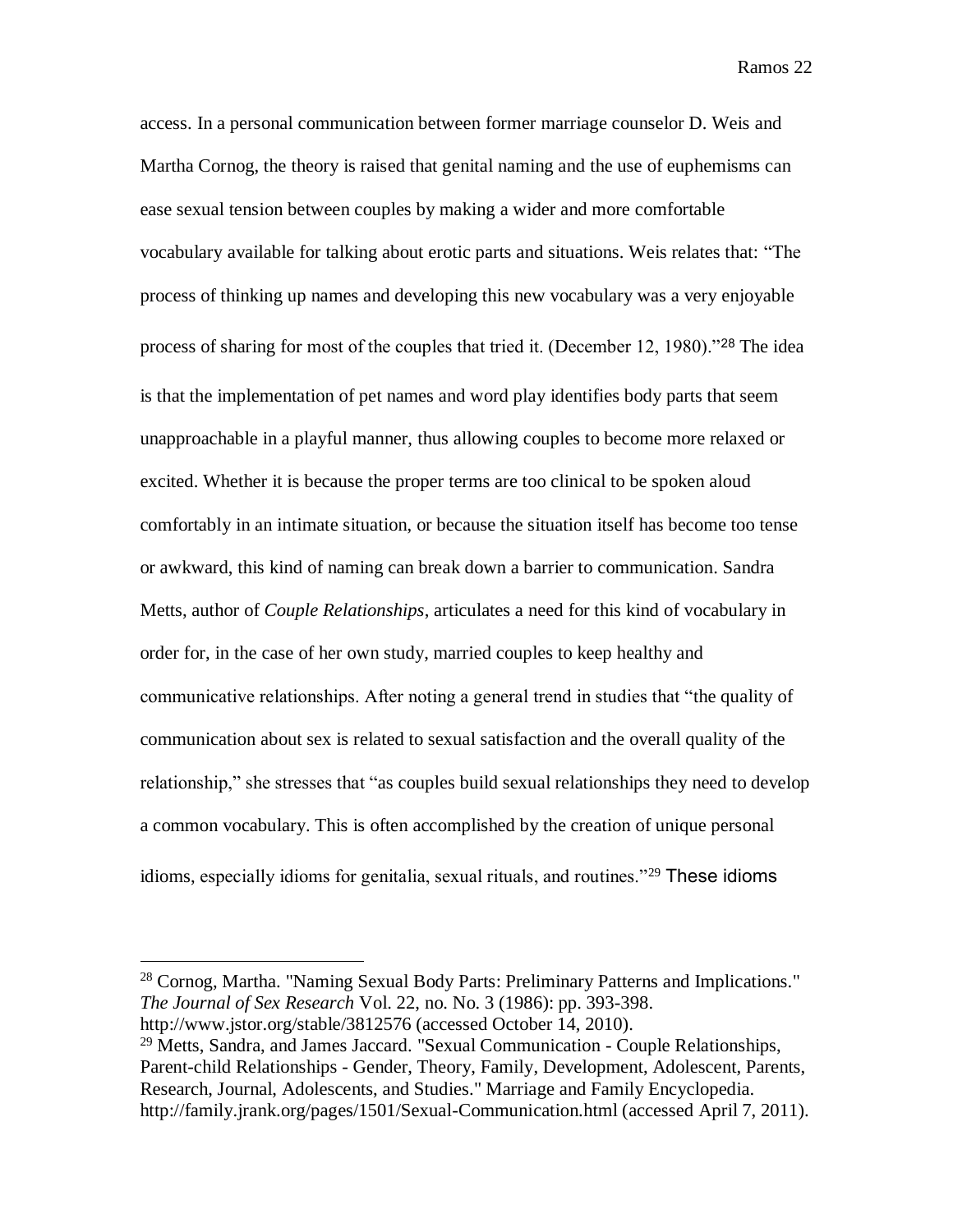access. In a personal communication between former marriage counselor D. Weis and Martha Cornog, the theory is raised that genital naming and the use of euphemisms can ease sexual tension between couples by making a wider and more comfortable vocabulary available for talking about erotic parts and situations. Weis relates that: "The process of thinking up names and developing this new vocabulary was a very enjoyable process of sharing for most of the couples that tried it. (December 12, 1980)."[28] The idea is that the implementation of pet names and word play identifies body parts that seem unapproachable in a playful manner, thus allowing couples to become more relaxed or excited. Whether it is because the proper terms are too clinical to be spoken aloud comfortably in an intimate situation, or because the situation itself has become too tense or awkward, this kind of naming can break down a barrier to communication. Sandra Metts, author of *Couple Relationships*, articulates a need for this kind of vocabulary in order for, in the case of her own study, married couples to keep healthy and communicative relationships. After noting a general trend in studies that "the quality of communication about sex is related to sexual satisfaction and the overall quality of the relationship," she stresses that "as couples build sexual relationships they need to develop a common vocabulary. This is often accomplished by the creation of unique personal idioms, especially idioms for genitalia, sexual rituals, and routines."[29] These idioms

---

[28] Cornog, Martha. "Naming Sexual Body Parts: Preliminary Patterns and Implications." *The Journal of Sex Research* Vol. 22, no. No. 3 (1986): pp. 393-398. http://www.jstor.org/stable/3812576 (accessed October 14, 2010).

[29] Metts, Sandra, and James Jaccard. "Sexual Communication - Couple Relationships, Parent-child Relationships - Gender, Theory, Family, Development, Adolescent, Parents, Research, Journal, Adolescents, and Studies." Marriage and Family Encyclopedia. http://family.jrank.org/pages/1501/Sexual-Communication.html (accessed April 7, 2011).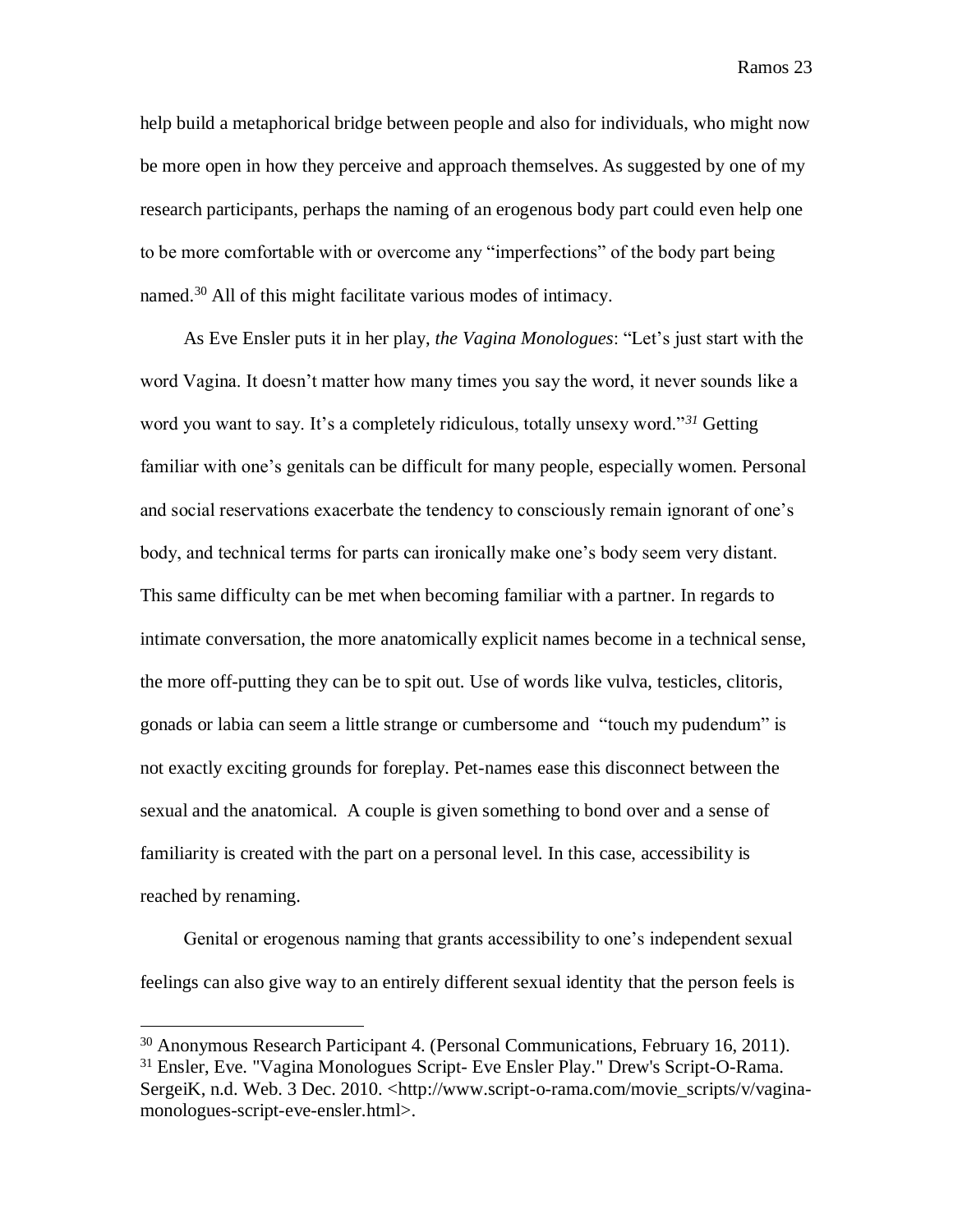help build a metaphorical bridge between people and also for individuals, who might now be more open in how they perceive and approach themselves. As suggested by one of my research participants, perhaps the naming of an erogenous body part could even help one to be more comfortable with or overcome any "imperfections" of the body part being named.[30] All of this might facilitate various modes of intimacy.

As Eve Ensler puts it in her play, *the Vagina Monologues*: "Let's just start with the word Vagina. It doesn't matter how many times you say the word, it never sounds like a word you want to say. It's a completely ridiculous, totally unsexy word."[31] Getting familiar with one's genitals can be difficult for many people, especially women. Personal and social reservations exacerbate the tendency to consciously remain ignorant of one's body, and technical terms for parts can ironically make one's body seem very distant. This same difficulty can be met when becoming familiar with a partner. In regards to intimate conversation, the more anatomically explicit names become in a technical sense, the more off-putting they can be to spit out. Use of words like vulva, testicles, clitoris, gonads or labia can seem a little strange or cumbersome and "touch my pudendum" is not exactly exciting grounds for foreplay. Pet-names ease this disconnect between the sexual and the anatomical. A couple is given something to bond over and a sense of familiarity is created with the part on a personal level. In this case, accessibility is reached by renaming.

Genital or erogenous naming that grants accessibility to one's independent sexual feelings can also give way to an entirely different sexual identity that the person feels is

---

[30] Anonymous Research Participant 4. (Personal Communications, February 16, 2011).

[31] Ensler, Eve. "Vagina Monologues Script- Eve Ensler Play." Drew's Script-O-Rama. SergeiK, n.d. Web. 3 Dec. 2010. <http://www.script-o-rama.com/movie_scripts/v/vagina-monologues-script-eve-ensler.html>.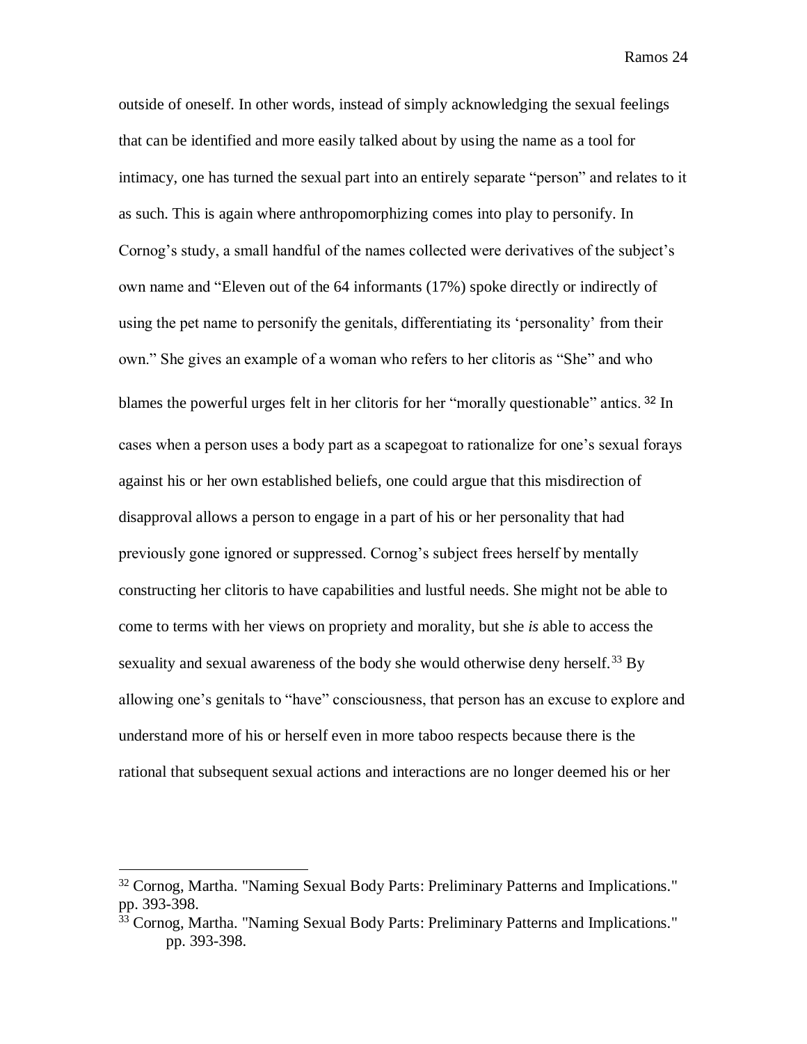outside of oneself. In other words, instead of simply acknowledging the sexual feelings that can be identified and more easily talked about by using the name as a tool for intimacy, one has turned the sexual part into an entirely separate "person" and relates to it as such. This is again where anthropomorphizing comes into play to personify. In Cornog's study, a small handful of the names collected were derivatives of the subject's own name and "Eleven out of the 64 informants (17%) spoke directly or indirectly of using the pet name to personify the genitals, differentiating its 'personality' from their own." She gives an example of a woman who refers to her clitoris as "She" and who blames the powerful urges felt in her clitoris for her "morally questionable" antics.[32] In cases when a person uses a body part as a scapegoat to rationalize for one's sexual forays against his or her own established beliefs, one could argue that this misdirection of disapproval allows a person to engage in a part of his or her personality that had previously gone ignored or suppressed. Cornog's subject frees herself by mentally constructing her clitoris to have capabilities and lustful needs. She might not be able to come to terms with her views on propriety and morality, but she *is* able to access the sexuality and sexual awareness of the body she would otherwise deny herself.[33] By allowing one's genitals to "have" consciousness, that person has an excuse to explore and understand more of his or herself even in more taboo respects because there is the rational that subsequent sexual actions and interactions are no longer deemed his or her

---

[32] Cornog, Martha. "Naming Sexual Body Parts: Preliminary Patterns and Implications." pp. 393-398.

[33] Cornog, Martha. "Naming Sexual Body Parts: Preliminary Patterns and Implications." pp. 393-398.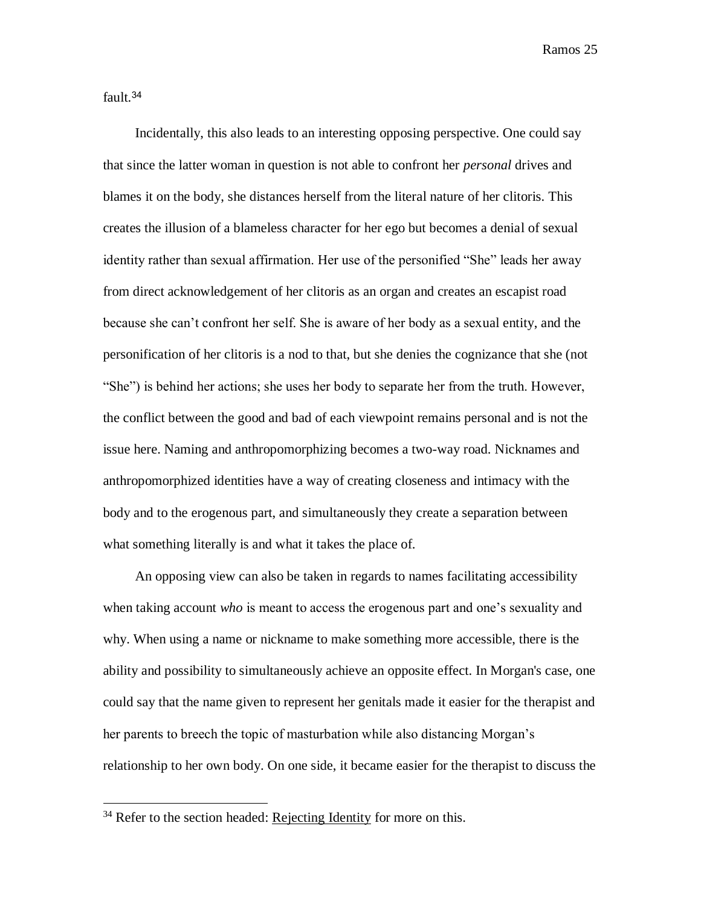fault.[34]

Incidentally, this also leads to an interesting opposing perspective. One could say that since the latter woman in question is not able to confront her *personal* drives and blames it on the body, she distances herself from the literal nature of her clitoris. This creates the illusion of a blameless character for her ego but becomes a denial of sexual identity rather than sexual affirmation. Her use of the personified "She" leads her away from direct acknowledgement of her clitoris as an organ and creates an escapist road because she can't confront her self. She is aware of her body as a sexual entity, and the personification of her clitoris is a nod to that, but she denies the cognizance that she (not "She") is behind her actions; she uses her body to separate her from the truth. However, the conflict between the good and bad of each viewpoint remains personal and is not the issue here. Naming and anthropomorphizing becomes a two-way road. Nicknames and anthropomorphized identities have a way of creating closeness and intimacy with the body and to the erogenous part, and simultaneously they create a separation between what something literally is and what it takes the place of.

An opposing view can also be taken in regards to names facilitating accessibility when taking account *who* is meant to access the erogenous part and one's sexuality and why. When using a name or nickname to make something more accessible, there is the ability and possibility to simultaneously achieve an opposite effect. In Morgan's case, one could say that the name given to represent her genitals made it easier for the therapist and her parents to breech the topic of masturbation while also distancing Morgan's relationship to her own body. On one side, it became easier for the therapist to discuss the

---

[34] Refer to the section headed: Rejecting Identity for more on this.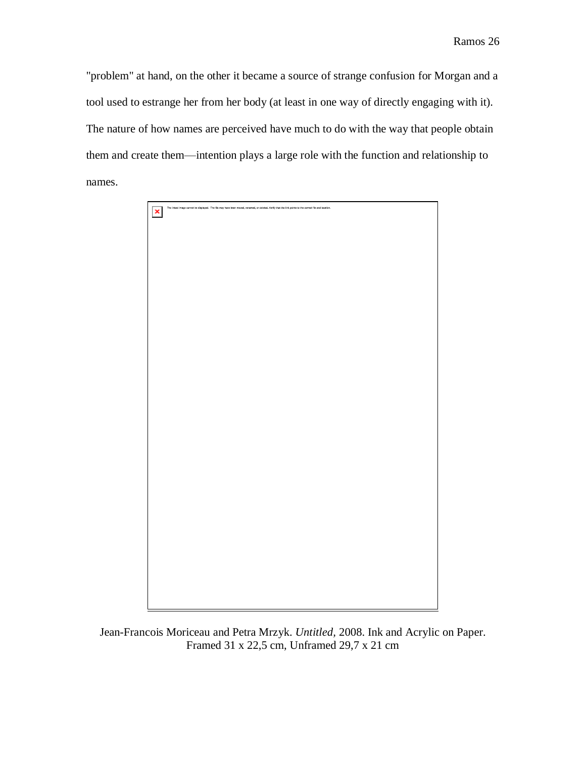"problem" at hand, on the other it became a source of strange confusion for Morgan and a tool used to estrange her from her body (at least in one way of directly engaging with it). The nature of how names are perceived have much to do with the way that people obtain them and create them—intention plays a large role with the function and relationship to names.

Jean-Francois Moriceau and Petra Mrzyk. *Untitled*, 2008. Ink and Acrylic on Paper. Framed 31 x 22,5 cm, Unframed 29,7 x 21 cm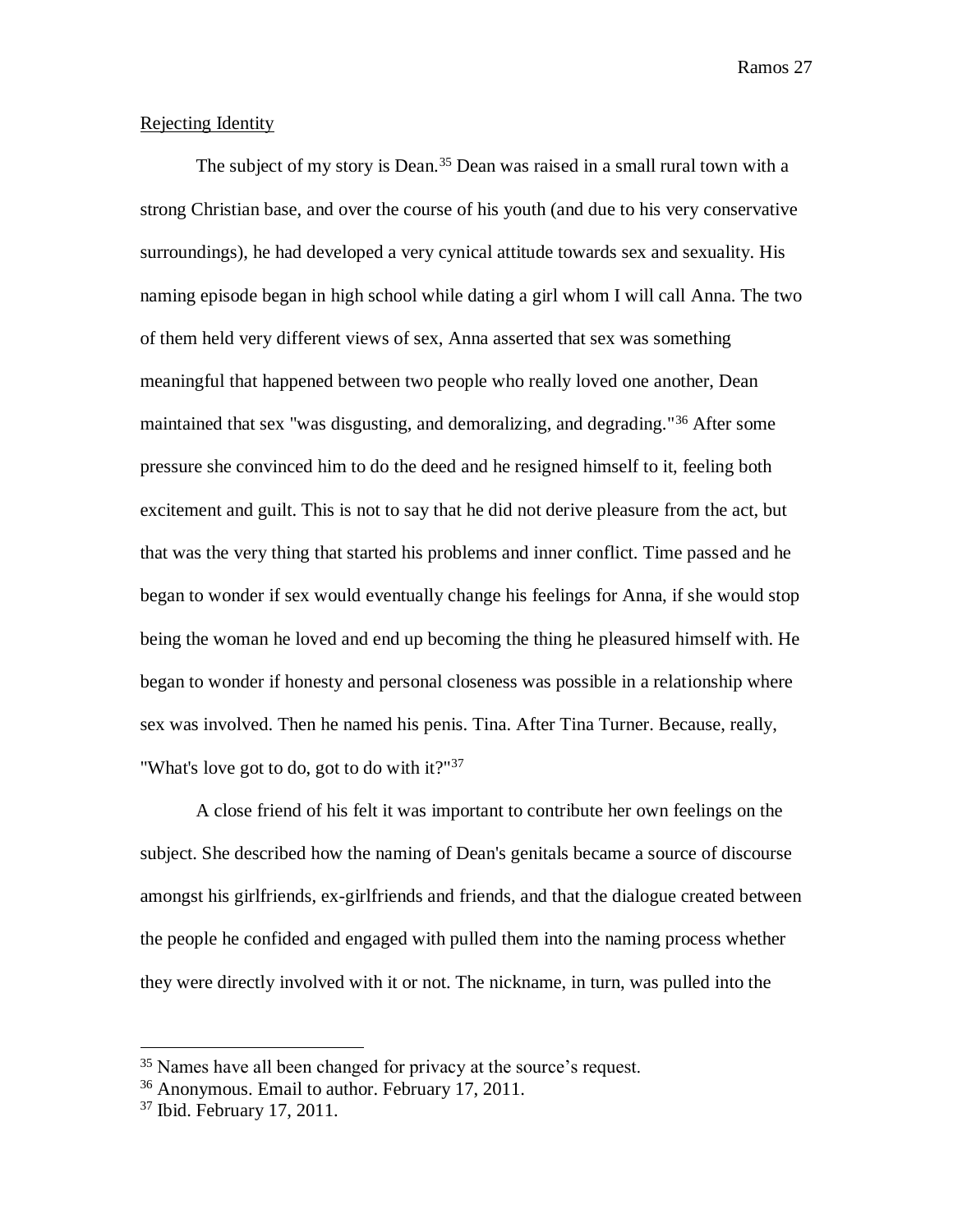Rejecting Identity

The subject of my story is Dean.[35] Dean was raised in a small rural town with a strong Christian base, and over the course of his youth (and due to his very conservative surroundings), he had developed a very cynical attitude towards sex and sexuality. His naming episode began in high school while dating a girl whom I will call Anna. The two of them held very different views of sex, Anna asserted that sex was something meaningful that happened between two people who really loved one another, Dean maintained that sex "was disgusting, and demoralizing, and degrading."[36] After some pressure she convinced him to do the deed and he resigned himself to it, feeling both excitement and guilt. This is not to say that he did not derive pleasure from the act, but that was the very thing that started his problems and inner conflict. Time passed and he began to wonder if sex would eventually change his feelings for Anna, if she would stop being the woman he loved and end up becoming the thing he pleasured himself with. He began to wonder if honesty and personal closeness was possible in a relationship where sex was involved. Then he named his penis. Tina. After Tina Turner. Because, really, "What's love got to do, got to do with it?"[37]

A close friend of his felt it was important to contribute her own feelings on the subject. She described how the naming of Dean's genitals became a source of discourse amongst his girlfriends, ex-girlfriends and friends, and that the dialogue created between the people he confided and engaged with pulled them into the naming process whether they were directly involved with it or not. The nickname, in turn, was pulled into the

---

[35] Names have all been changed for privacy at the source's request.

[36] Anonymous. Email to author. February 17, 2011.

[37] Ibid. February 17, 2011.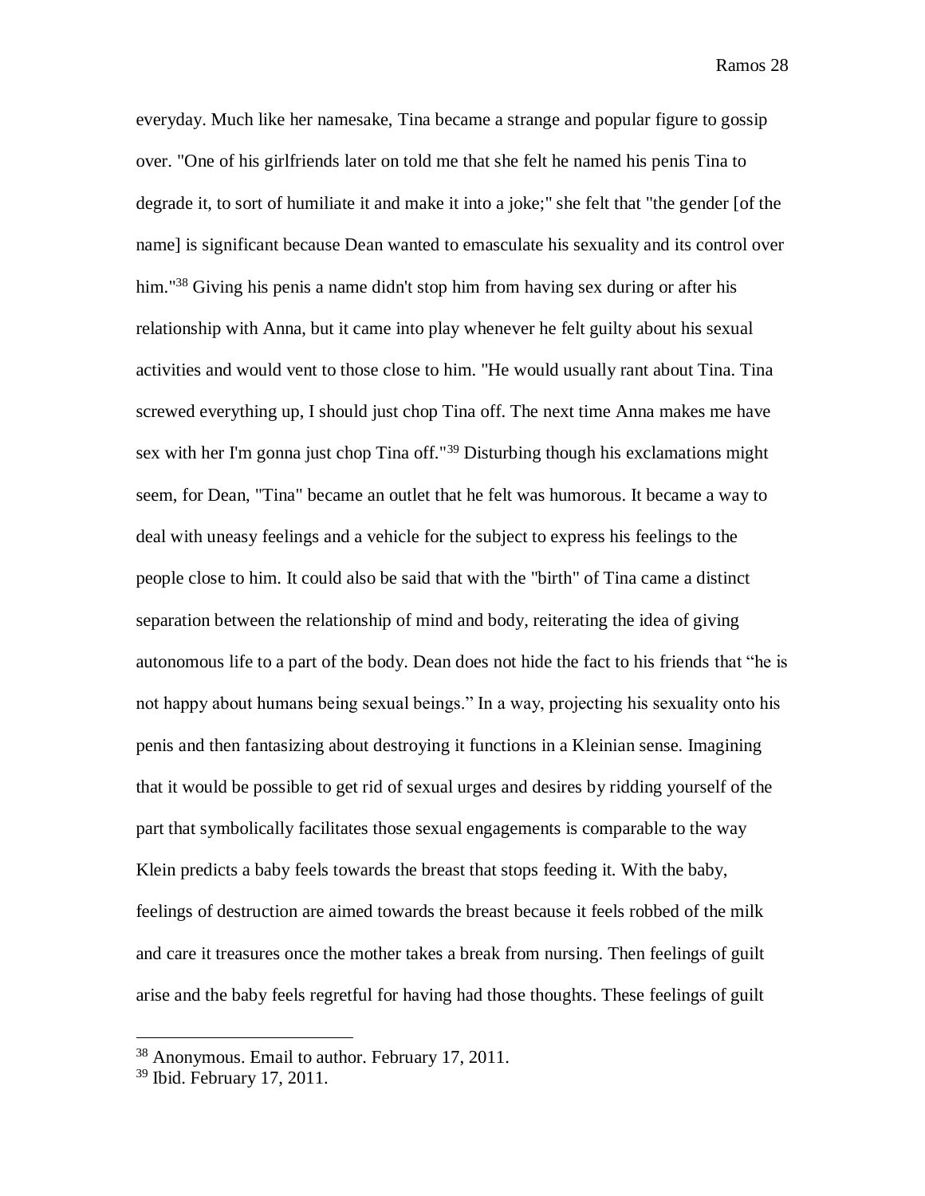everyday. Much like her namesake, Tina became a strange and popular figure to gossip over. "One of his girlfriends later on told me that she felt he named his penis Tina to degrade it, to sort of humiliate it and make it into a joke;" she felt that "the gender [of the name] is significant because Dean wanted to emasculate his sexuality and its control over him."[38] Giving his penis a name didn't stop him from having sex during or after his relationship with Anna, but it came into play whenever he felt guilty about his sexual activities and would vent to those close to him. "He would usually rant about Tina. Tina screwed everything up, I should just chop Tina off. The next time Anna makes me have sex with her I'm gonna just chop Tina off."[39] Disturbing though his exclamations might seem, for Dean, "Tina" became an outlet that he felt was humorous. It became a way to deal with uneasy feelings and a vehicle for the subject to express his feelings to the people close to him. It could also be said that with the "birth" of Tina came a distinct separation between the relationship of mind and body, reiterating the idea of giving autonomous life to a part of the body. Dean does not hide the fact to his friends that "he is not happy about humans being sexual beings." In a way, projecting his sexuality onto his penis and then fantasizing about destroying it functions in a Kleinian sense. Imagining that it would be possible to get rid of sexual urges and desires by ridding yourself of the part that symbolically facilitates those sexual engagements is comparable to the way Klein predicts a baby feels towards the breast that stops feeding it. With the baby, feelings of destruction are aimed towards the breast because it feels robbed of the milk and care it treasures once the mother takes a break from nursing. Then feelings of guilt arise and the baby feels regretful for having had those thoughts. These feelings of guilt

---

[38] Anonymous. Email to author. February 17, 2011.

[39] Ibid. February 17, 2011.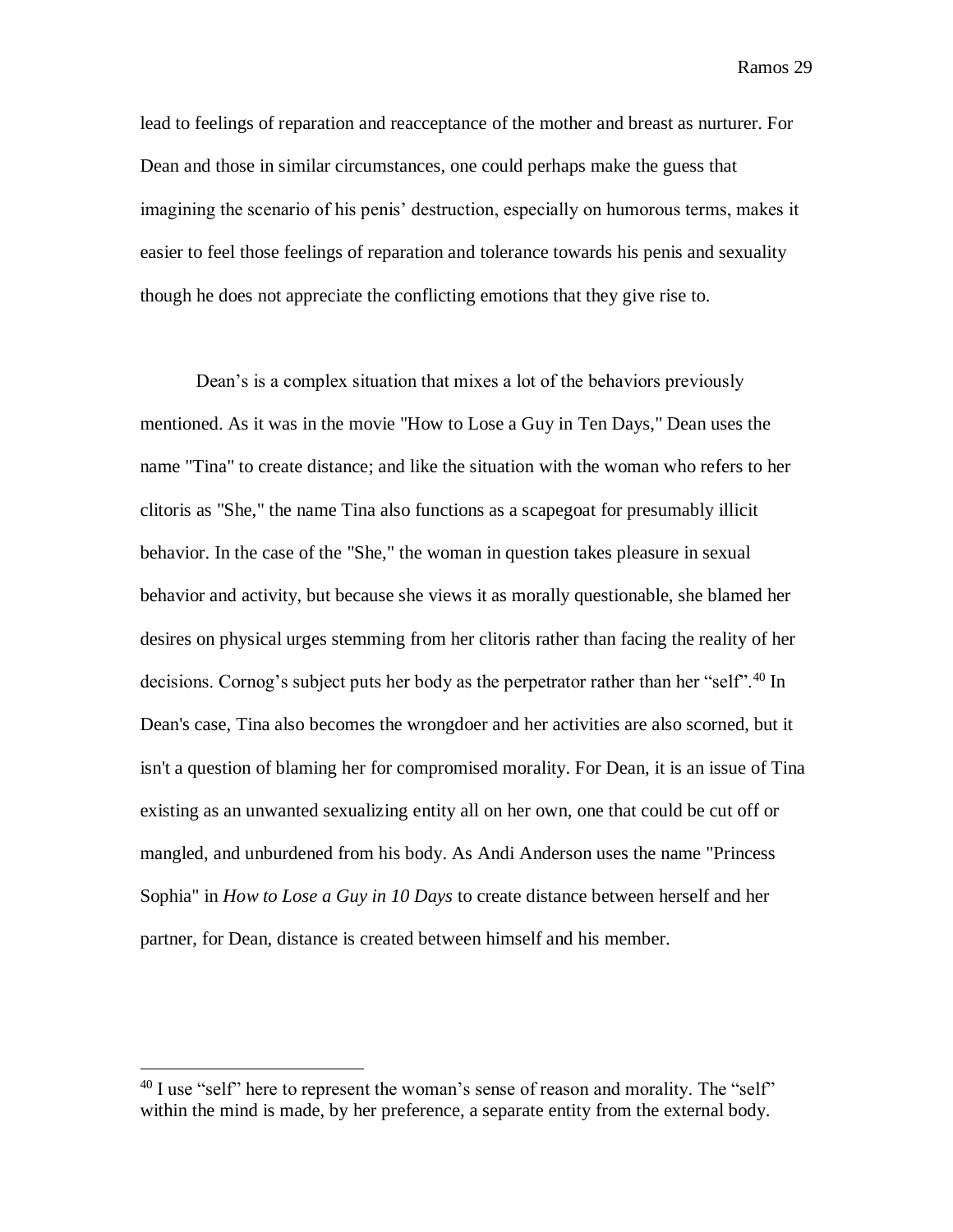lead to feelings of reparation and reacceptance of the mother and breast as nurturer. For Dean and those in similar circumstances, one could perhaps make the guess that imagining the scenario of his penis' destruction, especially on humorous terms, makes it easier to feel those feelings of reparation and tolerance towards his penis and sexuality though he does not appreciate the conflicting emotions that they give rise to.

Dean's is a complex situation that mixes a lot of the behaviors previously mentioned. As it was in the movie "How to Lose a Guy in Ten Days," Dean uses the name "Tina" to create distance; and like the situation with the woman who refers to her clitoris as "She," the name Tina also functions as a scapegoat for presumably illicit behavior. In the case of the "She," the woman in question takes pleasure in sexual behavior and activity, but because she views it as morally questionable, she blamed her desires on physical urges stemming from her clitoris rather than facing the reality of her decisions. Cornog's subject puts her body as the perpetrator rather than her "self".[40] In Dean's case, Tina also becomes the wrongdoer and her activities are also scorned, but it isn't a question of blaming her for compromised morality. For Dean, it is an issue of Tina existing as an unwanted sexualizing entity all on her own, one that could be cut off or mangled, and unburdened from his body. As Andi Anderson uses the name "Princess Sophia" in *How to Lose a Guy in 10 Days* to create distance between herself and her partner, for Dean, distance is created between himself and his member.

---

[40] I use "self" here to represent the woman's sense of reason and morality. The "self" within the mind is made, by her preference, a separate entity from the external body.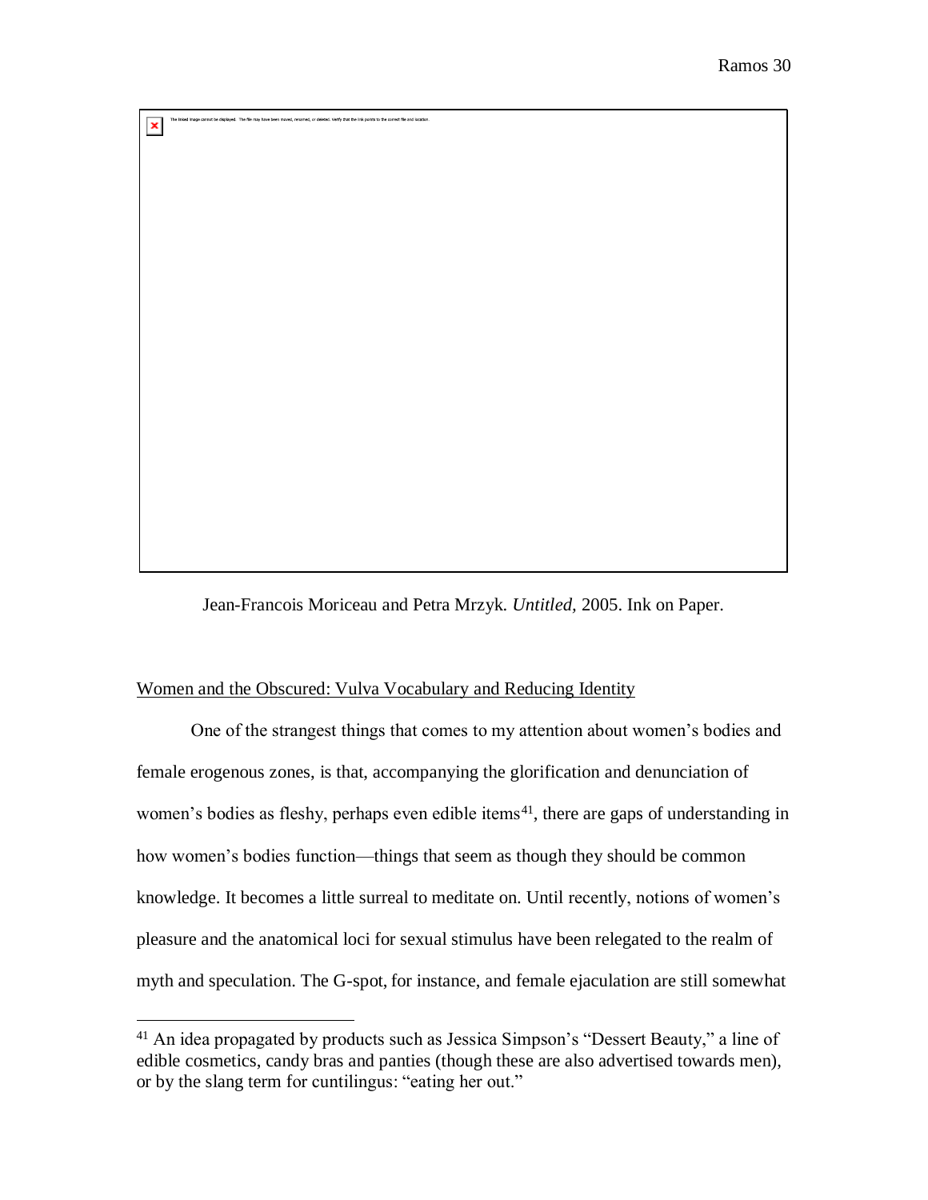Jean-Francois Moriceau and Petra Mrzyk. *Untitled,* 2005. Ink on Paper.

Women and the Obscured: Vulva Vocabulary and Reducing Identity

One of the strangest things that comes to my attention about women's bodies and female erogenous zones, is that, accompanying the glorification and denunciation of women's bodies as fleshy, perhaps even edible items[41], there are gaps of understanding in how women's bodies function—things that seem as though they should be common knowledge. It becomes a little surreal to meditate on. Until recently, notions of women's pleasure and the anatomical loci for sexual stimulus have been relegated to the realm of myth and speculation. The G-spot, for instance, and female ejaculation are still somewhat

[41] An idea propagated by products such as Jessica Simpson's "Dessert Beauty," a line of edible cosmetics, candy bras and panties (though these are also advertised towards men), or by the slang term for cuntilingus: "eating her out."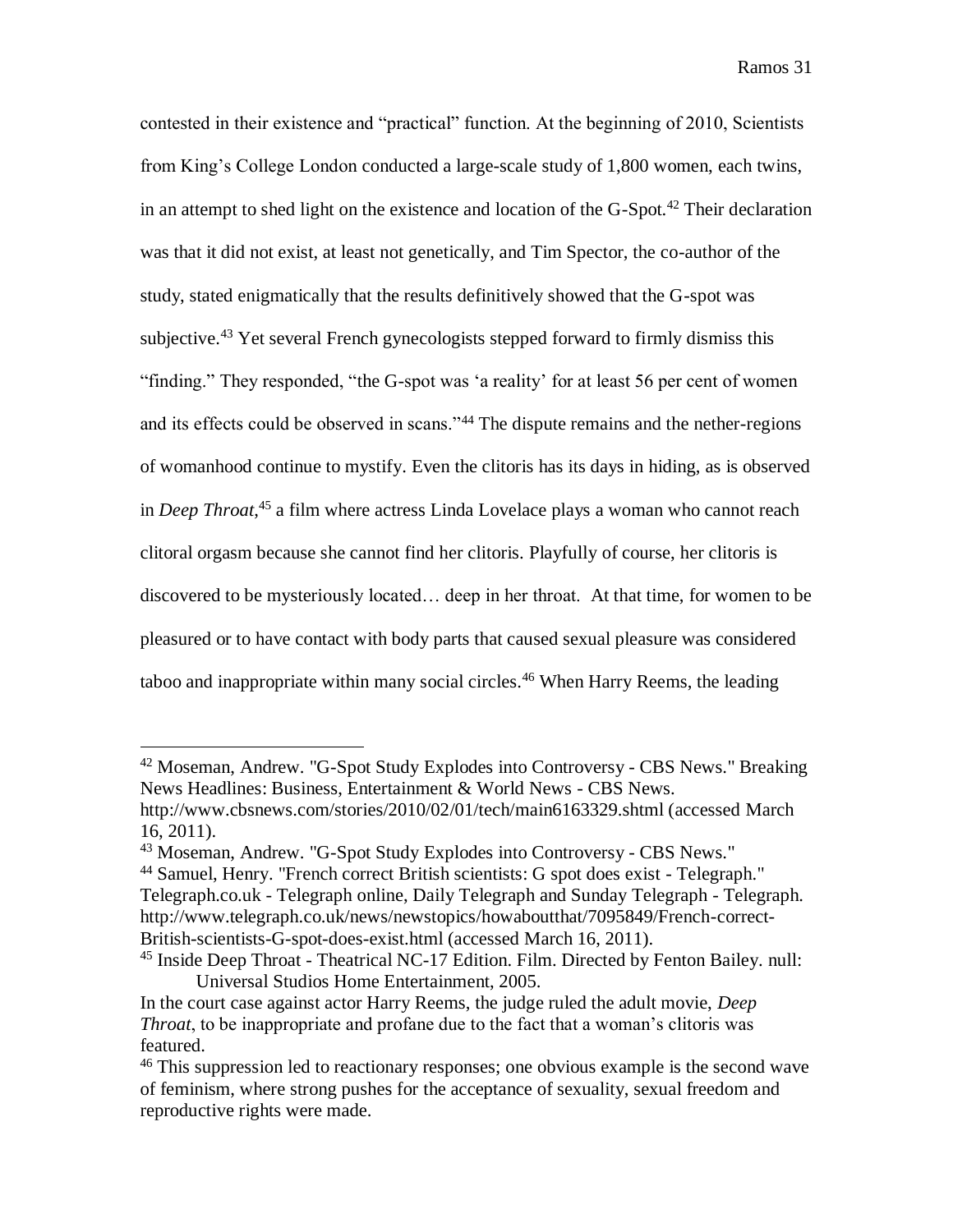contested in their existence and "practical" function. At the beginning of 2010, Scientists from King's College London conducted a large-scale study of 1,800 women, each twins, in an attempt to shed light on the existence and location of the G-Spot.[42] Their declaration was that it did not exist, at least not genetically, and Tim Spector, the co-author of the study, stated enigmatically that the results definitively showed that the G-spot was subjective.[43] Yet several French gynecologists stepped forward to firmly dismiss this "finding." They responded, "the G-spot was 'a reality' for at least 56 per cent of women and its effects could be observed in scans."[44] The dispute remains and the nether-regions of womanhood continue to mystify. Even the clitoris has its days in hiding, as is observed in *Deep Throat*,[45] a film where actress Linda Lovelace plays a woman who cannot reach clitoral orgasm because she cannot find her clitoris. Playfully of course, her clitoris is discovered to be mysteriously located… deep in her throat. At that time, for women to be pleasured or to have contact with body parts that caused sexual pleasure was considered taboo and inappropriate within many social circles.[46] When Harry Reems, the leading

---

[42] Moseman, Andrew. "G-Spot Study Explodes into Controversy - CBS News." Breaking News Headlines: Business, Entertainment & World News - CBS News. http://www.cbsnews.com/stories/2010/02/01/tech/main6163329.shtml (accessed March 16, 2011).

[43] Moseman, Andrew. "G-Spot Study Explodes into Controversy - CBS News."

[44] Samuel, Henry. "French correct British scientists: G spot does exist - Telegraph." Telegraph.co.uk - Telegraph online, Daily Telegraph and Sunday Telegraph - Telegraph. http://www.telegraph.co.uk/news/newstopics/howaboutthat/7095849/French-correct-British-scientists-G-spot-does-exist.html (accessed March 16, 2011).

[45] Inside Deep Throat - Theatrical NC-17 Edition. Film. Directed by Fenton Bailey. null: Universal Studios Home Entertainment, 2005.

In the court case against actor Harry Reems, the judge ruled the adult movie, *Deep Throat*, to be inappropriate and profane due to the fact that a woman's clitoris was featured.

[46] This suppression led to reactionary responses; one obvious example is the second wave of feminism, where strong pushes for the acceptance of sexuality, sexual freedom and reproductive rights were made.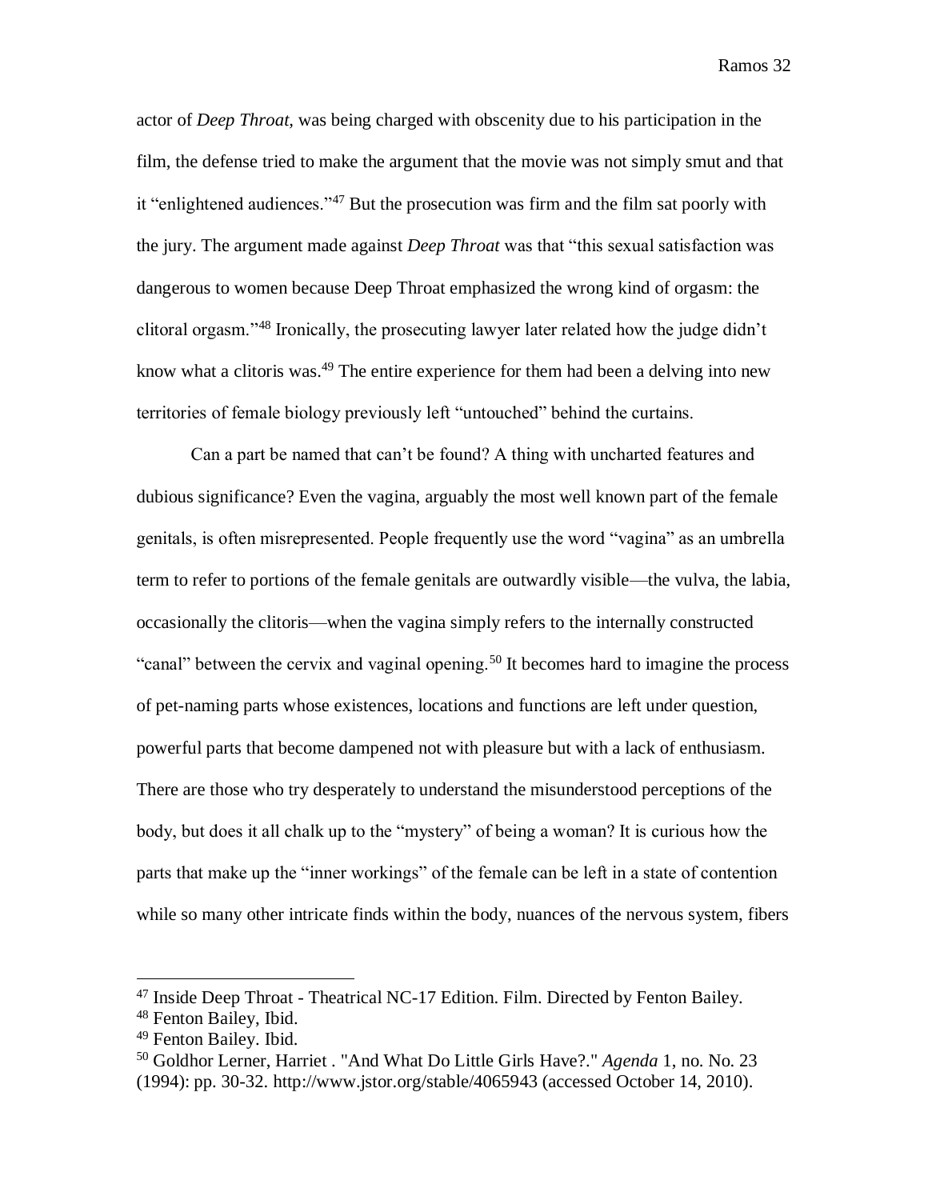actor of *Deep Throat,* was being charged with obscenity due to his participation in the film, the defense tried to make the argument that the movie was not simply smut and that it "enlightened audiences."[47] But the prosecution was firm and the film sat poorly with the jury. The argument made against *Deep Throat* was that "this sexual satisfaction was dangerous to women because Deep Throat emphasized the wrong kind of orgasm: the clitoral orgasm."[48] Ironically, the prosecuting lawyer later related how the judge didn't know what a clitoris was.[49] The entire experience for them had been a delving into new territories of female biology previously left "untouched" behind the curtains.

Can a part be named that can't be found? A thing with uncharted features and dubious significance? Even the vagina, arguably the most well known part of the female genitals, is often misrepresented. People frequently use the word "vagina" as an umbrella term to refer to portions of the female genitals are outwardly visible—the vulva, the labia, occasionally the clitoris—when the vagina simply refers to the internally constructed "canal" between the cervix and vaginal opening.[50] It becomes hard to imagine the process of pet-naming parts whose existences, locations and functions are left under question, powerful parts that become dampened not with pleasure but with a lack of enthusiasm. There are those who try desperately to understand the misunderstood perceptions of the body, but does it all chalk up to the "mystery" of being a woman? It is curious how the parts that make up the "inner workings" of the female can be left in a state of contention while so many other intricate finds within the body, nuances of the nervous system, fibers

---

[47] Inside Deep Throat - Theatrical NC-17 Edition. Film. Directed by Fenton Bailey.

[48] Fenton Bailey, Ibid.

[49] Fenton Bailey. Ibid.

[50] Goldhor Lerner, Harriet . "And What Do Little Girls Have?." *Agenda* 1, no. No. 23 (1994): pp. 30-32. http://www.jstor.org/stable/4065943 (accessed October 14, 2010).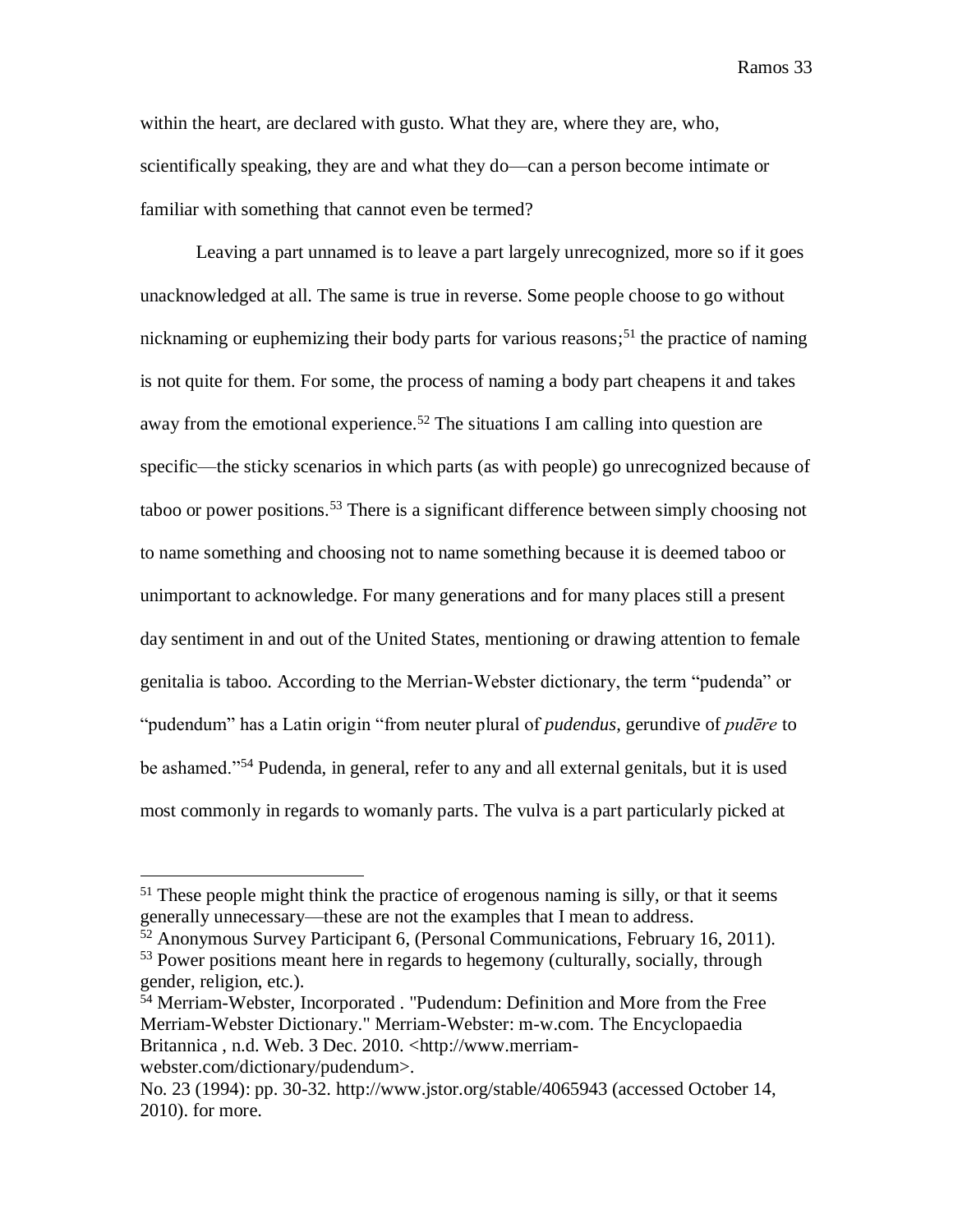within the heart, are declared with gusto. What they are, where they are, who, scientifically speaking, they are and what they do—can a person become intimate or familiar with something that cannot even be termed?

Leaving a part unnamed is to leave a part largely unrecognized, more so if it goes unacknowledged at all. The same is true in reverse. Some people choose to go without nicknaming or euphemizing their body parts for various reasons;[51] the practice of naming is not quite for them. For some, the process of naming a body part cheapens it and takes away from the emotional experience.[52] The situations I am calling into question are specific—the sticky scenarios in which parts (as with people) go unrecognized because of taboo or power positions.[53] There is a significant difference between simply choosing not to name something and choosing not to name something because it is deemed taboo or unimportant to acknowledge. For many generations and for many places still a present day sentiment in and out of the United States, mentioning or drawing attention to female genitalia is taboo. According to the Merrian-Webster dictionary, the term "pudenda" or "pudendum" has a Latin origin "from neuter plural of *pudendus*, gerundive of *pudēre* to be ashamed."[54] Pudenda, in general, refer to any and all external genitals, but it is used most commonly in regards to womanly parts. The vulva is a part particularly picked at

---

[51] These people might think the practice of erogenous naming is silly, or that it seems generally unnecessary—these are not the examples that I mean to address.

[52] Anonymous Survey Participant 6, (Personal Communications, February 16, 2011).

[53] Power positions meant here in regards to hegemony (culturally, socially, through gender, religion, etc.).

[54] Merriam-Webster, Incorporated . "Pudendum: Definition and More from the Free Merriam-Webster Dictionary." Merriam-Webster: m-w.com. The Encyclopaedia Britannica , n.d. Web. 3 Dec. 2010. <http://www.merriam-webster.com/dictionary/pudendum>.

No. 23 (1994): pp. 30-32. http://www.jstor.org/stable/4065943 (accessed October 14, 2010). for more.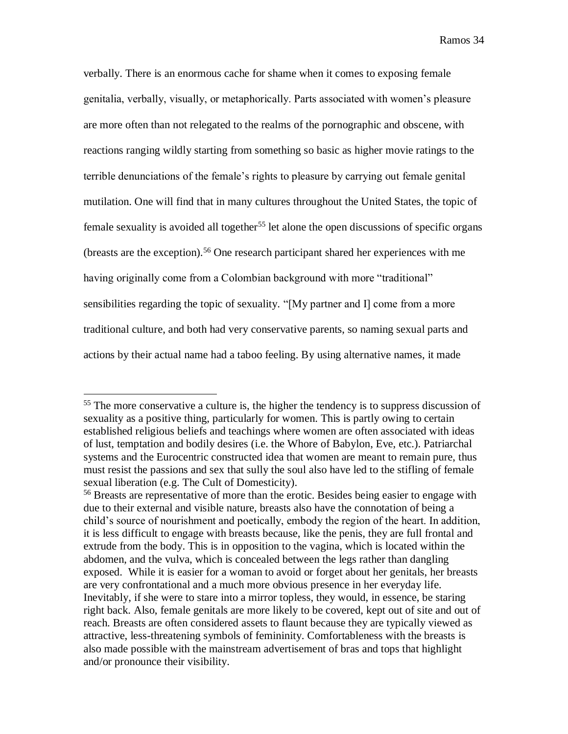verbally. There is an enormous cache for shame when it comes to exposing female genitalia, verbally, visually, or metaphorically. Parts associated with women's pleasure are more often than not relegated to the realms of the pornographic and obscene, with reactions ranging wildly starting from something so basic as higher movie ratings to the terrible denunciations of the female's rights to pleasure by carrying out female genital mutilation. One will find that in many cultures throughout the United States, the topic of female sexuality is avoided all together[55] let alone the open discussions of specific organs (breasts are the exception).[56] One research participant shared her experiences with me having originally come from a Colombian background with more "traditional" sensibilities regarding the topic of sexuality. "[My partner and I] come from a more traditional culture, and both had very conservative parents, so naming sexual parts and actions by their actual name had a taboo feeling. By using alternative names, it made

---

[55] The more conservative a culture is, the higher the tendency is to suppress discussion of sexuality as a positive thing, particularly for women. This is partly owing to certain established religious beliefs and teachings where women are often associated with ideas of lust, temptation and bodily desires (i.e. the Whore of Babylon, Eve, etc.). Patriarchal systems and the Eurocentric constructed idea that women are meant to remain pure, thus must resist the passions and sex that sully the soul also have led to the stifling of female sexual liberation (e.g. The Cult of Domesticity).

[56] Breasts are representative of more than the erotic. Besides being easier to engage with due to their external and visible nature, breasts also have the connotation of being a child's source of nourishment and poetically, embody the region of the heart. In addition, it is less difficult to engage with breasts because, like the penis, they are full frontal and extrude from the body. This is in opposition to the vagina, which is located within the abdomen, and the vulva, which is concealed between the legs rather than dangling exposed. While it is easier for a woman to avoid or forget about her genitals, her breasts are very confrontational and a much more obvious presence in her everyday life. Inevitably, if she were to stare into a mirror topless, they would, in essence, be staring right back. Also, female genitals are more likely to be covered, kept out of site and out of reach. Breasts are often considered assets to flaunt because they are typically viewed as attractive, less-threatening symbols of femininity. Comfortableness with the breasts is also made possible with the mainstream advertisement of bras and tops that highlight and/or pronounce their visibility.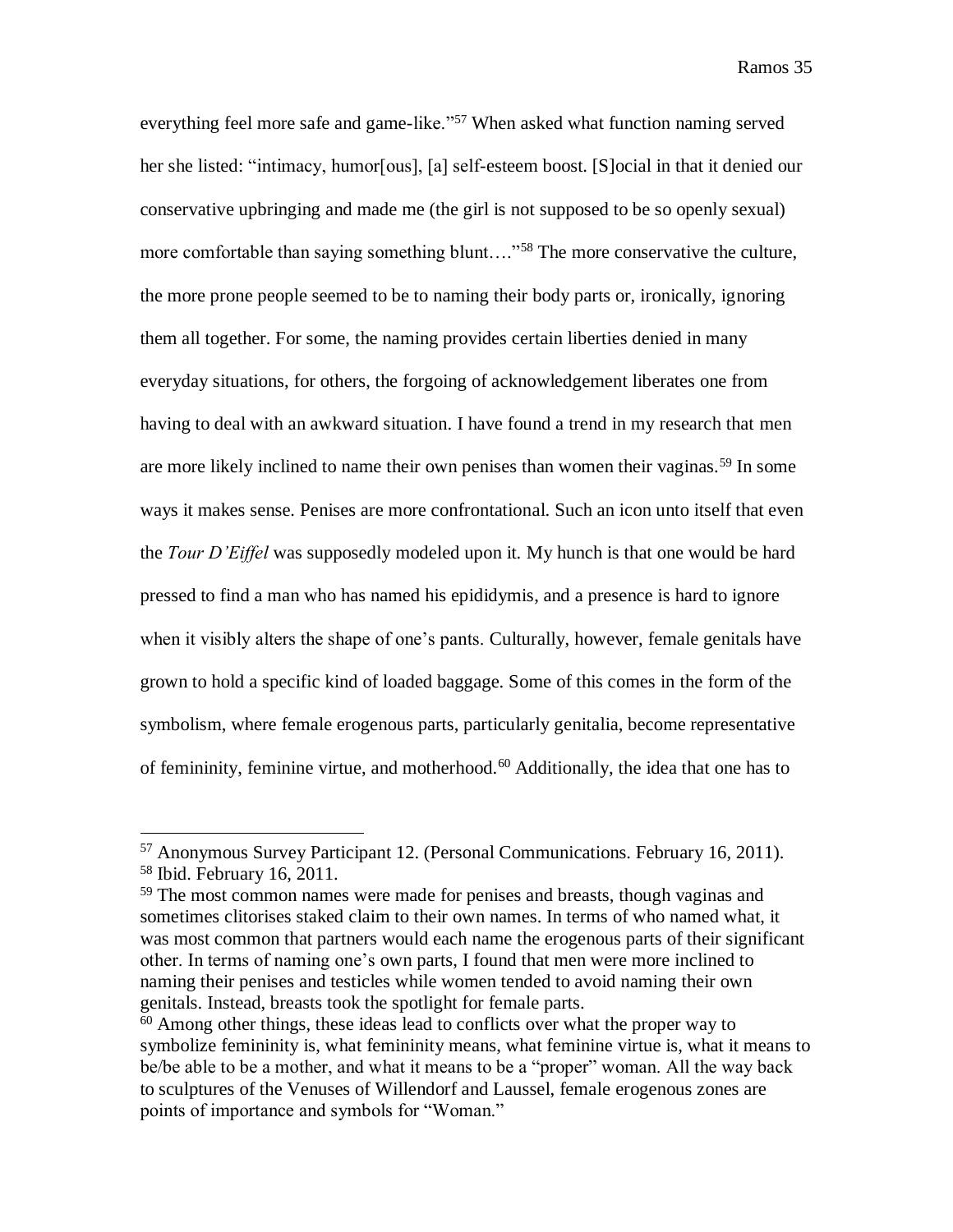everything feel more safe and game-like."[57] When asked what function naming served her she listed: "intimacy, humor[ous], [a] self-esteem boost. [S]ocial in that it denied our conservative upbringing and made me (the girl is not supposed to be so openly sexual) more comfortable than saying something blunt…."[58] The more conservative the culture, the more prone people seemed to be to naming their body parts or, ironically, ignoring them all together. For some, the naming provides certain liberties denied in many everyday situations, for others, the forgoing of acknowledgement liberates one from having to deal with an awkward situation. I have found a trend in my research that men are more likely inclined to name their own penises than women their vaginas.[59] In some ways it makes sense. Penises are more confrontational. Such an icon unto itself that even the *Tour D'Eiffel* was supposedly modeled upon it. My hunch is that one would be hard pressed to find a man who has named his epididymis, and a presence is hard to ignore when it visibly alters the shape of one's pants. Culturally, however, female genitals have grown to hold a specific kind of loaded baggage. Some of this comes in the form of the symbolism, where female erogenous parts, particularly genitalia, become representative of femininity, feminine virtue, and motherhood.[60] Additionally, the idea that one has to

---

[57] Anonymous Survey Participant 12. (Personal Communications. February 16, 2011).

[58] Ibid. February 16, 2011.

[59] The most common names were made for penises and breasts, though vaginas and sometimes clitorises staked claim to their own names. In terms of who named what, it was most common that partners would each name the erogenous parts of their significant other. In terms of naming one's own parts, I found that men were more inclined to naming their penises and testicles while women tended to avoid naming their own genitals. Instead, breasts took the spotlight for female parts.

[60] Among other things, these ideas lead to conflicts over what the proper way to symbolize femininity is, what femininity means, what feminine virtue is, what it means to be/be able to be a mother, and what it means to be a "proper" woman. All the way back to sculptures of the Venuses of Willendorf and Laussel, female erogenous zones are points of importance and symbols for "Woman."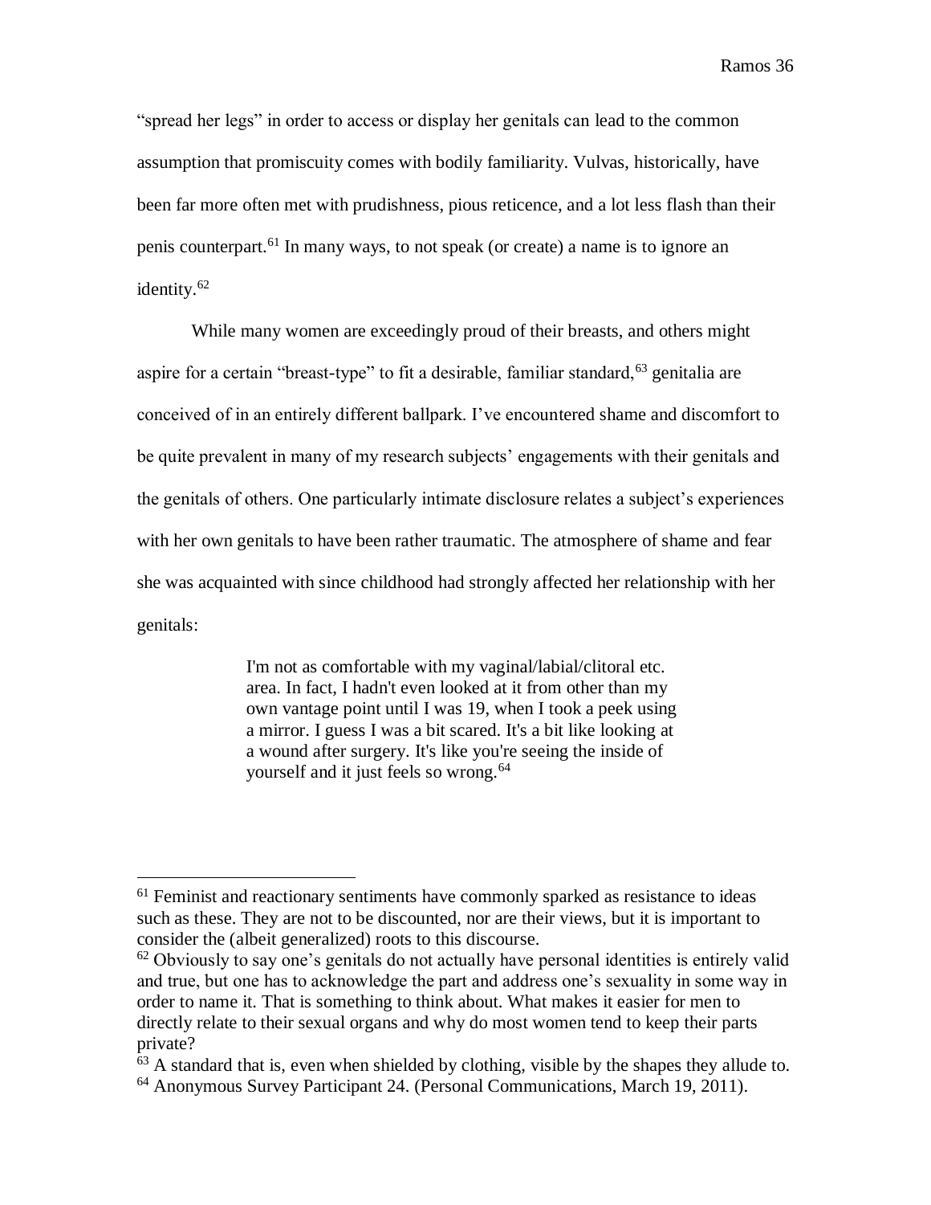"spread her legs" in order to access or display her genitals can lead to the common assumption that promiscuity comes with bodily familiarity. Vulvas, historically, have been far more often met with prudishness, pious reticence, and a lot less flash than their penis counterpart.[61] In many ways, to not speak (or create) a name is to ignore an identity.[62]

While many women are exceedingly proud of their breasts, and others might aspire for a certain "breast-type" to fit a desirable, familiar standard,[63] genitalia are conceived of in an entirely different ballpark. I've encountered shame and discomfort to be quite prevalent in many of my research subjects' engagements with their genitals and the genitals of others. One particularly intimate disclosure relates a subject's experiences with her own genitals to have been rather traumatic. The atmosphere of shame and fear she was acquainted with since childhood had strongly affected her relationship with her genitals:

> I'm not as comfortable with my vaginal/labial/clitoral etc. area. In fact, I hadn't even looked at it from other than my own vantage point until I was 19, when I took a peek using a mirror. I guess I was a bit scared. It's a bit like looking at a wound after surgery. It's like you're seeing the inside of yourself and it just feels so wrong.[64]

---

[61] Feminist and reactionary sentiments have commonly sparked as resistance to ideas such as these. They are not to be discounted, nor are their views, but it is important to consider the (albeit generalized) roots to this discourse.

[62] Obviously to say one's genitals do not actually have personal identities is entirely valid and true, but one has to acknowledge the part and address one's sexuality in some way in order to name it. That is something to think about. What makes it easier for men to directly relate to their sexual organs and why do most women tend to keep their parts private?

[63] A standard that is, even when shielded by clothing, visible by the shapes they allude to.

[64] Anonymous Survey Participant 24. (Personal Communications, March 19, 2011).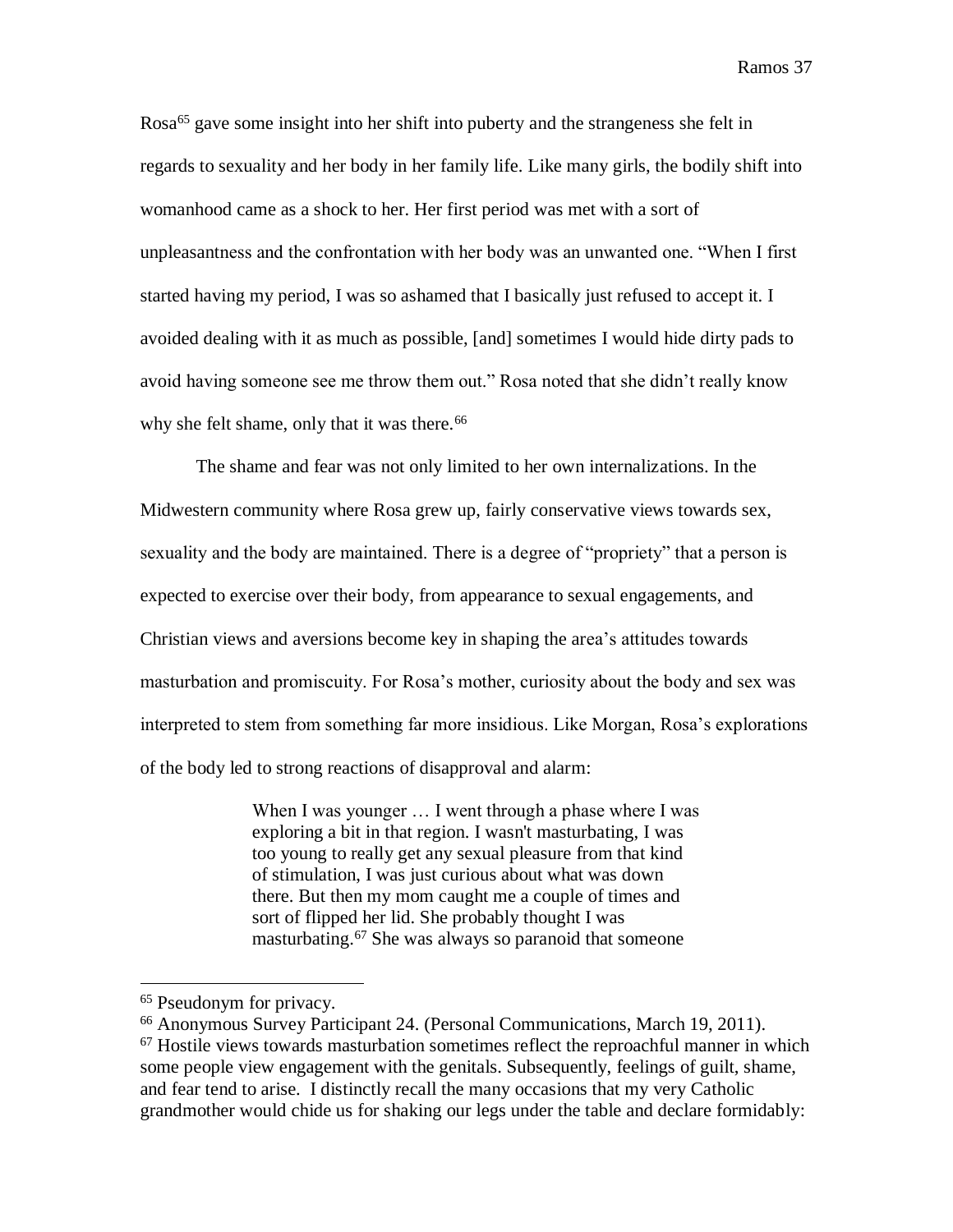Rosa[65] gave some insight into her shift into puberty and the strangeness she felt in regards to sexuality and her body in her family life. Like many girls, the bodily shift into womanhood came as a shock to her. Her first period was met with a sort of unpleasantness and the confrontation with her body was an unwanted one. "When I first started having my period, I was so ashamed that I basically just refused to accept it. I avoided dealing with it as much as possible, [and] sometimes I would hide dirty pads to avoid having someone see me throw them out." Rosa noted that she didn't really know why she felt shame, only that it was there.[66]

The shame and fear was not only limited to her own internalizations. In the Midwestern community where Rosa grew up, fairly conservative views towards sex, sexuality and the body are maintained. There is a degree of "propriety" that a person is expected to exercise over their body, from appearance to sexual engagements, and Christian views and aversions become key in shaping the area's attitudes towards masturbation and promiscuity. For Rosa's mother, curiosity about the body and sex was interpreted to stem from something far more insidious. Like Morgan, Rosa's explorations of the body led to strong reactions of disapproval and alarm:

> When I was younger … I went through a phase where I was exploring a bit in that region. I wasn't masturbating, I was too young to really get any sexual pleasure from that kind of stimulation, I was just curious about what was down there. But then my mom caught me a couple of times and sort of flipped her lid. She probably thought I was masturbating.[67] She was always so paranoid that someone

---

[65] Pseudonym for privacy.

[66] Anonymous Survey Participant 24. (Personal Communications, March 19, 2011).

[67] Hostile views towards masturbation sometimes reflect the reproachful manner in which some people view engagement with the genitals. Subsequently, feelings of guilt, shame, and fear tend to arise. I distinctly recall the many occasions that my very Catholic grandmother would chide us for shaking our legs under the table and declare formidably: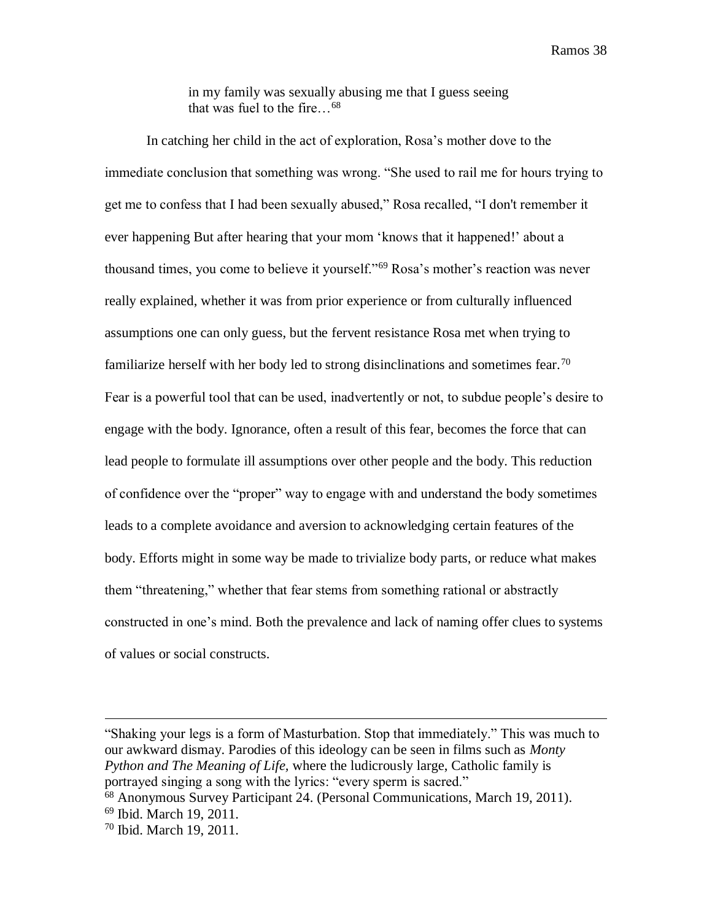> in my family was sexually abusing me that I guess seeing that was fuel to the fire…[68]

In catching her child in the act of exploration, Rosa's mother dove to the immediate conclusion that something was wrong. "She used to rail me for hours trying to get me to confess that I had been sexually abused," Rosa recalled, "I don't remember it ever happening But after hearing that your mom 'knows that it happened!' about a thousand times, you come to believe it yourself."[69] Rosa's mother's reaction was never really explained, whether it was from prior experience or from culturally influenced assumptions one can only guess, but the fervent resistance Rosa met when trying to familiarize herself with her body led to strong disinclinations and sometimes fear.[70] Fear is a powerful tool that can be used, inadvertently or not, to subdue people's desire to engage with the body. Ignorance, often a result of this fear, becomes the force that can lead people to formulate ill assumptions over other people and the body. This reduction of confidence over the "proper" way to engage with and understand the body sometimes leads to a complete avoidance and aversion to acknowledging certain features of the body. Efforts might in some way be made to trivialize body parts, or reduce what makes them "threatening," whether that fear stems from something rational or abstractly constructed in one's mind. Both the prevalence and lack of naming offer clues to systems of values or social constructs.

---

"Shaking your legs is a form of Masturbation. Stop that immediately." This was much to our awkward dismay. Parodies of this ideology can be seen in films such as *Monty Python and The Meaning of Life*, where the ludicrously large, Catholic family is portrayed singing a song with the lyrics: "every sperm is sacred."

[68] Anonymous Survey Participant 24. (Personal Communications, March 19, 2011).

[69] Ibid. March 19, 2011.

[70] Ibid. March 19, 2011.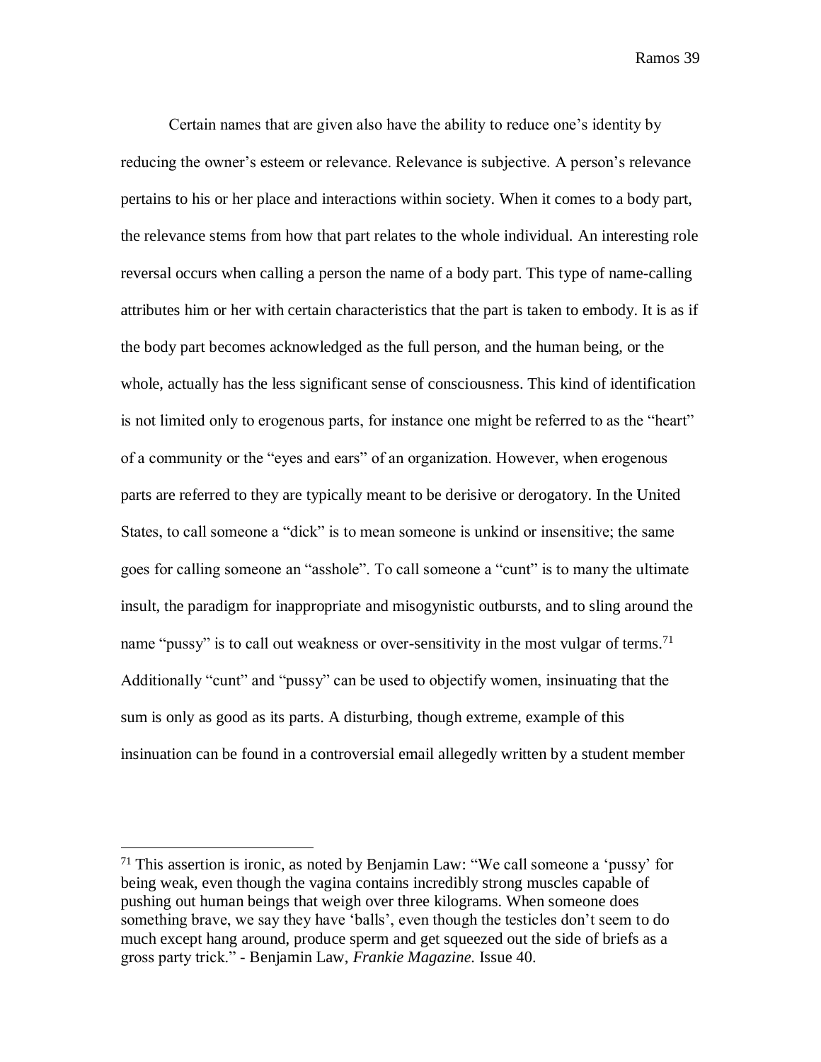Certain names that are given also have the ability to reduce one's identity by reducing the owner's esteem or relevance. Relevance is subjective. A person's relevance pertains to his or her place and interactions within society. When it comes to a body part, the relevance stems from how that part relates to the whole individual. An interesting role reversal occurs when calling a person the name of a body part. This type of name-calling attributes him or her with certain characteristics that the part is taken to embody. It is as if the body part becomes acknowledged as the full person, and the human being, or the whole, actually has the less significant sense of consciousness. This kind of identification is not limited only to erogenous parts, for instance one might be referred to as the "heart" of a community or the "eyes and ears" of an organization. However, when erogenous parts are referred to they are typically meant to be derisive or derogatory. In the United States, to call someone a "dick" is to mean someone is unkind or insensitive; the same goes for calling someone an "asshole". To call someone a "cunt" is to many the ultimate insult, the paradigm for inappropriate and misogynistic outbursts, and to sling around the name "pussy" is to call out weakness or over-sensitivity in the most vulgar of terms.[71] Additionally "cunt" and "pussy" can be used to objectify women, insinuating that the sum is only as good as its parts. A disturbing, though extreme, example of this insinuation can be found in a controversial email allegedly written by a student member

---

[71] This assertion is ironic, as noted by Benjamin Law: "We call someone a 'pussy' for being weak, even though the vagina contains incredibly strong muscles capable of pushing out human beings that weigh over three kilograms. When someone does something brave, we say they have 'balls', even though the testicles don't seem to do much except hang around, produce sperm and get squeezed out the side of briefs as a gross party trick." - Benjamin Law, *Frankie Magazine.* Issue 40.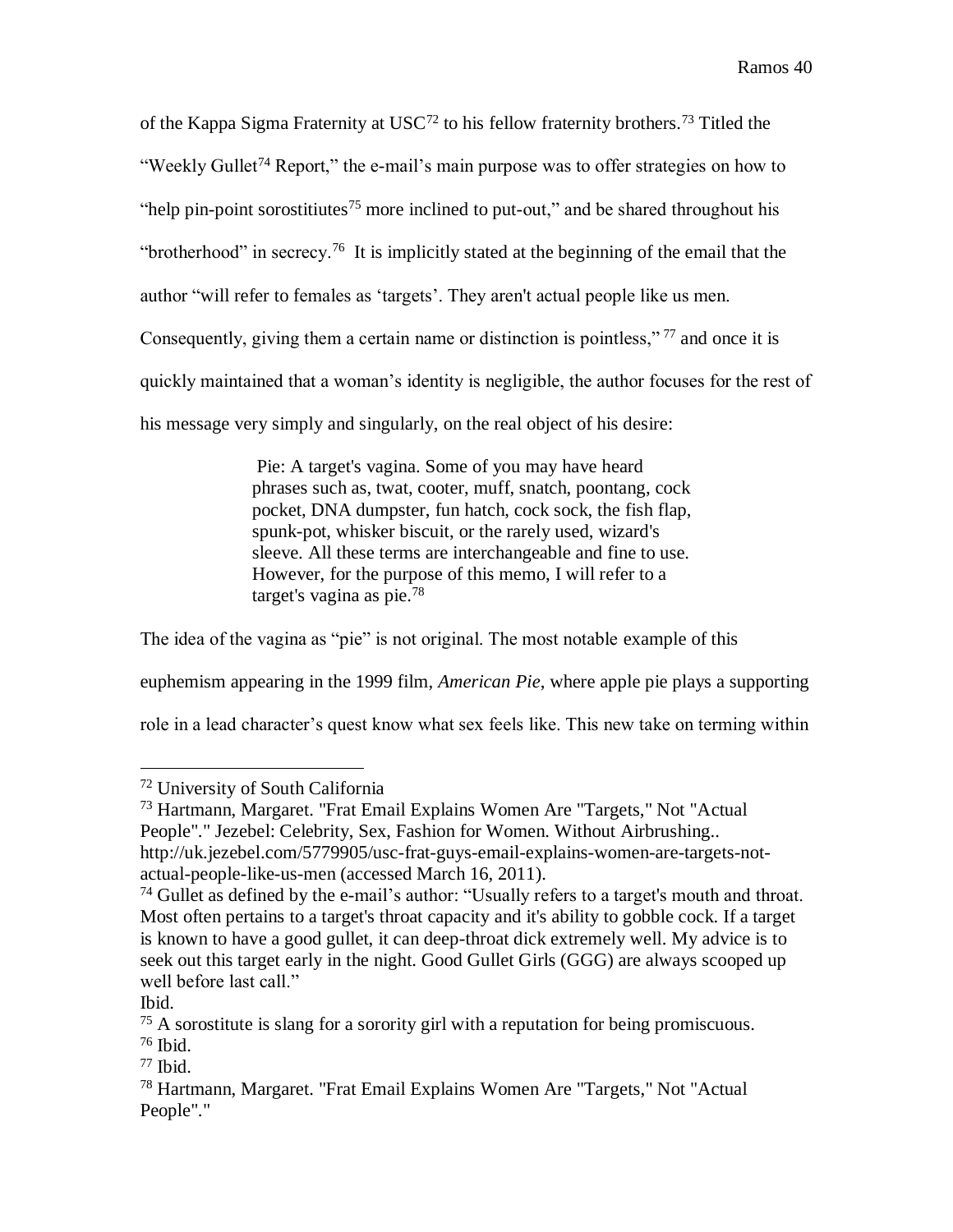of the Kappa Sigma Fraternity at USC[72] to his fellow fraternity brothers.[73] Titled the "Weekly Gullet[74] Report," the e-mail's main purpose was to offer strategies on how to "help pin-point sorostitiutes[75] more inclined to put-out," and be shared throughout his "brotherhood" in secrecy.[76] It is implicitly stated at the beginning of the email that the author "will refer to females as 'targets'. They aren't actual people like us men. Consequently, giving them a certain name or distinction is pointless," [77] and once it is quickly maintained that a woman's identity is negligible, the author focuses for the rest of his message very simply and singularly, on the real object of his desire:

> Pie: A target's vagina. Some of you may have heard phrases such as, twat, cooter, muff, snatch, poontang, cock pocket, DNA dumpster, fun hatch, cock sock, the fish flap, spunk-pot, whisker biscuit, or the rarely used, wizard's sleeve. All these terms are interchangeable and fine to use. However, for the purpose of this memo, I will refer to a target's vagina as pie.[78]

The idea of the vagina as "pie" is not original. The most notable example of this euphemism appearing in the 1999 film, *American Pie*, where apple pie plays a supporting role in a lead character's quest know what sex feels like. This new take on terming within

---

[72] University of South California

[73] Hartmann, Margaret. "Frat Email Explains Women Are "Targets," Not "Actual People"." Jezebel: Celebrity, Sex, Fashion for Women. Without Airbrushing.. http://uk.jezebel.com/5779905/usc-frat-guys-email-explains-women-are-targets-not-actual-people-like-us-men (accessed March 16, 2011).

[74] Gullet as defined by the e-mail's author: "Usually refers to a target's mouth and throat. Most often pertains to a target's throat capacity and it's ability to gobble cock. If a target is known to have a good gullet, it can deep-throat dick extremely well. My advice is to seek out this target early in the night. Good Gullet Girls (GGG) are always scooped up well before last call."
Ibid.

[75] A sorostitute is slang for a sorority girl with a reputation for being promiscuous.

[76] Ibid.

[77] Ibid.

[78] Hartmann, Margaret. "Frat Email Explains Women Are "Targets," Not "Actual People"."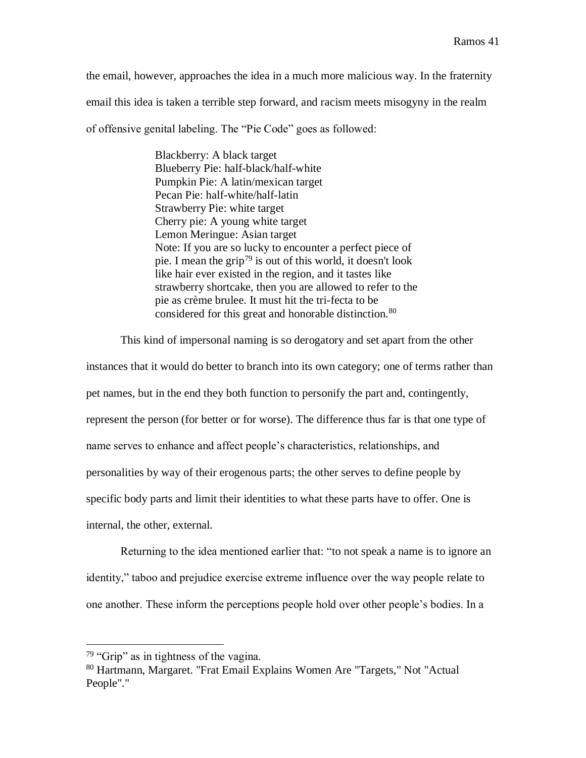the email, however, approaches the idea in a much more malicious way. In the fraternity email this idea is taken a terrible step forward, and racism meets misogyny in the realm of offensive genital labeling. The "Pie Code" goes as followed:

> Blackberry: A black target
> Blueberry Pie: half-black/half-white
> Pumpkin Pie: A latin/mexican target
> Pecan Pie: half-white/half-latin
> Strawberry Pie: white target
> Cherry pie: A young white target
> Lemon Meringue: Asian target
> Note: If you are so lucky to encounter a perfect piece of pie. I mean the grip[79] is out of this world, it doesn't look like hair ever existed in the region, and it tastes like strawberry shortcake, then you are allowed to refer to the pie as crème brulee. It must hit the tri-fecta to be considered for this great and honorable distinction.[80]

This kind of impersonal naming is so derogatory and set apart from the other instances that it would do better to branch into its own category; one of terms rather than pet names, but in the end they both function to personify the part and, contingently, represent the person (for better or for worse). The difference thus far is that one type of name serves to enhance and affect people's characteristics, relationships, and personalities by way of their erogenous parts; the other serves to define people by specific body parts and limit their identities to what these parts have to offer. One is internal, the other, external.

Returning to the idea mentioned earlier that: "to not speak a name is to ignore an identity," taboo and prejudice exercise extreme influence over the way people relate to one another. These inform the perceptions people hold over other people's bodies. In a

---

[79] "Grip" as in tightness of the vagina.

[80] Hartmann, Margaret. "Frat Email Explains Women Are "Targets," Not "Actual People"."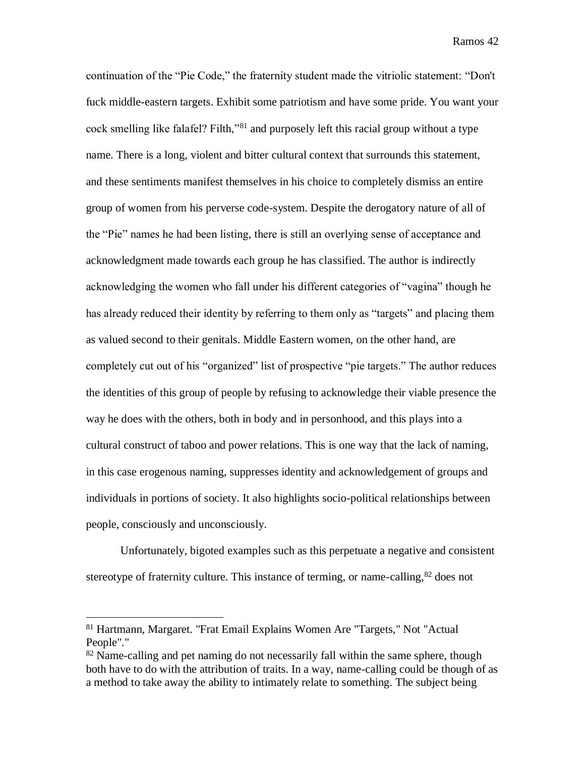continuation of the "Pie Code," the fraternity student made the vitriolic statement: "Don't fuck middle-eastern targets. Exhibit some patriotism and have some pride. You want your cock smelling like falafel? Filth,"[81] and purposely left this racial group without a type name. There is a long, violent and bitter cultural context that surrounds this statement, and these sentiments manifest themselves in his choice to completely dismiss an entire group of women from his perverse code-system. Despite the derogatory nature of all of the "Pie" names he had been listing, there is still an overlying sense of acceptance and acknowledgment made towards each group he has classified. The author is indirectly acknowledging the women who fall under his different categories of "vagina" though he has already reduced their identity by referring to them only as "targets" and placing them as valued second to their genitals. Middle Eastern women, on the other hand, are completely cut out of his "organized" list of prospective "pie targets." The author reduces the identities of this group of people by refusing to acknowledge their viable presence the way he does with the others, both in body and in personhood, and this plays into a cultural construct of taboo and power relations. This is one way that the lack of naming, in this case erogenous naming, suppresses identity and acknowledgement of groups and individuals in portions of society. It also highlights socio-political relationships between people, consciously and unconsciously.

Unfortunately, bigoted examples such as this perpetuate a negative and consistent stereotype of fraternity culture. This instance of terming, or name-calling,[82] does not

---

[81] Hartmann, Margaret. "Frat Email Explains Women Are "Targets," Not "Actual People"."

[82] Name-calling and pet naming do not necessarily fall within the same sphere, though both have to do with the attribution of traits. In a way, name-calling could be though of as a method to take away the ability to intimately relate to something. The subject being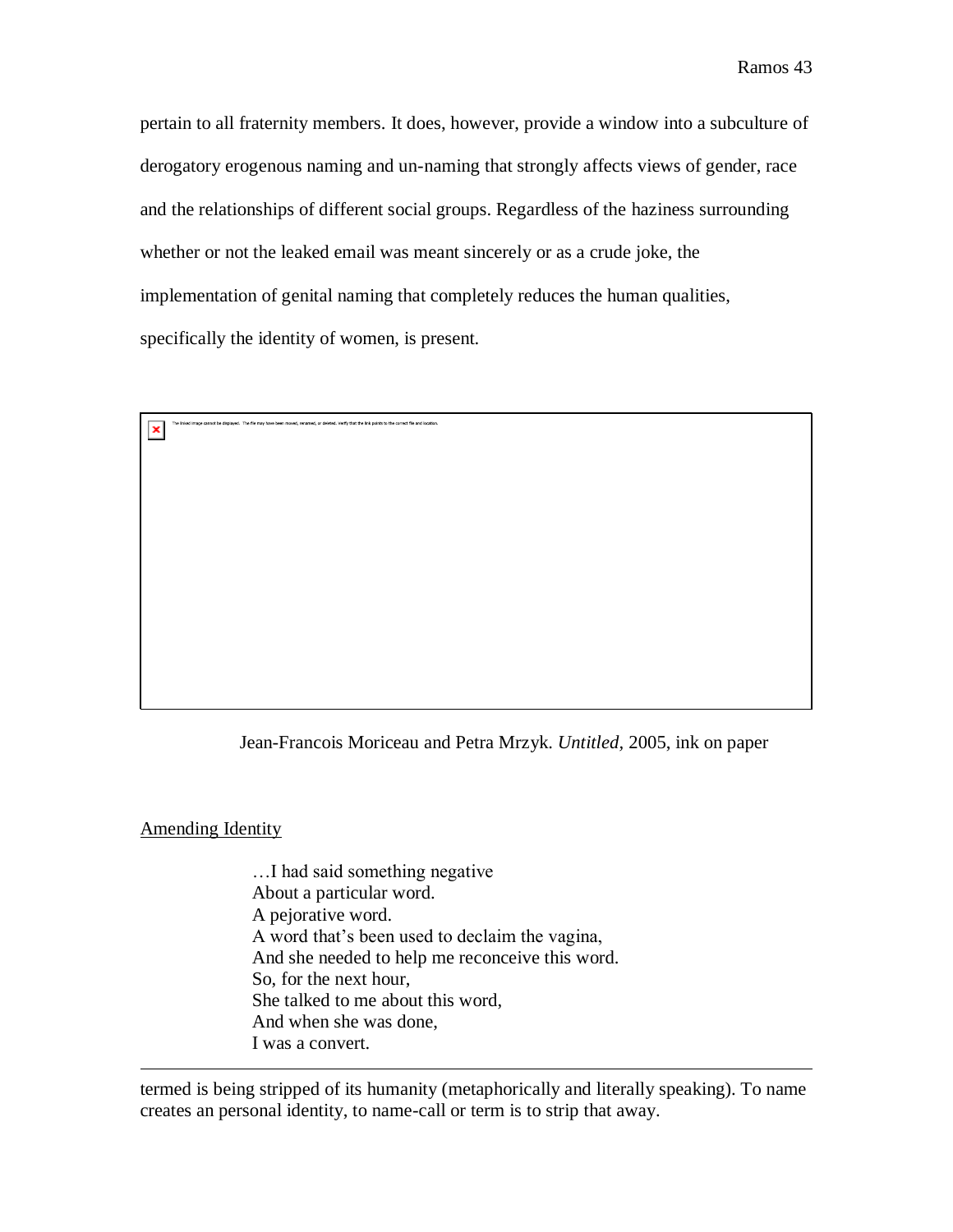pertain to all fraternity members. It does, however, provide a window into a subculture of derogatory erogenous naming and un-naming that strongly affects views of gender, race and the relationships of different social groups. Regardless of the haziness surrounding whether or not the leaked email was meant sincerely or as a crude joke, the implementation of genital naming that completely reduces the human qualities, specifically the identity of women, is present.

The linked image cannot be displayed. The file may have been moved, renamed, or deleted. Verify that the link points to the correct file and location.

Jean-Francois Moriceau and Petra Mrzyk. *Untitled*, 2005, ink on paper

<u>Amending Identity</u>

> …I had said something negative
> About a particular word.
> A pejorative word.
> A word that's been used to declaim the vagina,
> And she needed to help me reconceive this word.
> So, for the next hour,
> She talked to me about this word,
> And when she was done,
> I was a convert.

---

termed is being stripped of its humanity (metaphorically and literally speaking). To name creates an personal identity, to name-call or term is to strip that away.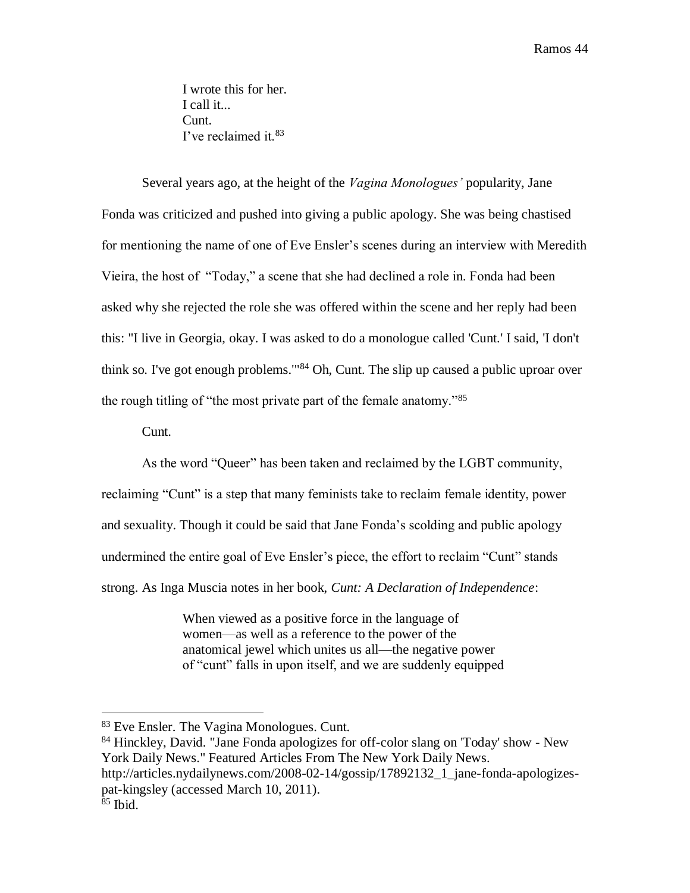> I wrote this for her.
> I call it...
> Cunt.
> I've reclaimed it.[83]

Several years ago, at the height of the *Vagina Monologues'* popularity, Jane Fonda was criticized and pushed into giving a public apology. She was being chastised for mentioning the name of one of Eve Ensler's scenes during an interview with Meredith Vieira, the host of "Today," a scene that she had declined a role in. Fonda had been asked why she rejected the role she was offered within the scene and her reply had been this: "I live in Georgia, okay. I was asked to do a monologue called 'Cunt.' I said, 'I don't think so. I've got enough problems.'"[84] Oh, Cunt. The slip up caused a public uproar over the rough titling of "the most private part of the female anatomy."[85]

Cunt.

As the word "Queer" has been taken and reclaimed by the LGBT community, reclaiming "Cunt" is a step that many feminists take to reclaim female identity, power and sexuality. Though it could be said that Jane Fonda's scolding and public apology undermined the entire goal of Eve Ensler's piece, the effort to reclaim "Cunt" stands strong. As Inga Muscia notes in her book, *Cunt: A Declaration of Independence*:

> When viewed as a positive force in the language of women—as well as a reference to the power of the anatomical jewel which unites us all—the negative power of "cunt" falls in upon itself, and we are suddenly equipped

---

[83] Eve Ensler. The Vagina Monologues. Cunt.

[84] Hinckley, David. "Jane Fonda apologizes for off-color slang on 'Today' show - New York Daily News." Featured Articles From The New York Daily News. http://articles.nydailynews.com/2008-02-14/gossip/17892132_1_jane-fonda-apologizes-pat-kingsley (accessed March 10, 2011).

[85] Ibid.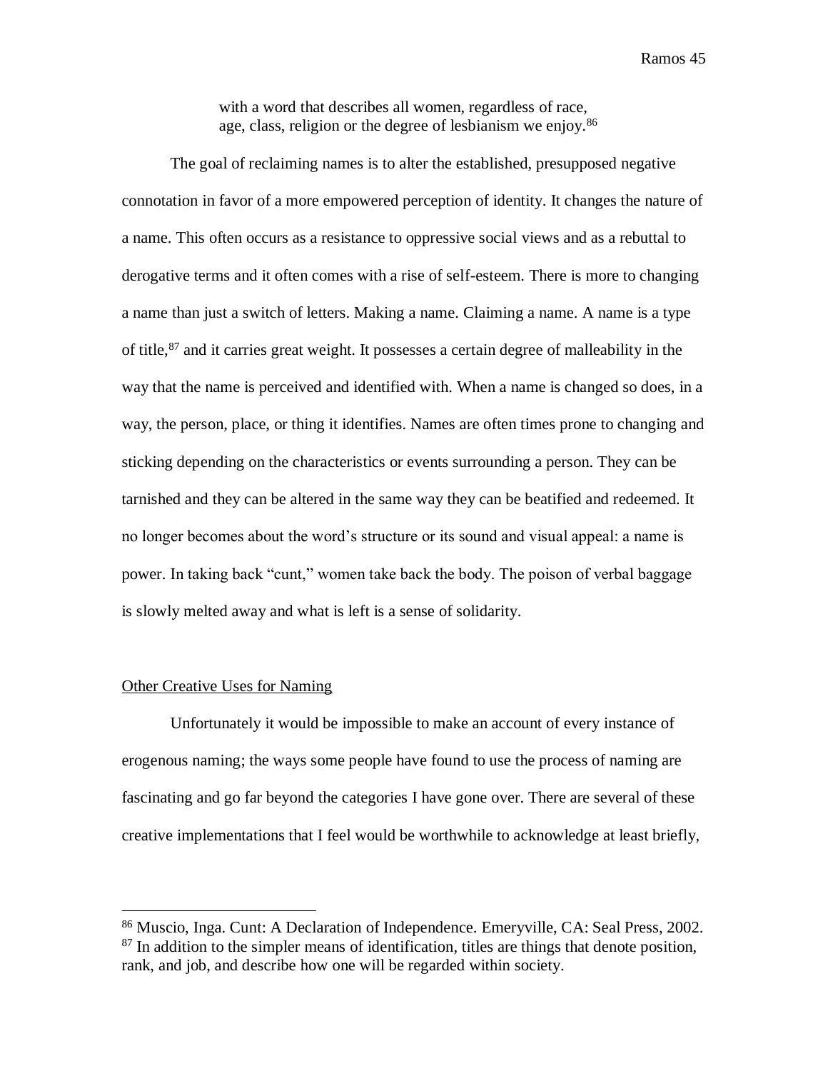> with a word that describes all women, regardless of race, age, class, religion or the degree of lesbianism we enjoy.[86]

The goal of reclaiming names is to alter the established, presupposed negative connotation in favor of a more empowered perception of identity. It changes the nature of a name. This often occurs as a resistance to oppressive social views and as a rebuttal to derogative terms and it often comes with a rise of self-esteem. There is more to changing a name than just a switch of letters. Making a name. Claiming a name. A name is a type of title,[87] and it carries great weight. It possesses a certain degree of malleability in the way that the name is perceived and identified with. When a name is changed so does, in a way, the person, place, or thing it identifies. Names are often times prone to changing and sticking depending on the characteristics or events surrounding a person. They can be tarnished and they can be altered in the same way they can be beatified and redeemed. It no longer becomes about the word's structure or its sound and visual appeal: a name is power. In taking back "cunt," women take back the body. The poison of verbal baggage is slowly melted away and what is left is a sense of solidarity.

<u>Other Creative Uses for Naming</u>

Unfortunately it would be impossible to make an account of every instance of erogenous naming; the ways some people have found to use the process of naming are fascinating and go far beyond the categories I have gone over. There are several of these creative implementations that I feel would be worthwhile to acknowledge at least briefly,

---

[86] Muscio, Inga. Cunt: A Declaration of Independence. Emeryville, CA: Seal Press, 2002.

[87] In addition to the simpler means of identification, titles are things that denote position, rank, and job, and describe how one will be regarded within society.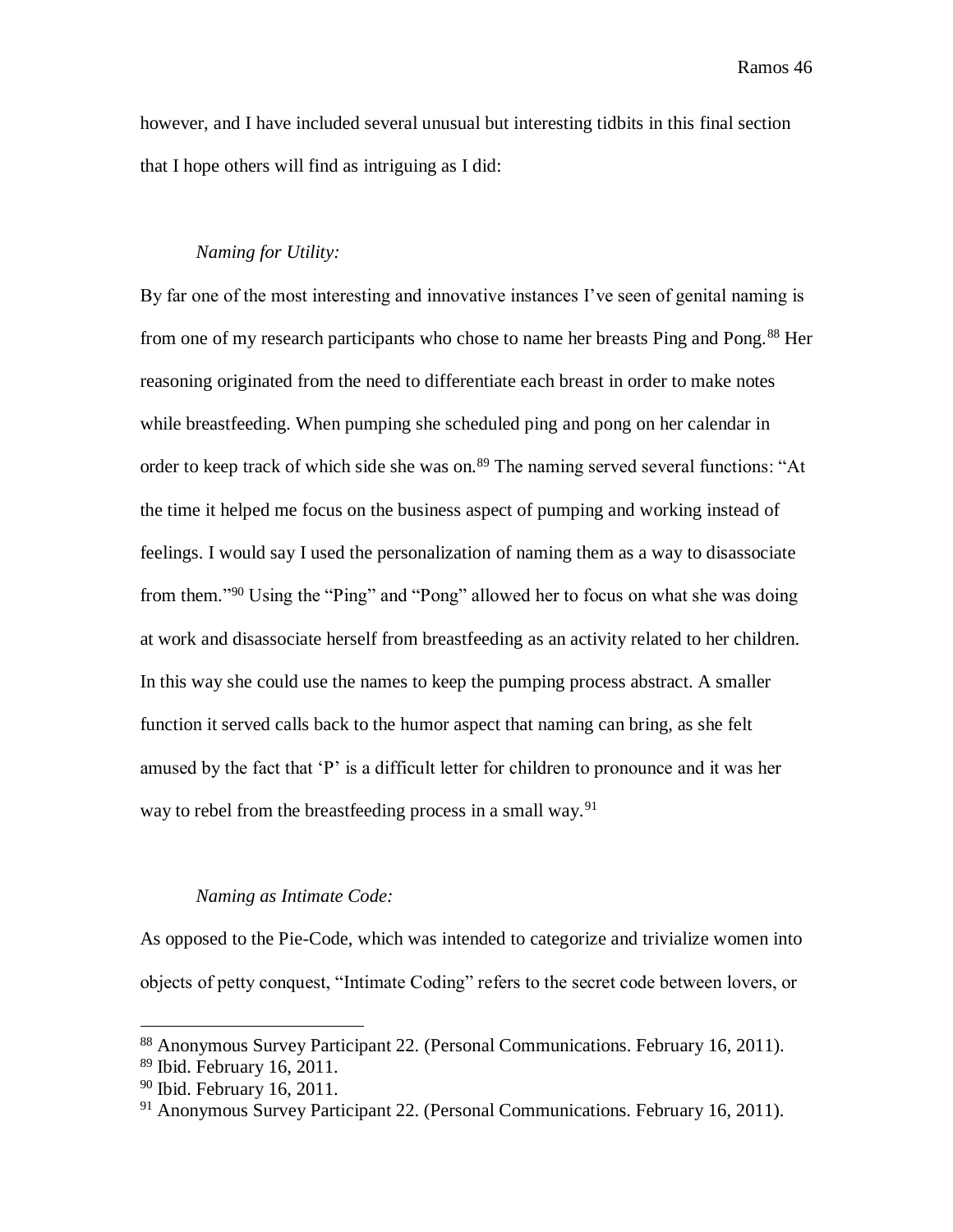however, and I have included several unusual but interesting tidbits in this final section that I hope others will find as intriguing as I did:

*Naming for Utility:*

By far one of the most interesting and innovative instances I've seen of genital naming is from one of my research participants who chose to name her breasts Ping and Pong.[88] Her reasoning originated from the need to differentiate each breast in order to make notes while breastfeeding. When pumping she scheduled ping and pong on her calendar in order to keep track of which side she was on.[89] The naming served several functions: "At the time it helped me focus on the business aspect of pumping and working instead of feelings. I would say I used the personalization of naming them as a way to disassociate from them."[90] Using the "Ping" and "Pong" allowed her to focus on what she was doing at work and disassociate herself from breastfeeding as an activity related to her children. In this way she could use the names to keep the pumping process abstract. A smaller function it served calls back to the humor aspect that naming can bring, as she felt amused by the fact that 'P' is a difficult letter for children to pronounce and it was her way to rebel from the breastfeeding process in a small way.[91]

*Naming as Intimate Code:*

As opposed to the Pie-Code, which was intended to categorize and trivialize women into objects of petty conquest, "Intimate Coding" refers to the secret code between lovers, or

---

[88] Anonymous Survey Participant 22. (Personal Communications. February 16, 2011).

[89] Ibid. February 16, 2011.

[90] Ibid. February 16, 2011.

[91] Anonymous Survey Participant 22. (Personal Communications. February 16, 2011).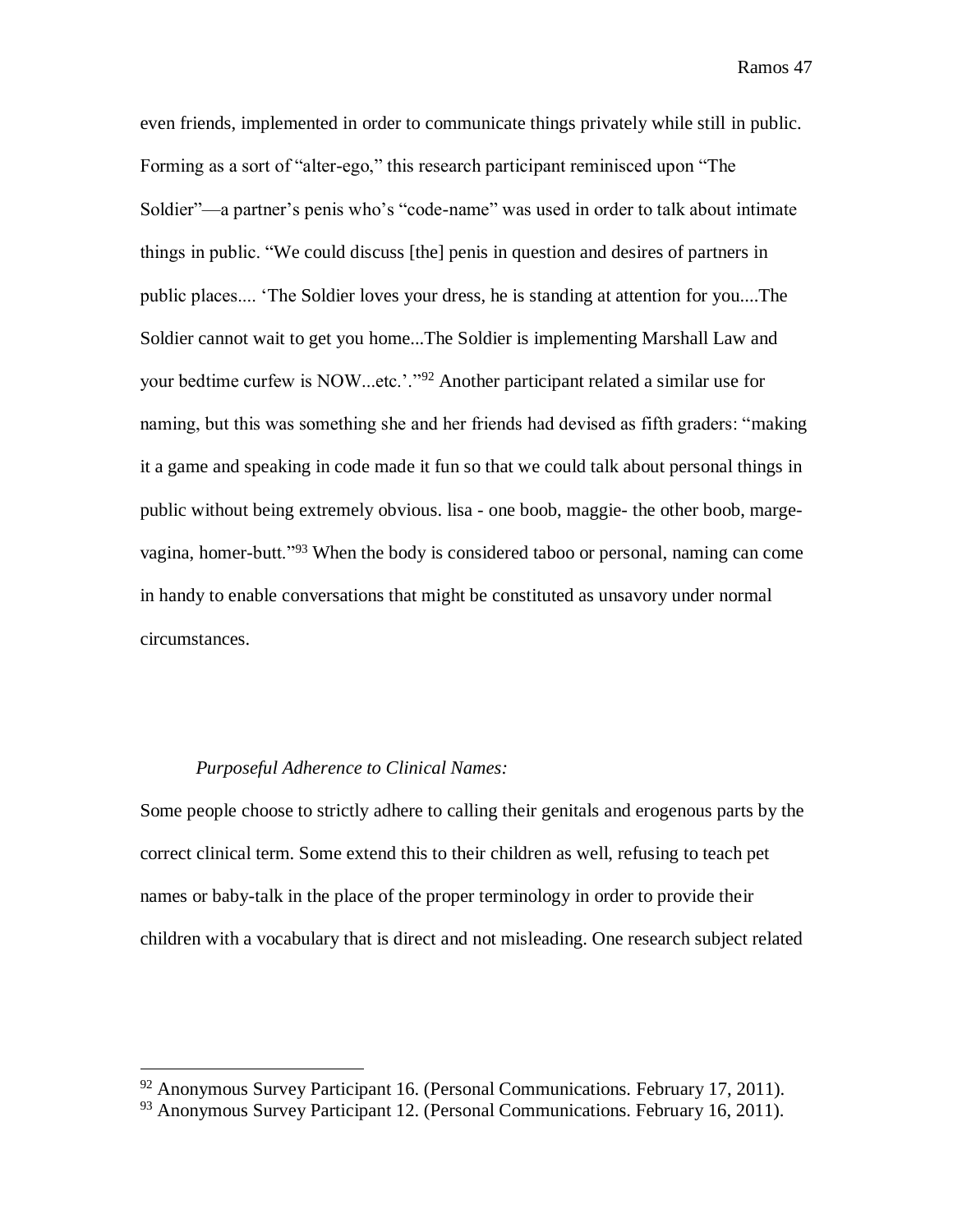even friends, implemented in order to communicate things privately while still in public. Forming as a sort of "alter-ego," this research participant reminisced upon "The Soldier"—a partner's penis who's "code-name" was used in order to talk about intimate things in public. "We could discuss [the] penis in question and desires of partners in public places.... 'The Soldier loves your dress, he is standing at attention for you....The Soldier cannot wait to get you home...The Soldier is implementing Marshall Law and your bedtime curfew is NOW...etc.'."[92] Another participant related a similar use for naming, but this was something she and her friends had devised as fifth graders: "making it a game and speaking in code made it fun so that we could talk about personal things in public without being extremely obvious. lisa - one boob, maggie- the other boob, marge- vagina, homer-butt."[93] When the body is considered taboo or personal, naming can come in handy to enable conversations that might be constituted as unsavory under normal circumstances.

*Purposeful Adherence to Clinical Names:*

Some people choose to strictly adhere to calling their genitals and erogenous parts by the correct clinical term. Some extend this to their children as well, refusing to teach pet names or baby-talk in the place of the proper terminology in order to provide their children with a vocabulary that is direct and not misleading. One research subject related

---

[92] Anonymous Survey Participant 16. (Personal Communications. February 17, 2011).

[93] Anonymous Survey Participant 12. (Personal Communications. February 16, 2011).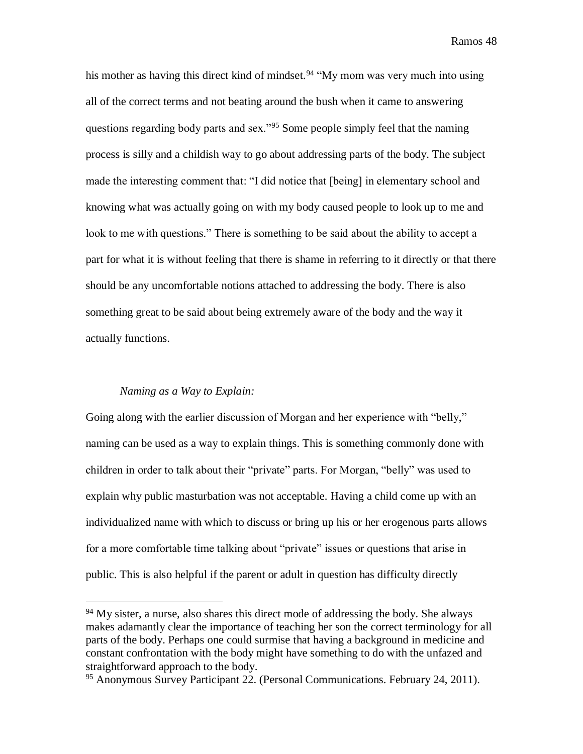his mother as having this direct kind of mindset.[94] "My mom was very much into using all of the correct terms and not beating around the bush when it came to answering questions regarding body parts and sex."[95] Some people simply feel that the naming process is silly and a childish way to go about addressing parts of the body. The subject made the interesting comment that: "I did notice that [being] in elementary school and knowing what was actually going on with my body caused people to look up to me and look to me with questions." There is something to be said about the ability to accept a part for what it is without feeling that there is shame in referring to it directly or that there should be any uncomfortable notions attached to addressing the body. There is also something great to be said about being extremely aware of the body and the way it actually functions.

*Naming as a Way to Explain:*

Going along with the earlier discussion of Morgan and her experience with "belly," naming can be used as a way to explain things. This is something commonly done with children in order to talk about their "private" parts. For Morgan, "belly" was used to explain why public masturbation was not acceptable. Having a child come up with an individualized name with which to discuss or bring up his or her erogenous parts allows for a more comfortable time talking about "private" issues or questions that arise in public. This is also helpful if the parent or adult in question has difficulty directly

---

[94] My sister, a nurse, also shares this direct mode of addressing the body. She always makes adamantly clear the importance of teaching her son the correct terminology for all parts of the body. Perhaps one could surmise that having a background in medicine and constant confrontation with the body might have something to do with the unfazed and straightforward approach to the body.

[95] Anonymous Survey Participant 22. (Personal Communications. February 24, 2011).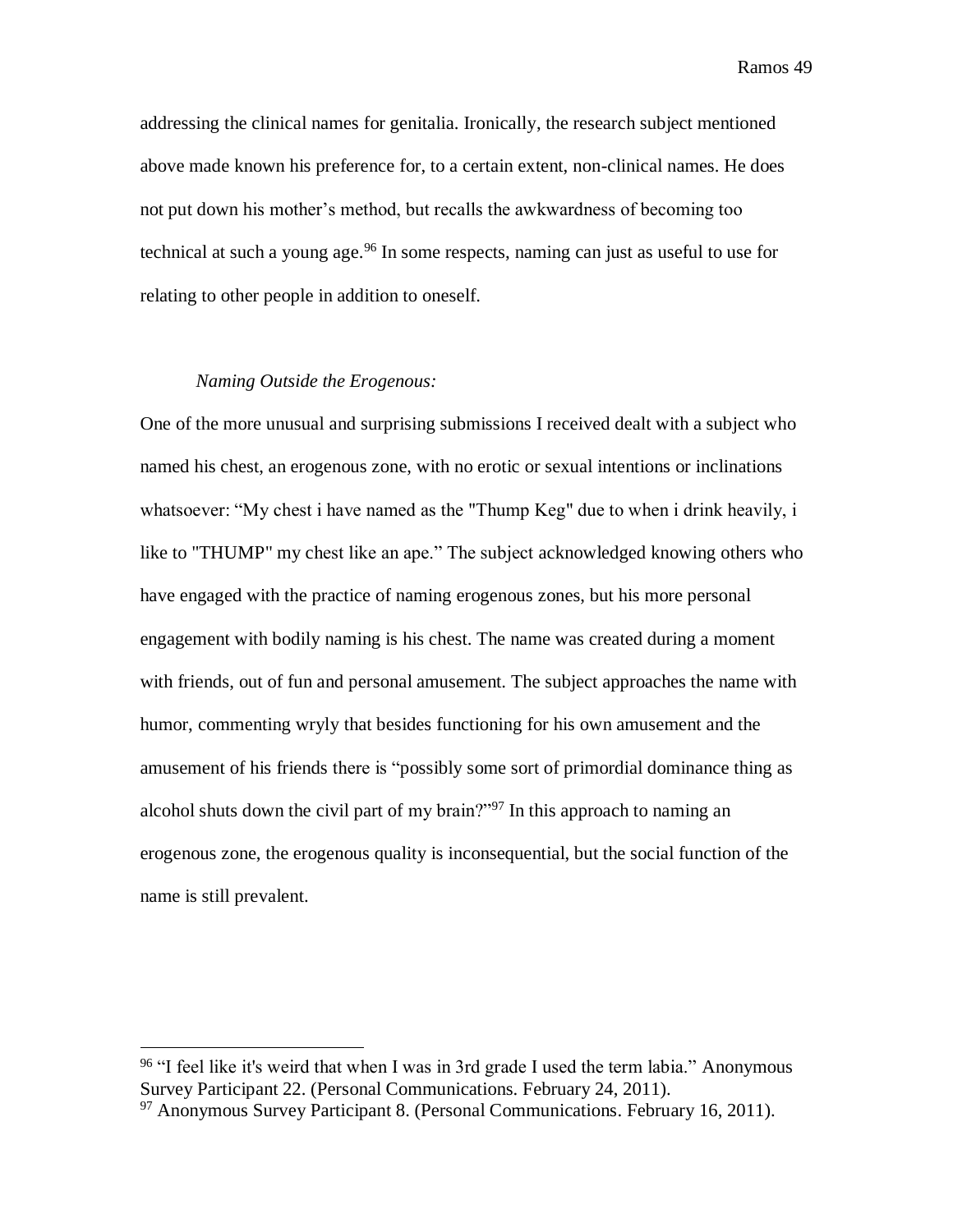addressing the clinical names for genitalia. Ironically, the research subject mentioned above made known his preference for, to a certain extent, non-clinical names. He does not put down his mother's method, but recalls the awkwardness of becoming too technical at such a young age.[96] In some respects, naming can just as useful to use for relating to other people in addition to oneself.

*Naming Outside the Erogenous:*

One of the more unusual and surprising submissions I received dealt with a subject who named his chest, an erogenous zone, with no erotic or sexual intentions or inclinations whatsoever: "My chest i have named as the "Thump Keg" due to when i drink heavily, i like to "THUMP" my chest like an ape." The subject acknowledged knowing others who have engaged with the practice of naming erogenous zones, but his more personal engagement with bodily naming is his chest. The name was created during a moment with friends, out of fun and personal amusement. The subject approaches the name with humor, commenting wryly that besides functioning for his own amusement and the amusement of his friends there is "possibly some sort of primordial dominance thing as alcohol shuts down the civil part of my brain?"[97] In this approach to naming an erogenous zone, the erogenous quality is inconsequential, but the social function of the name is still prevalent.

---

[96] "I feel like it's weird that when I was in 3rd grade I used the term labia." Anonymous Survey Participant 22. (Personal Communications. February 24, 2011).

[97] Anonymous Survey Participant 8. (Personal Communications. February 16, 2011).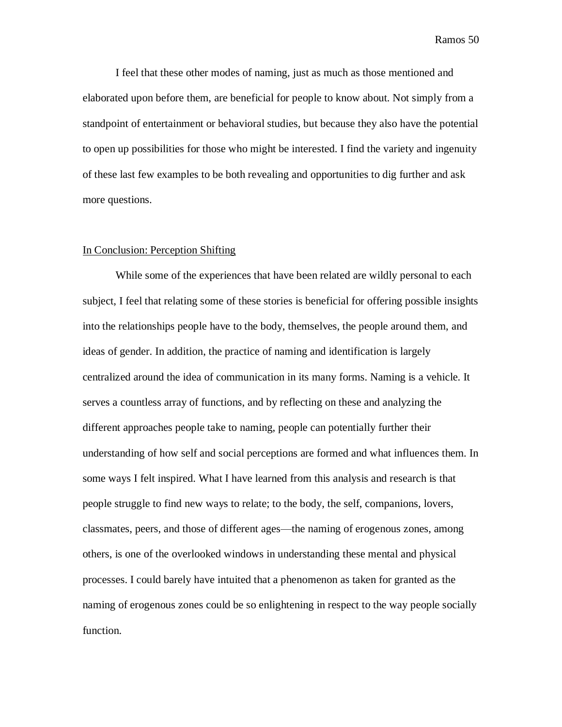I feel that these other modes of naming, just as much as those mentioned and elaborated upon before them, are beneficial for people to know about. Not simply from a standpoint of entertainment or behavioral studies, but because they also have the potential to open up possibilities for those who might be interested. I find the variety and ingenuity of these last few examples to be both revealing and opportunities to dig further and ask more questions.

## In Conclusion: Perception Shifting

While some of the experiences that have been related are wildly personal to each subject, I feel that relating some of these stories is beneficial for offering possible insights into the relationships people have to the body, themselves, the people around them, and ideas of gender. In addition, the practice of naming and identification is largely centralized around the idea of communication in its many forms. Naming is a vehicle. It serves a countless array of functions, and by reflecting on these and analyzing the different approaches people take to naming, people can potentially further their understanding of how self and social perceptions are formed and what influences them. In some ways I felt inspired. What I have learned from this analysis and research is that people struggle to find new ways to relate; to the body, the self, companions, lovers, classmates, peers, and those of different ages—the naming of erogenous zones, among others, is one of the overlooked windows in understanding these mental and physical processes. I could barely have intuited that a phenomenon as taken for granted as the naming of erogenous zones could be so enlightening in respect to the way people socially function.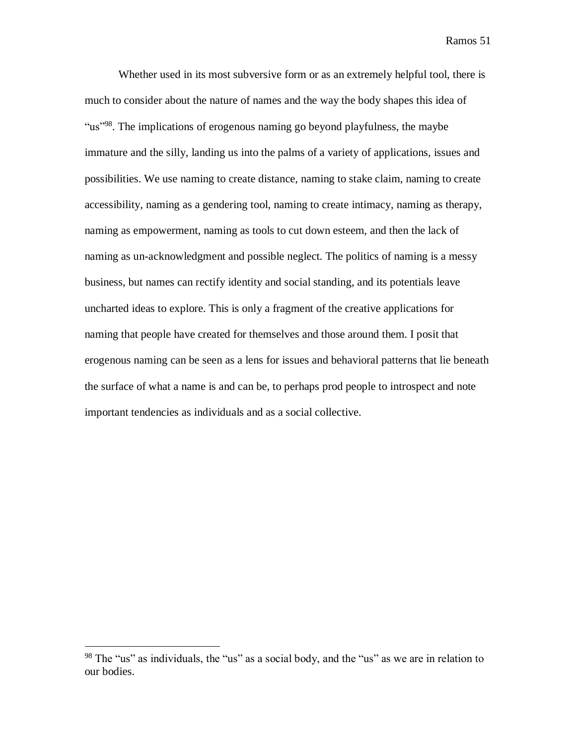Whether used in its most subversive form or as an extremely helpful tool, there is much to consider about the nature of names and the way the body shapes this idea of "us"[98]. The implications of erogenous naming go beyond playfulness, the maybe immature and the silly, landing us into the palms of a variety of applications, issues and possibilities. We use naming to create distance, naming to stake claim, naming to create accessibility, naming as a gendering tool, naming to create intimacy, naming as therapy, naming as empowerment, naming as tools to cut down esteem, and then the lack of naming as un-acknowledgment and possible neglect. The politics of naming is a messy business, but names can rectify identity and social standing, and its potentials leave uncharted ideas to explore. This is only a fragment of the creative applications for naming that people have created for themselves and those around them. I posit that erogenous naming can be seen as a lens for issues and behavioral patterns that lie beneath the surface of what a name is and can be, to perhaps prod people to introspect and note important tendencies as individuals and as a social collective.

---

[98] The "us" as individuals, the "us" as a social body, and the "us" as we are in relation to our bodies.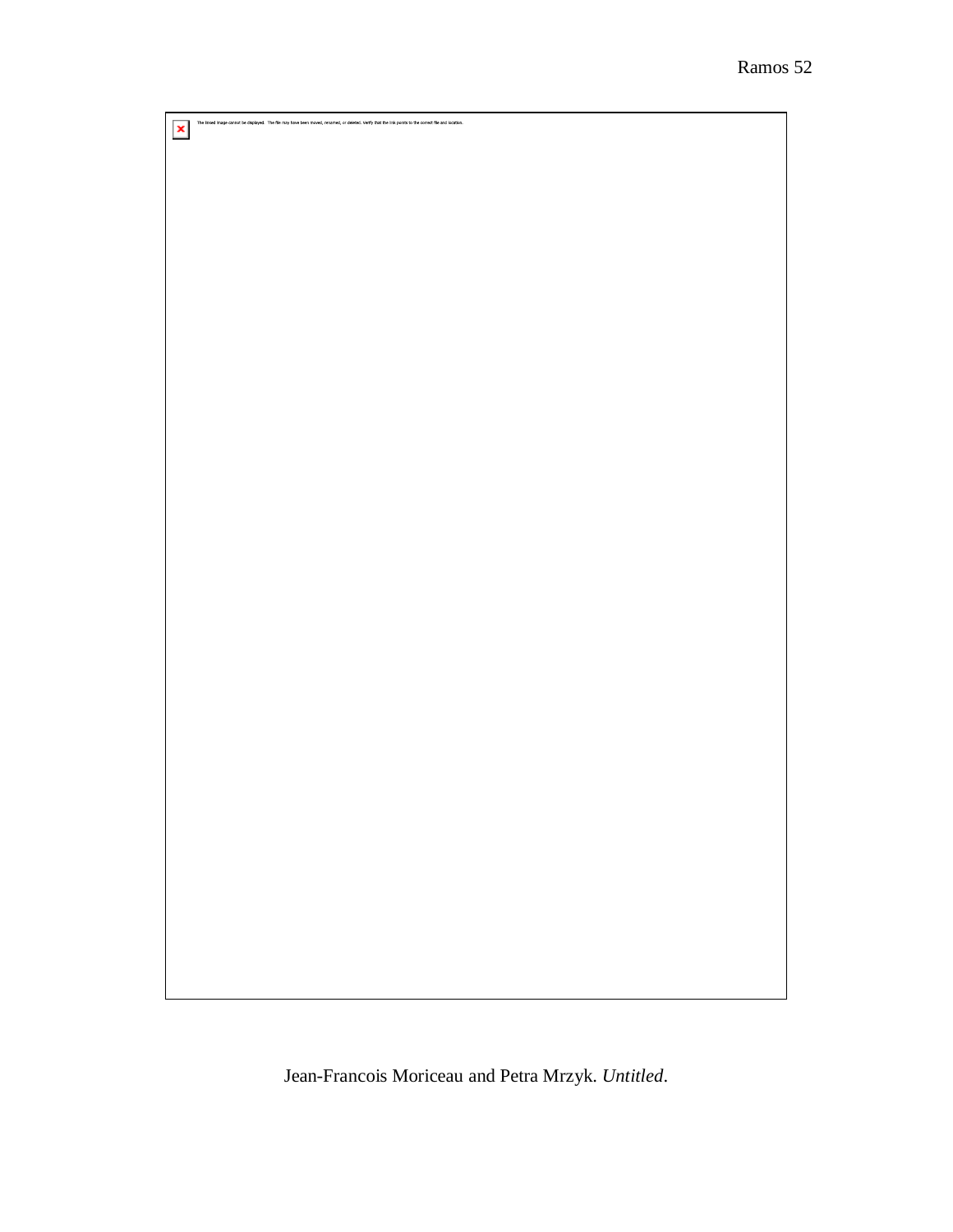Jean-Francois Moriceau and Petra Mrzyk. *Untitled*.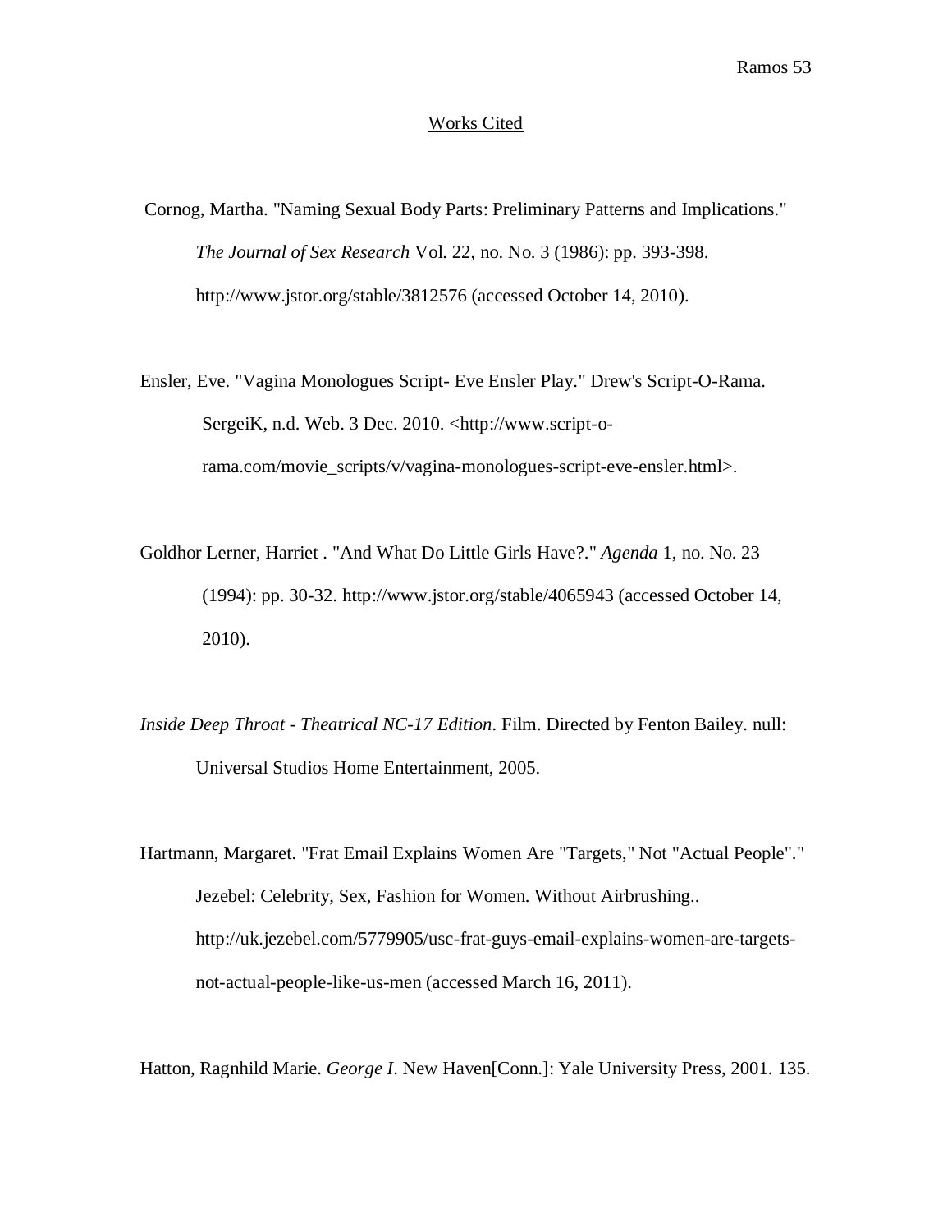# Works Cited

Cornog, Martha. "Naming Sexual Body Parts: Preliminary Patterns and Implications." *The Journal of Sex Research* Vol. 22, no. No. 3 (1986): pp. 393-398. http://www.jstor.org/stable/3812576 (accessed October 14, 2010).

Ensler, Eve. "Vagina Monologues Script- Eve Ensler Play." Drew's Script-O-Rama. SergeiK, n.d. Web. 3 Dec. 2010. <http://www.script-o-rama.com/movie_scripts/v/vagina-monologues-script-eve-ensler.html>.

Goldhor Lerner, Harriet . "And What Do Little Girls Have?." *Agenda* 1, no. No. 23 (1994): pp. 30-32. http://www.jstor.org/stable/4065943 (accessed October 14, 2010).

*Inside Deep Throat - Theatrical NC-17 Edition*. Film. Directed by Fenton Bailey. null: Universal Studios Home Entertainment, 2005.

Hartmann, Margaret. "Frat Email Explains Women Are "Targets," Not "Actual People"." Jezebel: Celebrity, Sex, Fashion for Women. Without Airbrushing.. http://uk.jezebel.com/5779905/usc-frat-guys-email-explains-women-are-targets-not-actual-people-like-us-men (accessed March 16, 2011).

Hatton, Ragnhild Marie. *George I*. New Haven[Conn.]: Yale University Press, 2001. 135.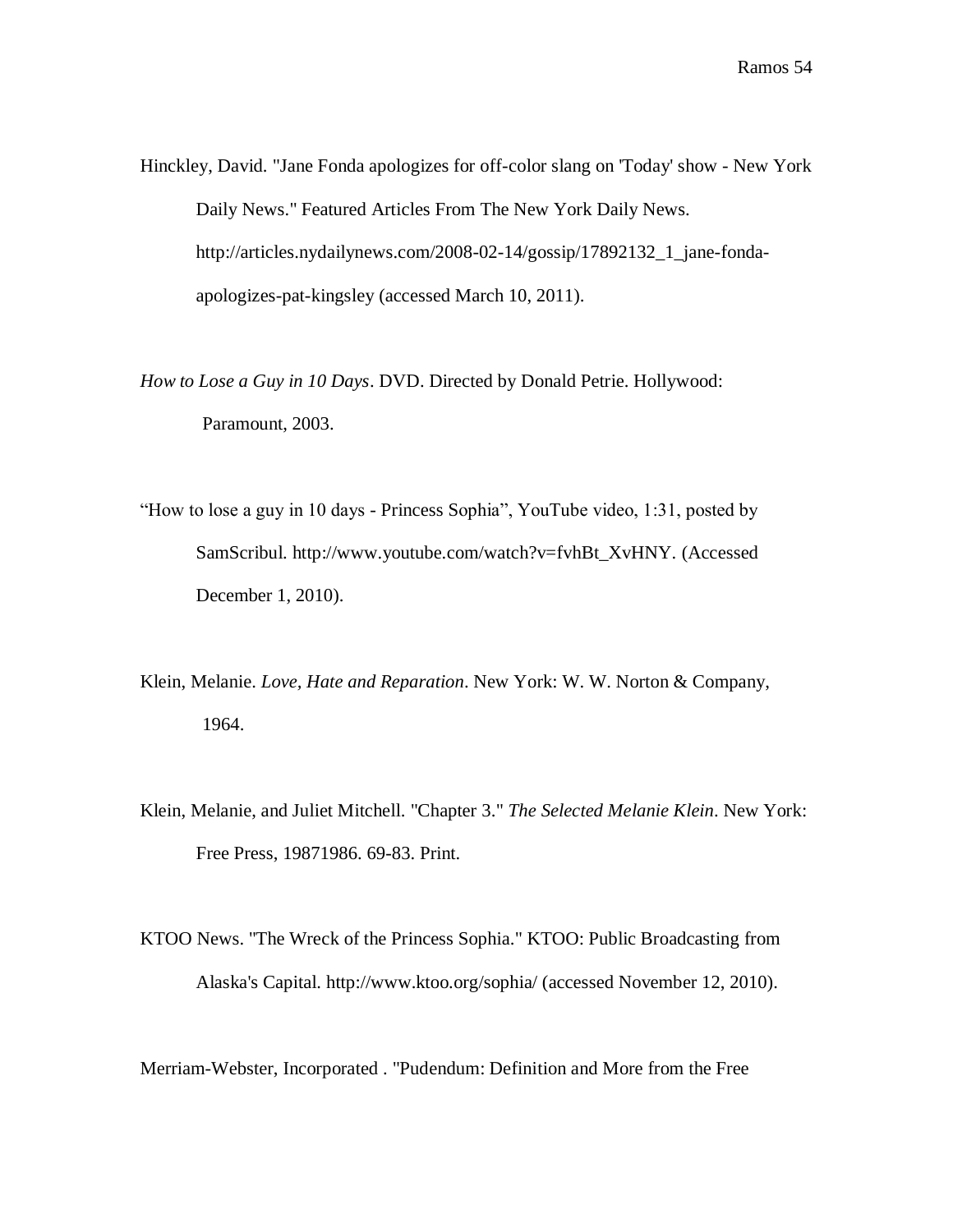Hinckley, David. "Jane Fonda apologizes for off-color slang on 'Today' show - New York Daily News." Featured Articles From The New York Daily News. http://articles.nydailynews.com/2008-02-14/gossip/17892132_1_jane-fonda-apologizes-pat-kingsley (accessed March 10, 2011).

*How to Lose a Guy in 10 Days*. DVD. Directed by Donald Petrie. Hollywood: Paramount, 2003.

"How to lose a guy in 10 days - Princess Sophia", YouTube video, 1:31, posted by SamScribul. http://www.youtube.com/watch?v=fvhBt_XvHNY. (Accessed December 1, 2010).

Klein, Melanie. *Love, Hate and Reparation*. New York: W. W. Norton & Company, 1964.

Klein, Melanie, and Juliet Mitchell. "Chapter 3." *The Selected Melanie Klein*. New York: Free Press, 19871986. 69-83. Print.

KTOO News. "The Wreck of the Princess Sophia." KTOO: Public Broadcasting from Alaska's Capital. http://www.ktoo.org/sophia/ (accessed November 12, 2010).

Merriam-Webster, Incorporated . "Pudendum: Definition and More from the Free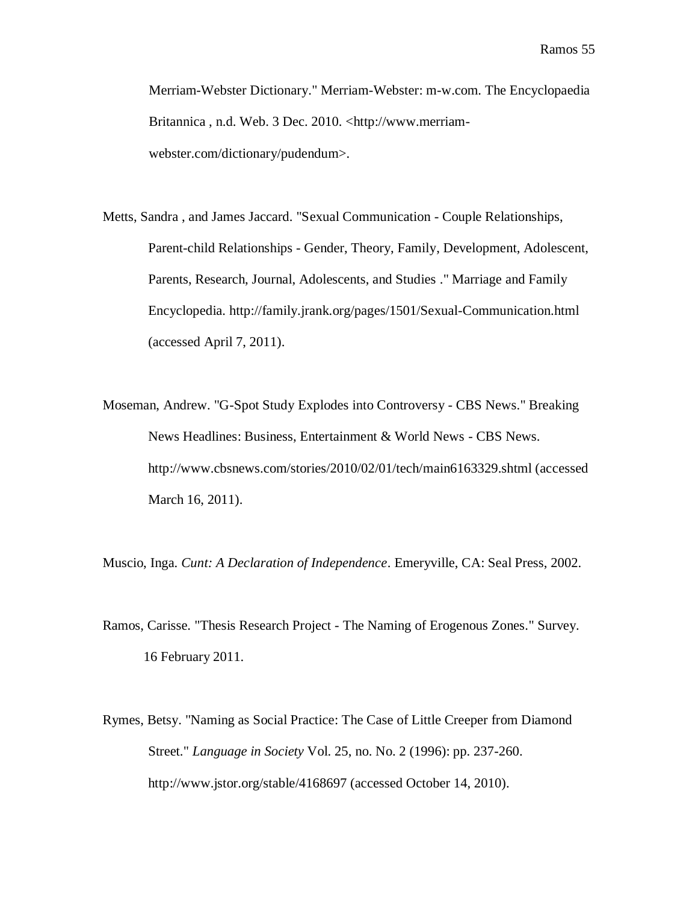Merriam-Webster Dictionary." Merriam-Webster: m-w.com. The Encyclopaedia Britannica , n.d. Web. 3 Dec. 2010. <http://www.merriam-webster.com/dictionary/pudendum>.

Metts, Sandra , and James Jaccard. "Sexual Communication - Couple Relationships, Parent-child Relationships - Gender, Theory, Family, Development, Adolescent, Parents, Research, Journal, Adolescents, and Studies ." Marriage and Family Encyclopedia. http://family.jrank.org/pages/1501/Sexual-Communication.html (accessed April 7, 2011).

Moseman, Andrew. "G-Spot Study Explodes into Controversy - CBS News." Breaking News Headlines: Business, Entertainment & World News - CBS News. http://www.cbsnews.com/stories/2010/02/01/tech/main6163329.shtml (accessed March 16, 2011).

Muscio, Inga. *Cunt: A Declaration of Independence*. Emeryville, CA: Seal Press, 2002.

Ramos, Carisse. "Thesis Research Project - The Naming of Erogenous Zones." Survey. 16 February 2011.

Rymes, Betsy. "Naming as Social Practice: The Case of Little Creeper from Diamond Street." *Language in Society* Vol. 25, no. No. 2 (1996): pp. 237-260. http://www.jstor.org/stable/4168697 (accessed October 14, 2010).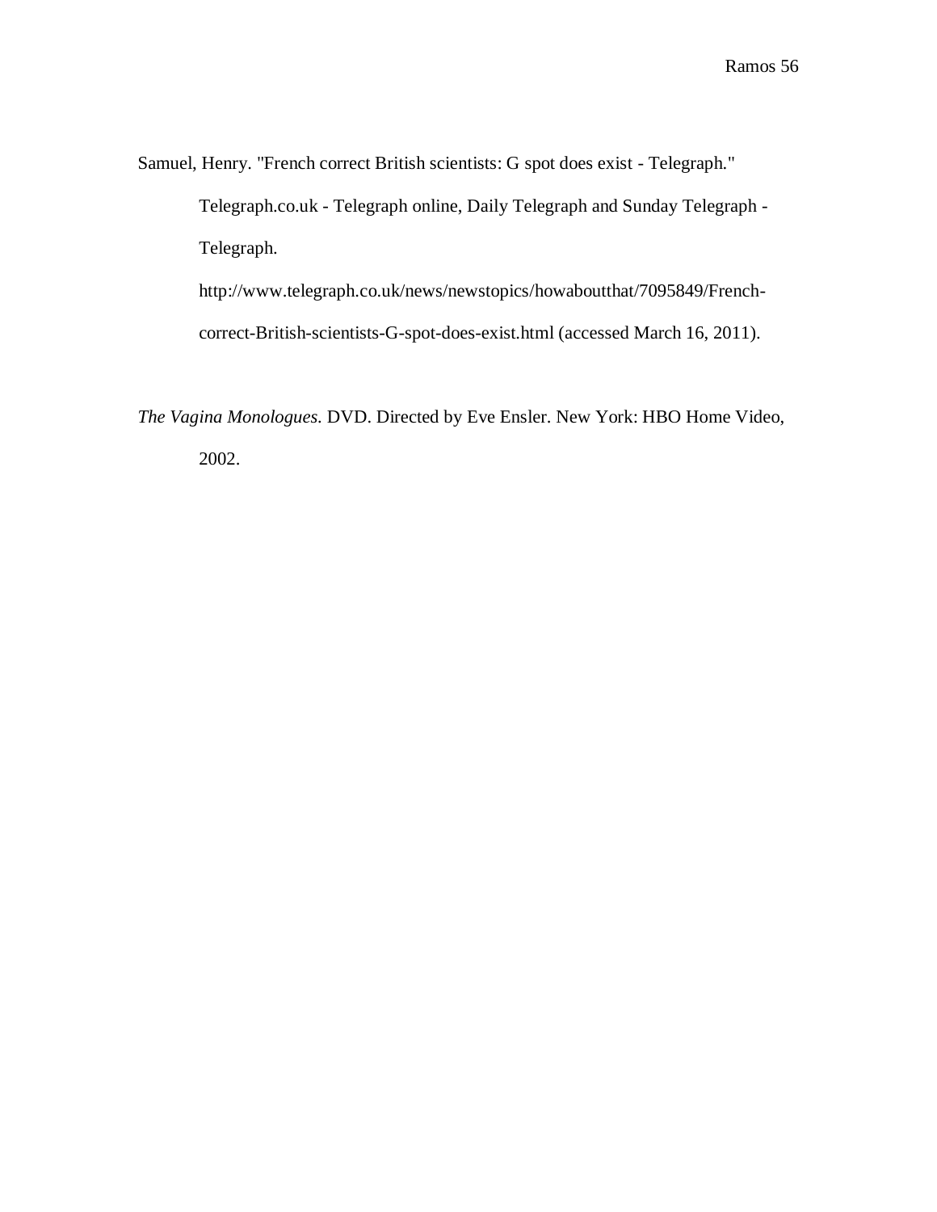Samuel, Henry. "French correct British scientists: G spot does exist - Telegraph." Telegraph.co.uk - Telegraph online, Daily Telegraph and Sunday Telegraph - Telegraph. http://www.telegraph.co.uk/news/newstopics/howaboutthat/7095849/French-correct-British-scientists-G-spot-does-exist.html (accessed March 16, 2011).

*The Vagina Monologues.* DVD. Directed by Eve Ensler. New York: HBO Home Video, 2002.